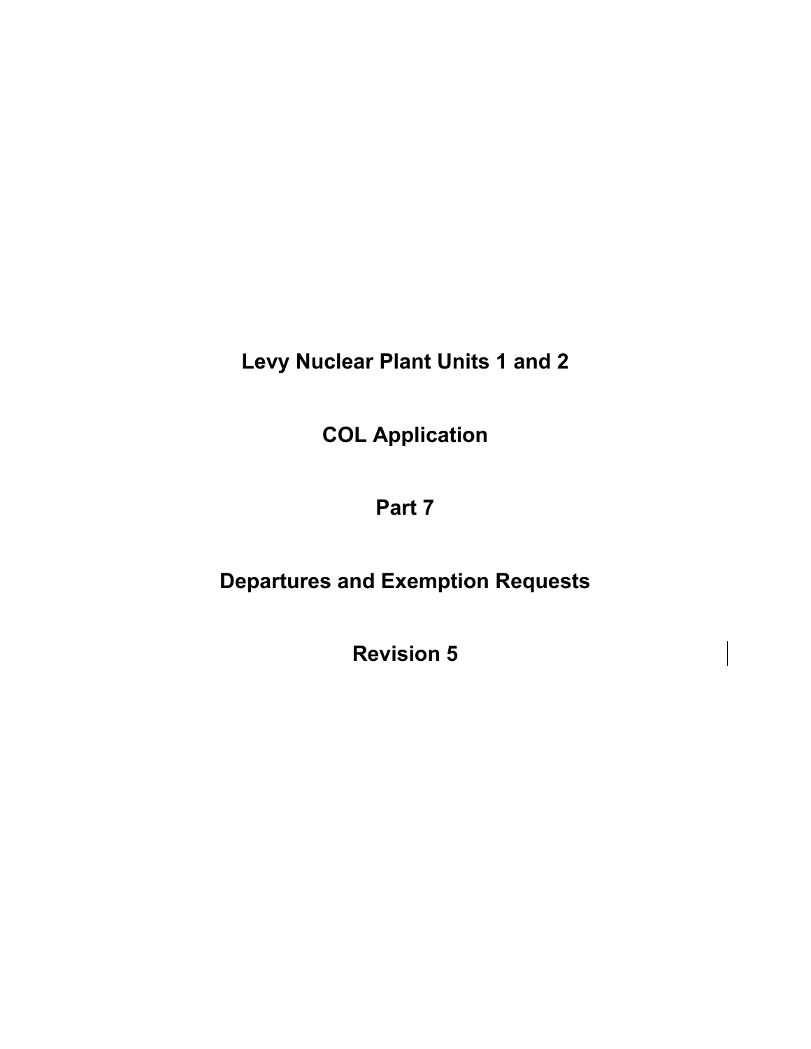# Levy Nuclear Plant Units 1 and 2

# COL Application

# Part 7

# Departures and Exemption Requests

# Revision 5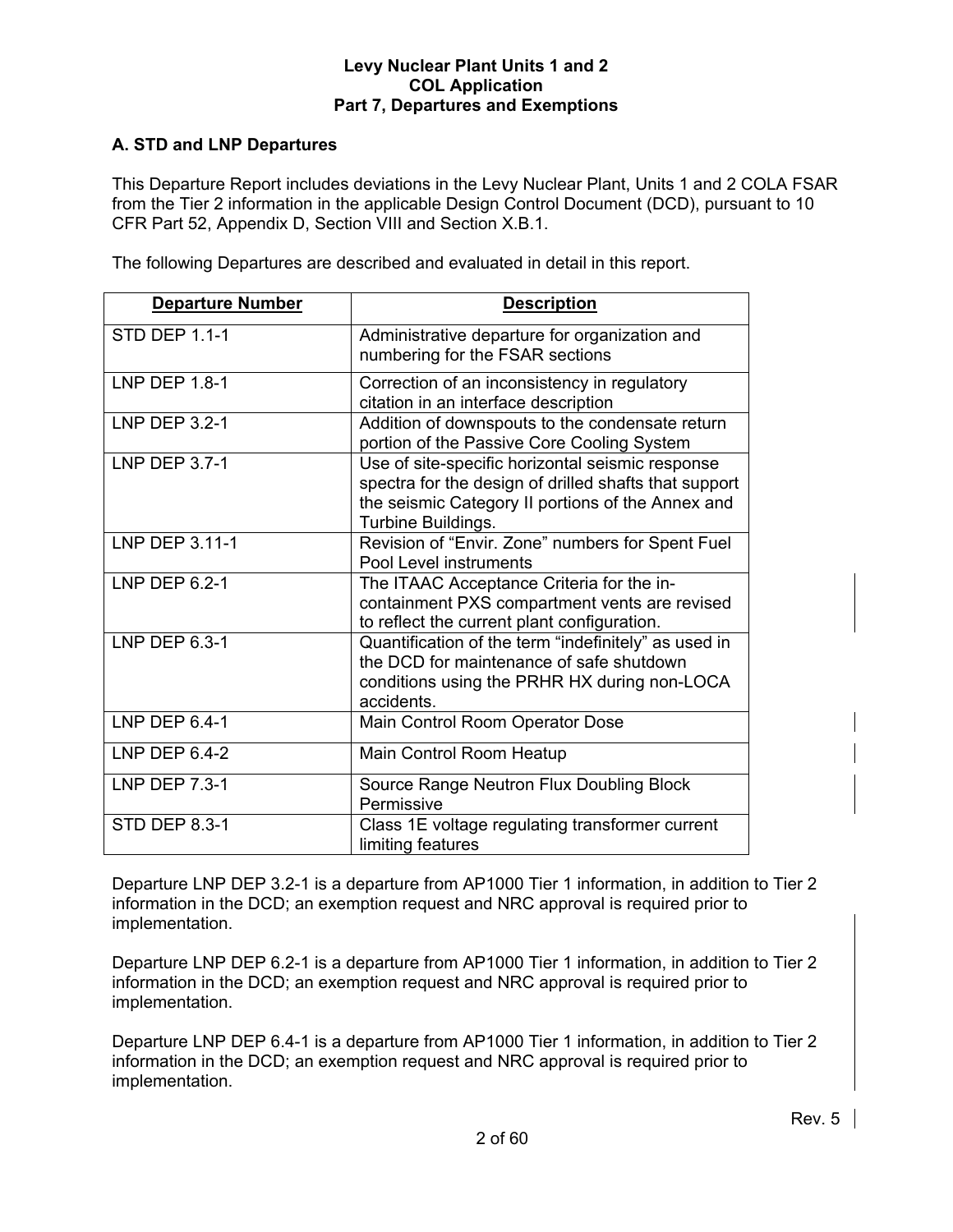### A. STD and LNP Departures

This Departure Report includes deviations in the Levy Nuclear Plant, Units 1 and 2 COLA FSAR from the Tier 2 information in the applicable Design Control Document (DCD), pursuant to 10 CFR Part 52, Appendix D, Section VIII and Section X.B.1.

The following Departures are described and evaluated in detail in this report.

| Departure Number | Description |
|---|---|
| STD DEP 1.1-1 | Administrative departure for organization and numbering for the FSAR sections |
| LNP DEP 1.8-1 | Correction of an inconsistency in regulatory citation in an interface description |
| LNP DEP 3.2-1 | Addition of downspouts to the condensate return portion of the Passive Core Cooling System |
| LNP DEP 3.7-1 | Use of site-specific horizontal seismic response spectra for the design of drilled shafts that support the seismic Category II portions of the Annex and Turbine Buildings. |
| LNP DEP 3.11-1 | Revision of “Envir. Zone” numbers for Spent Fuel Pool Level instruments |
| LNP DEP 6.2-1 | The ITAAC Acceptance Criteria for the in-containment PXS compartment vents are revised to reflect the current plant configuration. |
| LNP DEP 6.3-1 | Quantification of the term “indefinitely” as used in the DCD for maintenance of safe shutdown conditions using the PRHR HX during non-LOCA accidents. |
| LNP DEP 6.4-1 | Main Control Room Operator Dose |
| LNP DEP 6.4-2 | Main Control Room Heatup |
| LNP DEP 7.3-1 | Source Range Neutron Flux Doubling Block Permissive |
| STD DEP 8.3-1 | Class 1E voltage regulating transformer current limiting features |

Departure LNP DEP 3.2-1 is a departure from AP1000 Tier 1 information, in addition to Tier 2 information in the DCD; an exemption request and NRC approval is required prior to implementation.

Departure LNP DEP 6.2-1 is a departure from AP1000 Tier 1 information, in addition to Tier 2 information in the DCD; an exemption request and NRC approval is required prior to implementation.

Departure LNP DEP 6.4-1 is a departure from AP1000 Tier 1 information, in addition to Tier 2 information in the DCD; an exemption request and NRC approval is required prior to implementation.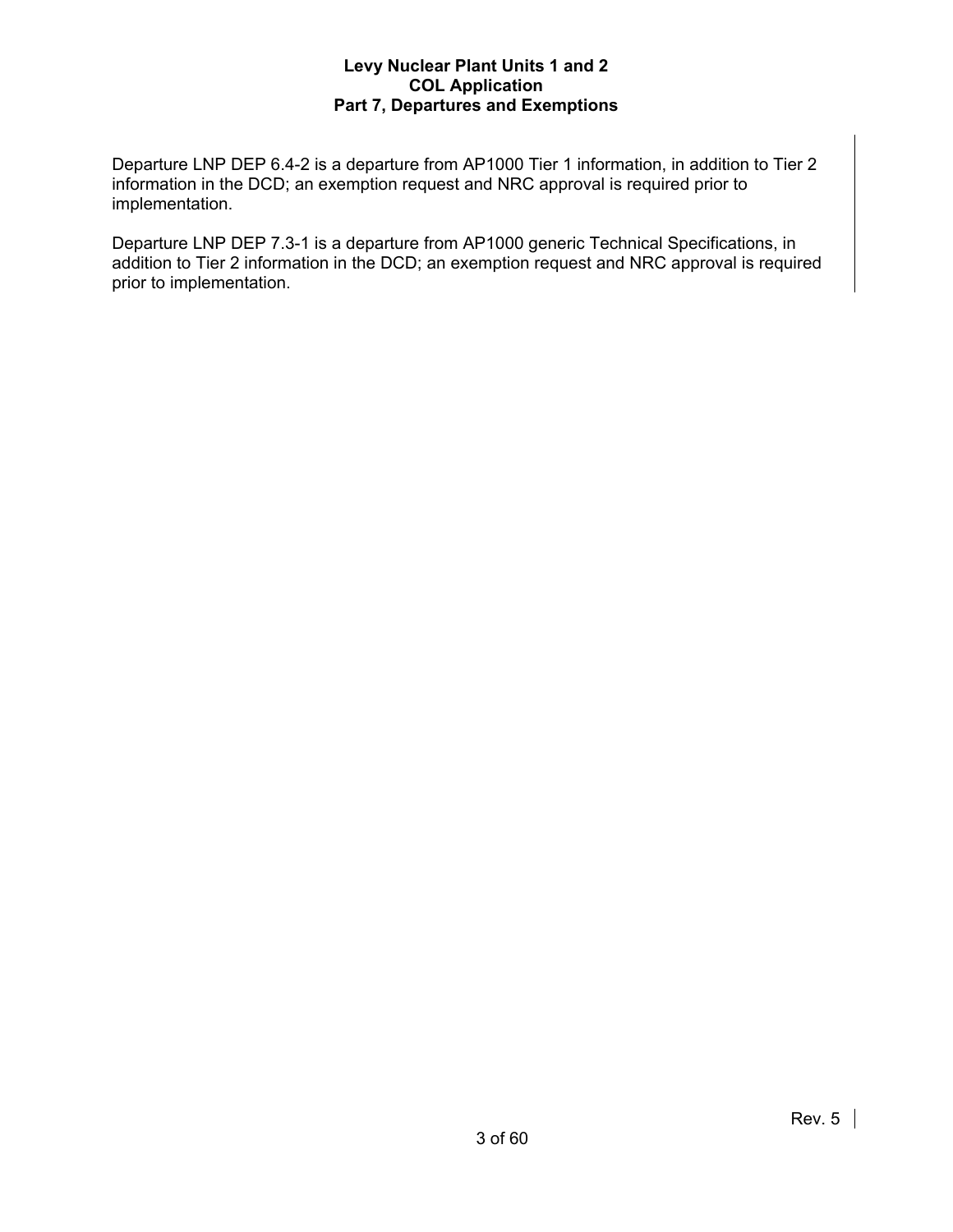Departure LNP DEP 6.4-2 is a departure from AP1000 Tier 1 information, in addition to Tier 2 information in the DCD; an exemption request and NRC approval is required prior to implementation.

Departure LNP DEP 7.3-1 is a departure from AP1000 generic Technical Specifications, in addition to Tier 2 information in the DCD; an exemption request and NRC approval is required prior to implementation.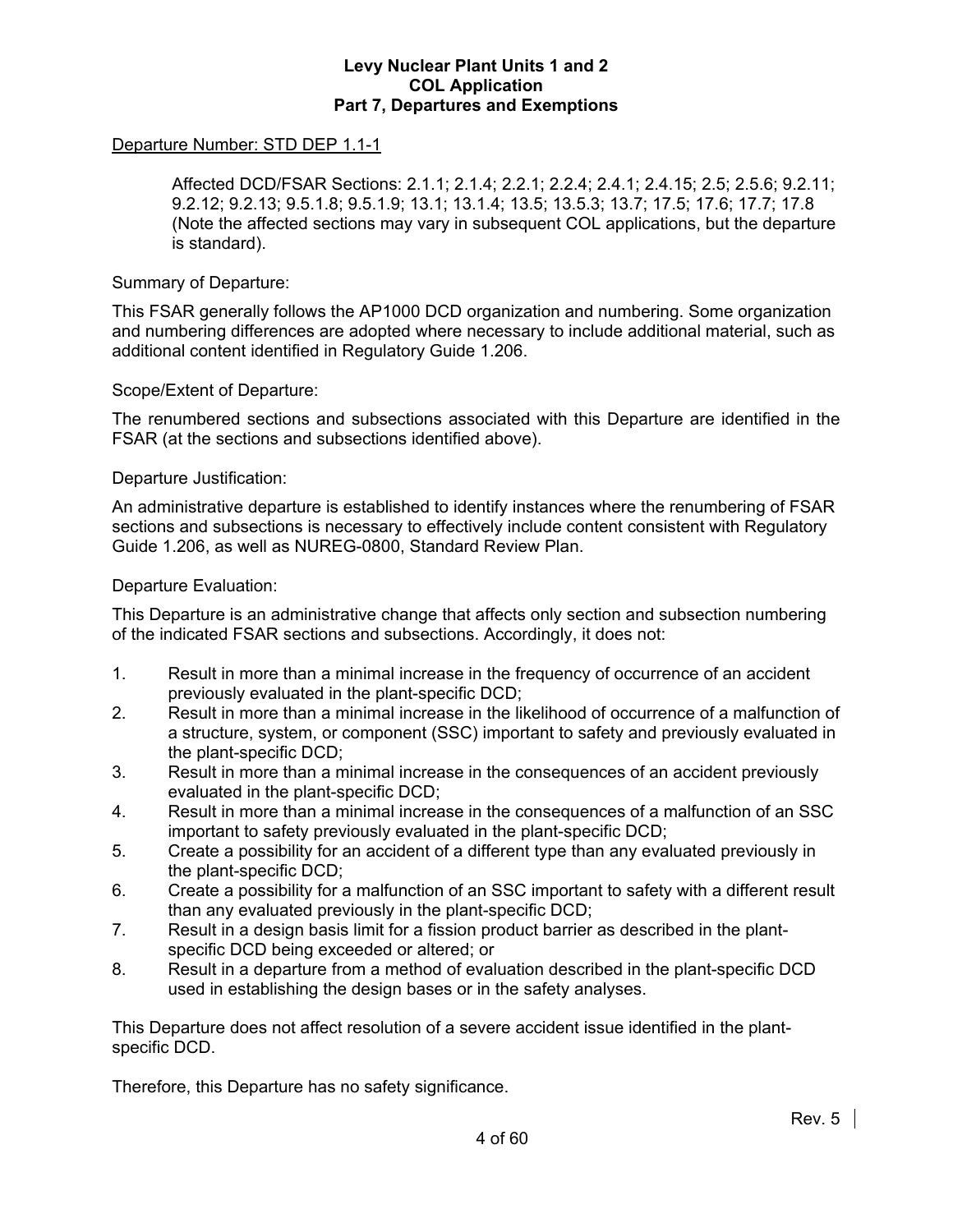Departure Number: STD DEP 1.1-1

Affected DCD/FSAR Sections: 2.1.1; 2.1.4; 2.2.1; 2.2.4; 2.4.1; 2.4.15; 2.5; 2.5.6; 9.2.11; 9.2.12; 9.2.13; 9.5.1.8; 9.5.1.9; 13.1; 13.1.4; 13.5; 13.5.3; 13.7; 17.5; 17.6; 17.7; 17.8 (Note the affected sections may vary in subsequent COL applications, but the departure is standard).

Summary of Departure:

This FSAR generally follows the AP1000 DCD organization and numbering. Some organization and numbering differences are adopted where necessary to include additional material, such as additional content identified in Regulatory Guide 1.206.

Scope/Extent of Departure:

The renumbered sections and subsections associated with this Departure are identified in the FSAR (at the sections and subsections identified above).

Departure Justification:

An administrative departure is established to identify instances where the renumbering of FSAR sections and subsections is necessary to effectively include content consistent with Regulatory Guide 1.206, as well as NUREG-0800, Standard Review Plan.

Departure Evaluation:

This Departure is an administrative change that affects only section and subsection numbering of the indicated FSAR sections and subsections. Accordingly, it does not:

1. Result in more than a minimal increase in the frequency of occurrence of an accident previously evaluated in the plant-specific DCD;
2. Result in more than a minimal increase in the likelihood of occurrence of a malfunction of a structure, system, or component (SSC) important to safety and previously evaluated in the plant-specific DCD;
3. Result in more than a minimal increase in the consequences of an accident previously evaluated in the plant-specific DCD;
4. Result in more than a minimal increase in the consequences of a malfunction of an SSC important to safety previously evaluated in the plant-specific DCD;
5. Create a possibility for an accident of a different type than any evaluated previously in the plant-specific DCD;
6. Create a possibility for a malfunction of an SSC important to safety with a different result than any evaluated previously in the plant-specific DCD;
7. Result in a design basis limit for a fission product barrier as described in the plant-specific DCD being exceeded or altered; or
8. Result in a departure from a method of evaluation described in the plant-specific DCD used in establishing the design bases or in the safety analyses.

This Departure does not affect resolution of a severe accident issue identified in the plant-specific DCD.

Therefore, this Departure has no safety significance.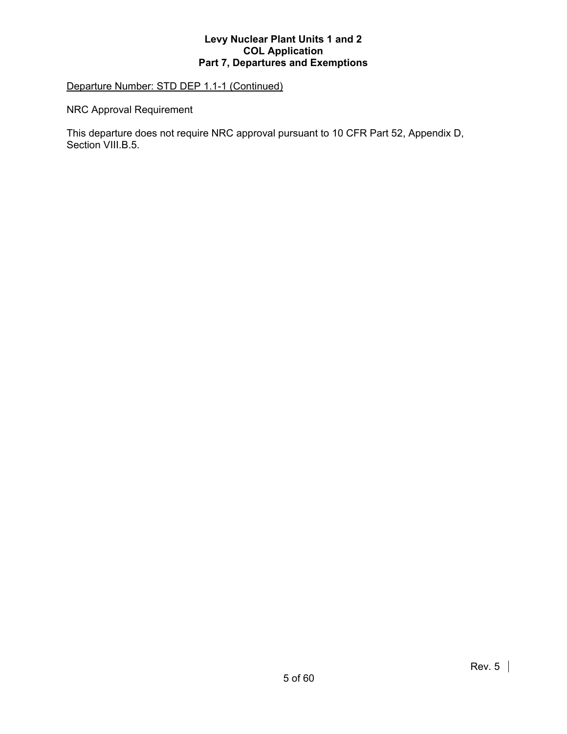Departure Number: STD DEP 1.1-1 (Continued)

NRC Approval Requirement

This departure does not require NRC approval pursuant to 10 CFR Part 52, Appendix D, Section VIII.B.5.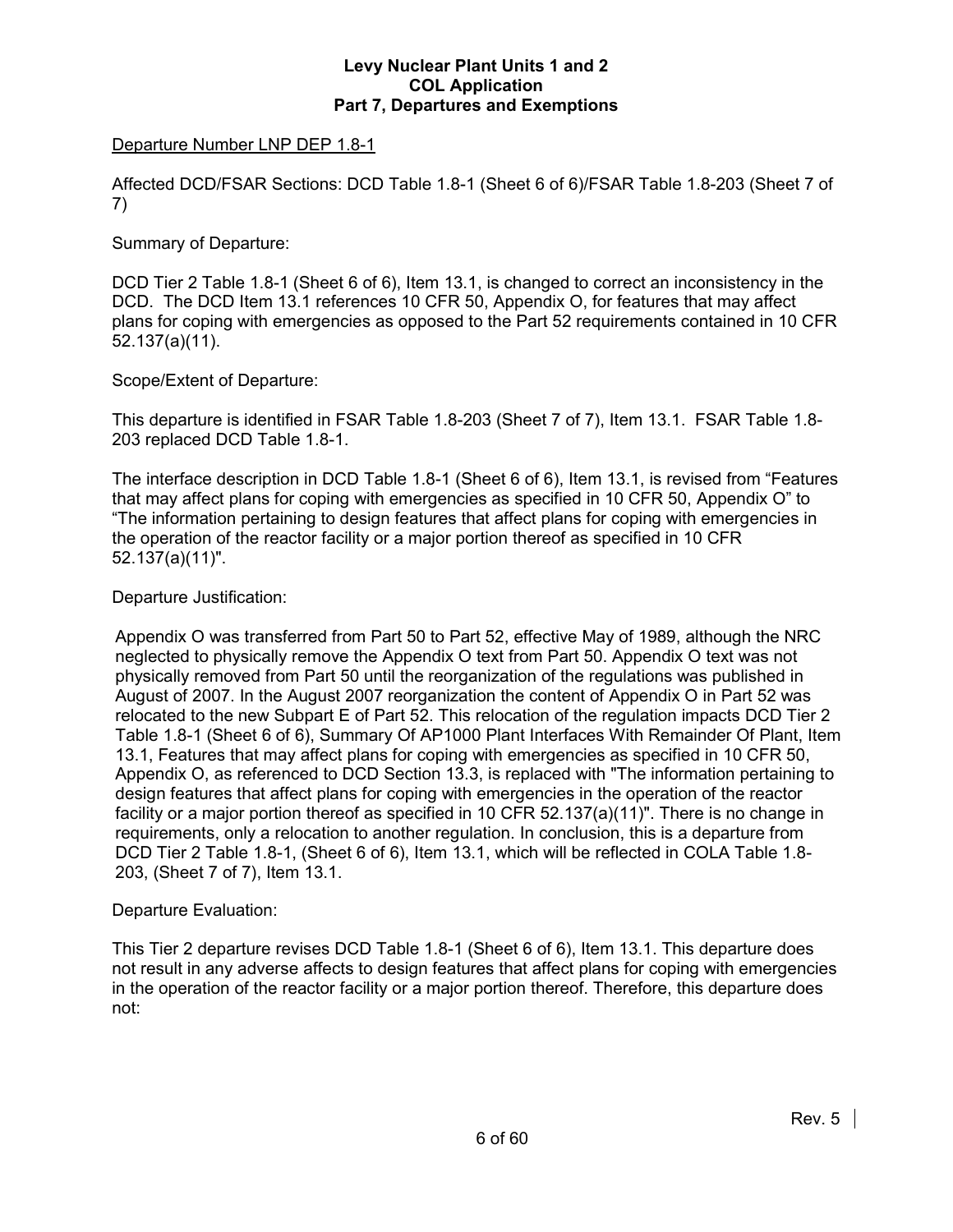Departure Number LNP DEP 1.8-1

Affected DCD/FSAR Sections: DCD Table 1.8-1 (Sheet 6 of 6)/FSAR Table 1.8-203 (Sheet 7 of 7)

Summary of Departure:

DCD Tier 2 Table 1.8-1 (Sheet 6 of 6), Item 13.1, is changed to correct an inconsistency in the DCD. The DCD Item 13.1 references 10 CFR 50, Appendix O, for features that may affect plans for coping with emergencies as opposed to the Part 52 requirements contained in 10 CFR 52.137(a)(11).

Scope/Extent of Departure:

This departure is identified in FSAR Table 1.8-203 (Sheet 7 of 7), Item 13.1. FSAR Table 1.8-203 replaced DCD Table 1.8-1.

The interface description in DCD Table 1.8-1 (Sheet 6 of 6), Item 13.1, is revised from "Features that may affect plans for coping with emergencies as specified in 10 CFR 50, Appendix O" to "The information pertaining to design features that affect plans for coping with emergencies in the operation of the reactor facility or a major portion thereof as specified in 10 CFR 52.137(a)(11)".

Departure Justification:

Appendix O was transferred from Part 50 to Part 52, effective May of 1989, although the NRC neglected to physically remove the Appendix O text from Part 50. Appendix O text was not physically removed from Part 50 until the reorganization of the regulations was published in August of 2007. In the August 2007 reorganization the content of Appendix O in Part 52 was relocated to the new Subpart E of Part 52. This relocation of the regulation impacts DCD Tier 2 Table 1.8-1 (Sheet 6 of 6), Summary Of AP1000 Plant Interfaces With Remainder Of Plant, Item 13.1, Features that may affect plans for coping with emergencies as specified in 10 CFR 50, Appendix O, as referenced to DCD Section 13.3, is replaced with "The information pertaining to design features that affect plans for coping with emergencies in the operation of the reactor facility or a major portion thereof as specified in 10 CFR 52.137(a)(11)". There is no change in requirements, only a relocation to another regulation. In conclusion, this is a departure from DCD Tier 2 Table 1.8-1, (Sheet 6 of 6), Item 13.1, which will be reflected in COLA Table 1.8-203, (Sheet 7 of 7), Item 13.1.

Departure Evaluation:

This Tier 2 departure revises DCD Table 1.8-1 (Sheet 6 of 6), Item 13.1. This departure does not result in any adverse affects to design features that affect plans for coping with emergencies in the operation of the reactor facility or a major portion thereof. Therefore, this departure does not: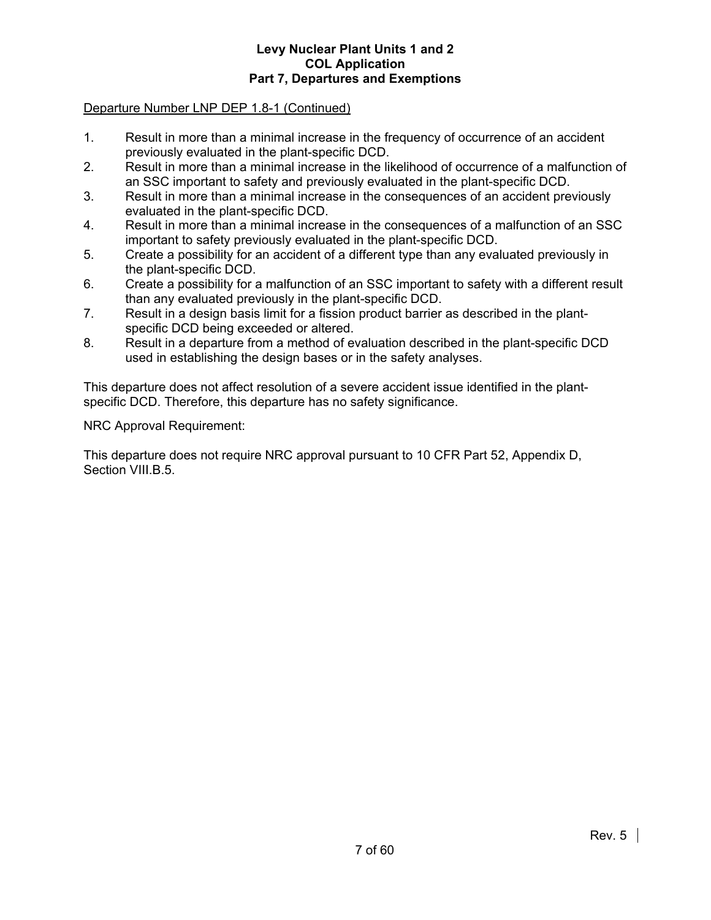Departure Number LNP DEP 1.8-1 (Continued)

1. Result in more than a minimal increase in the frequency of occurrence of an accident previously evaluated in the plant-specific DCD.
2. Result in more than a minimal increase in the likelihood of occurrence of a malfunction of an SSC important to safety and previously evaluated in the plant-specific DCD.
3. Result in more than a minimal increase in the consequences of an accident previously evaluated in the plant-specific DCD.
4. Result in more than a minimal increase in the consequences of a malfunction of an SSC important to safety previously evaluated in the plant-specific DCD.
5. Create a possibility for an accident of a different type than any evaluated previously in the plant-specific DCD.
6. Create a possibility for a malfunction of an SSC important to safety with a different result than any evaluated previously in the plant-specific DCD.
7. Result in a design basis limit for a fission product barrier as described in the plant-specific DCD being exceeded or altered.
8. Result in a departure from a method of evaluation described in the plant-specific DCD used in establishing the design bases or in the safety analyses.

This departure does not affect resolution of a severe accident issue identified in the plant-specific DCD. Therefore, this departure has no safety significance.

NRC Approval Requirement:

This departure does not require NRC approval pursuant to 10 CFR Part 52, Appendix D, Section VIII.B.5.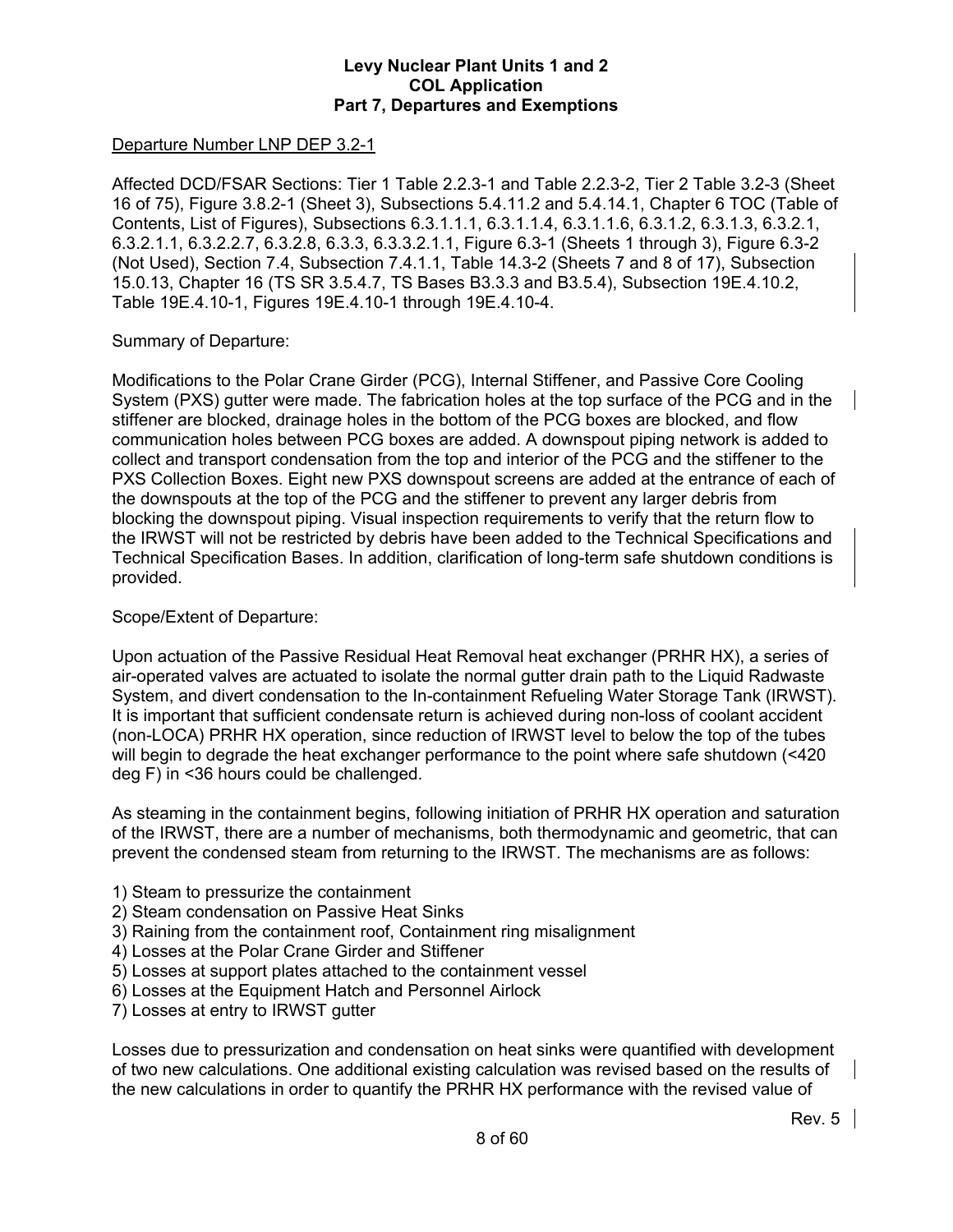Departure Number LNP DEP 3.2-1

Affected DCD/FSAR Sections: Tier 1 Table 2.2.3-1 and Table 2.2.3-2, Tier 2 Table 3.2-3 (Sheet 16 of 75), Figure 3.8.2-1 (Sheet 3), Subsections 5.4.11.2 and 5.4.14.1, Chapter 6 TOC (Table of Contents, List of Figures), Subsections 6.3.1.1.1, 6.3.1.1.4, 6.3.1.1.6, 6.3.1.2, 6.3.1.3, 6.3.2.1, 6.3.2.1.1, 6.3.2.2.7, 6.3.2.8, 6.3.3, 6.3.3.2.1.1, Figure 6.3-1 (Sheets 1 through 3), Figure 6.3-2 (Not Used), Section 7.4, Subsection 7.4.1.1, Table 14.3-2 (Sheets 7 and 8 of 17), Subsection 15.0.13, Chapter 16 (TS SR 3.5.4.7, TS Bases B3.3.3 and B3.5.4), Subsection 19E.4.10.2, Table 19E.4.10-1, Figures 19E.4.10-1 through 19E.4.10-4.

Summary of Departure:

Modifications to the Polar Crane Girder (PCG), Internal Stiffener, and Passive Core Cooling System (PXS) gutter were made. The fabrication holes at the top surface of the PCG and in the stiffener are blocked, drainage holes in the bottom of the PCG boxes are blocked, and flow communication holes between PCG boxes are added. A downspout piping network is added to collect and transport condensation from the top and interior of the PCG and the stiffener to the PXS Collection Boxes. Eight new PXS downspout screens are added at the entrance of each of the downspouts at the top of the PCG and the stiffener to prevent any larger debris from blocking the downspout piping. Visual inspection requirements to verify that the return flow to the IRWST will not be restricted by debris have been added to the Technical Specifications and Technical Specification Bases. In addition, clarification of long-term safe shutdown conditions is provided.

Scope/Extent of Departure:

Upon actuation of the Passive Residual Heat Removal heat exchanger (PRHR HX), a series of air-operated valves are actuated to isolate the normal gutter drain path to the Liquid Radwaste System, and divert condensation to the In-containment Refueling Water Storage Tank (IRWST). It is important that sufficient condensate return is achieved during non-loss of coolant accident (non-LOCA) PRHR HX operation, since reduction of IRWST level to below the top of the tubes will begin to degrade the heat exchanger performance to the point where safe shutdown (<420 deg F) in <36 hours could be challenged.

As steaming in the containment begins, following initiation of PRHR HX operation and saturation of the IRWST, there are a number of mechanisms, both thermodynamic and geometric, that can prevent the condensed steam from returning to the IRWST. The mechanisms are as follows:

1) Steam to pressurize the containment
2) Steam condensation on Passive Heat Sinks
3) Raining from the containment roof, Containment ring misalignment
4) Losses at the Polar Crane Girder and Stiffener
5) Losses at support plates attached to the containment vessel
6) Losses at the Equipment Hatch and Personnel Airlock
7) Losses at entry to IRWST gutter

Losses due to pressurization and condensation on heat sinks were quantified with development of two new calculations. One additional existing calculation was revised based on the results of the new calculations in order to quantify the PRHR HX performance with the revised value of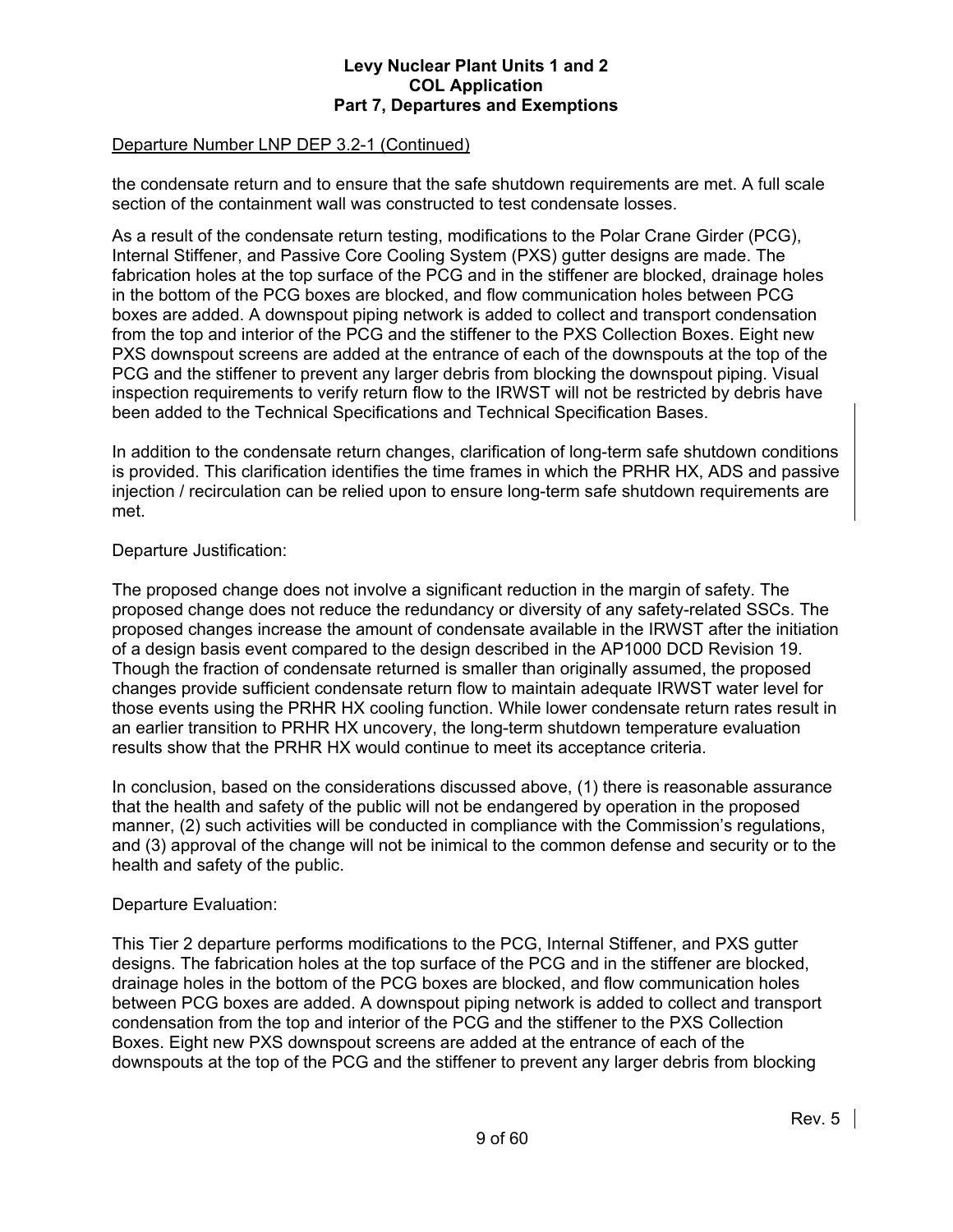Departure Number LNP DEP 3.2-1 (Continued)

the condensate return and to ensure that the safe shutdown requirements are met. A full scale section of the containment wall was constructed to test condensate losses.

As a result of the condensate return testing, modifications to the Polar Crane Girder (PCG), Internal Stiffener, and Passive Core Cooling System (PXS) gutter designs are made. The fabrication holes at the top surface of the PCG and in the stiffener are blocked, drainage holes in the bottom of the PCG boxes are blocked, and flow communication holes between PCG boxes are added. A downspout piping network is added to collect and transport condensation from the top and interior of the PCG and the stiffener to the PXS Collection Boxes. Eight new PXS downspout screens are added at the entrance of each of the downspouts at the top of the PCG and the stiffener to prevent any larger debris from blocking the downspout piping. Visual inspection requirements to verify return flow to the IRWST will not be restricted by debris have been added to the Technical Specifications and Technical Specification Bases.

In addition to the condensate return changes, clarification of long-term safe shutdown conditions is provided. This clarification identifies the time frames in which the PRHR HX, ADS and passive injection / recirculation can be relied upon to ensure long-term safe shutdown requirements are met.

Departure Justification:

The proposed change does not involve a significant reduction in the margin of safety. The proposed change does not reduce the redundancy or diversity of any safety-related SSCs. The proposed changes increase the amount of condensate available in the IRWST after the initiation of a design basis event compared to the design described in the AP1000 DCD Revision 19. Though the fraction of condensate returned is smaller than originally assumed, the proposed changes provide sufficient condensate return flow to maintain adequate IRWST water level for those events using the PRHR HX cooling function. While lower condensate return rates result in an earlier transition to PRHR HX uncovery, the long-term shutdown temperature evaluation results show that the PRHR HX would continue to meet its acceptance criteria.

In conclusion, based on the considerations discussed above, (1) there is reasonable assurance that the health and safety of the public will not be endangered by operation in the proposed manner, (2) such activities will be conducted in compliance with the Commission's regulations, and (3) approval of the change will not be inimical to the common defense and security or to the health and safety of the public.

Departure Evaluation:

This Tier 2 departure performs modifications to the PCG, Internal Stiffener, and PXS gutter designs. The fabrication holes at the top surface of the PCG and in the stiffener are blocked, drainage holes in the bottom of the PCG boxes are blocked, and flow communication holes between PCG boxes are added. A downspout piping network is added to collect and transport condensation from the top and interior of the PCG and the stiffener to the PXS Collection Boxes. Eight new PXS downspout screens are added at the entrance of each of the downspouts at the top of the PCG and the stiffener to prevent any larger debris from blocking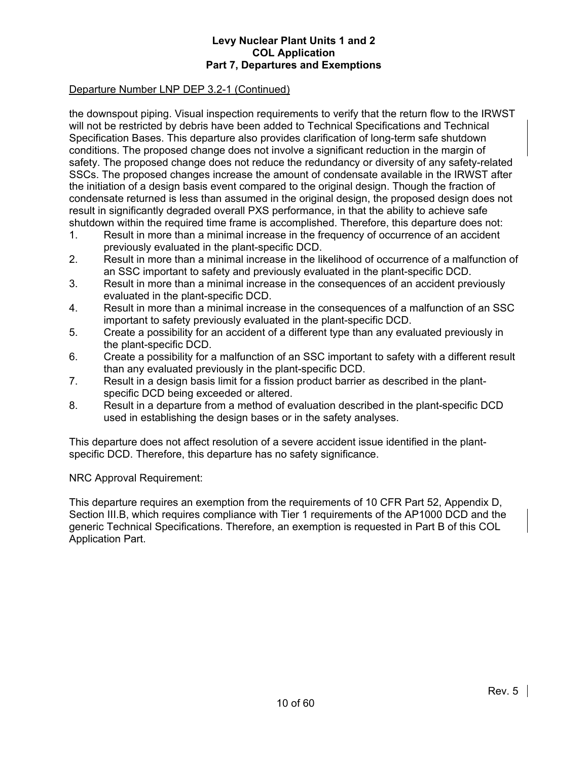Departure Number LNP DEP 3.2-1 (Continued)

the downspout piping. Visual inspection requirements to verify that the return flow to the IRWST will not be restricted by debris have been added to Technical Specifications and Technical Specification Bases. This departure also provides clarification of long-term safe shutdown conditions. The proposed change does not involve a significant reduction in the margin of safety. The proposed change does not reduce the redundancy or diversity of any safety-related SSCs. The proposed changes increase the amount of condensate available in the IRWST after the initiation of a design basis event compared to the original design. Though the fraction of condensate returned is less than assumed in the original design, the proposed design does not result in significantly degraded overall PXS performance, in that the ability to achieve safe shutdown within the required time frame is accomplished. Therefore, this departure does not:

1. Result in more than a minimal increase in the frequency of occurrence of an accident previously evaluated in the plant-specific DCD.
2. Result in more than a minimal increase in the likelihood of occurrence of a malfunction of an SSC important to safety and previously evaluated in the plant-specific DCD.
3. Result in more than a minimal increase in the consequences of an accident previously evaluated in the plant-specific DCD.
4. Result in more than a minimal increase in the consequences of a malfunction of an SSC important to safety previously evaluated in the plant-specific DCD.
5. Create a possibility for an accident of a different type than any evaluated previously in the plant-specific DCD.
6. Create a possibility for a malfunction of an SSC important to safety with a different result than any evaluated previously in the plant-specific DCD.
7. Result in a design basis limit for a fission product barrier as described in the plant-specific DCD being exceeded or altered.
8. Result in a departure from a method of evaluation described in the plant-specific DCD used in establishing the design bases or in the safety analyses.

This departure does not affect resolution of a severe accident issue identified in the plant-specific DCD. Therefore, this departure has no safety significance.

NRC Approval Requirement:

This departure requires an exemption from the requirements of 10 CFR Part 52, Appendix D, Section III.B, which requires compliance with Tier 1 requirements of the AP1000 DCD and the generic Technical Specifications. Therefore, an exemption is requested in Part B of this COL Application Part.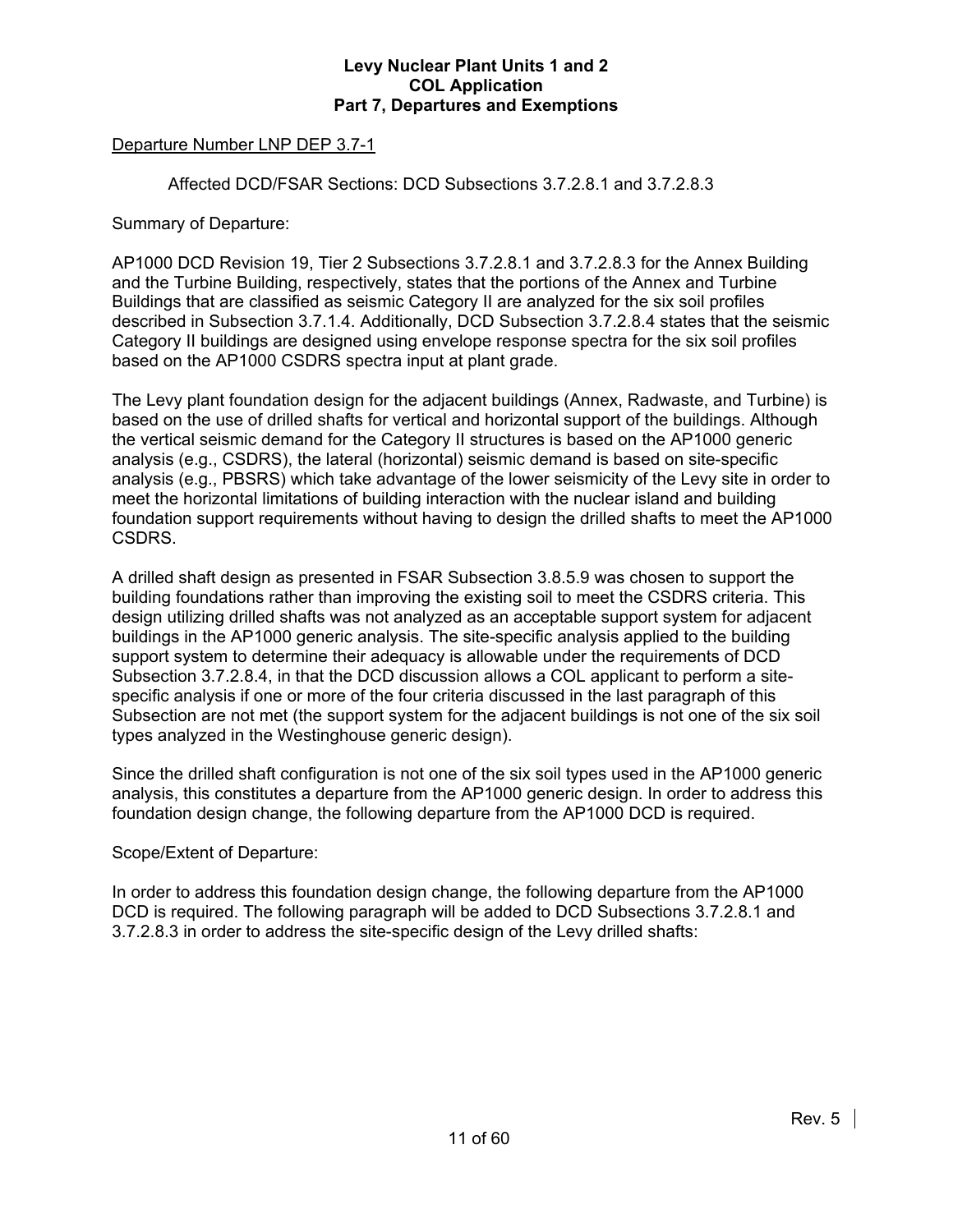Departure Number LNP DEP 3.7-1

Affected DCD/FSAR Sections: DCD Subsections 3.7.2.8.1 and 3.7.2.8.3

Summary of Departure:

AP1000 DCD Revision 19, Tier 2 Subsections 3.7.2.8.1 and 3.7.2.8.3 for the Annex Building and the Turbine Building, respectively, states that the portions of the Annex and Turbine Buildings that are classified as seismic Category II are analyzed for the six soil profiles described in Subsection 3.7.1.4. Additionally, DCD Subsection 3.7.2.8.4 states that the seismic Category II buildings are designed using envelope response spectra for the six soil profiles based on the AP1000 CSDRS spectra input at plant grade.

The Levy plant foundation design for the adjacent buildings (Annex, Radwaste, and Turbine) is based on the use of drilled shafts for vertical and horizontal support of the buildings. Although the vertical seismic demand for the Category II structures is based on the AP1000 generic analysis (e.g., CSDRS), the lateral (horizontal) seismic demand is based on site-specific analysis (e.g., PBSRS) which take advantage of the lower seismicity of the Levy site in order to meet the horizontal limitations of building interaction with the nuclear island and building foundation support requirements without having to design the drilled shafts to meet the AP1000 CSDRS.

A drilled shaft design as presented in FSAR Subsection 3.8.5.9 was chosen to support the building foundations rather than improving the existing soil to meet the CSDRS criteria. This design utilizing drilled shafts was not analyzed as an acceptable support system for adjacent buildings in the AP1000 generic analysis. The site-specific analysis applied to the building support system to determine their adequacy is allowable under the requirements of DCD Subsection 3.7.2.8.4, in that the DCD discussion allows a COL applicant to perform a site-specific analysis if one or more of the four criteria discussed in the last paragraph of this Subsection are not met (the support system for the adjacent buildings is not one of the six soil types analyzed in the Westinghouse generic design).

Since the drilled shaft configuration is not one of the six soil types used in the AP1000 generic analysis, this constitutes a departure from the AP1000 generic design. In order to address this foundation design change, the following departure from the AP1000 DCD is required.

Scope/Extent of Departure:

In order to address this foundation design change, the following departure from the AP1000 DCD is required. The following paragraph will be added to DCD Subsections 3.7.2.8.1 and 3.7.2.8.3 in order to address the site-specific design of the Levy drilled shafts: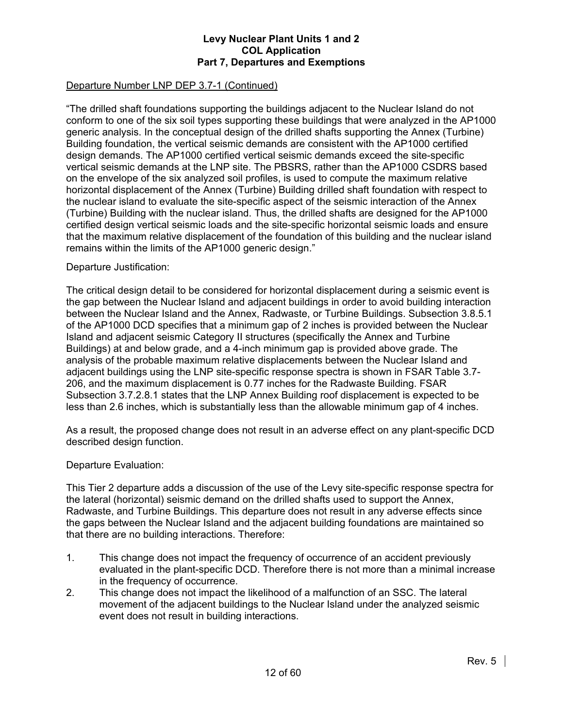Departure Number LNP DEP 3.7-1 (Continued)

"The drilled shaft foundations supporting the buildings adjacent to the Nuclear Island do not conform to one of the six soil types supporting these buildings that were analyzed in the AP1000 generic analysis. In the conceptual design of the drilled shafts supporting the Annex (Turbine) Building foundation, the vertical seismic demands are consistent with the AP1000 certified design demands. The AP1000 certified vertical seismic demands exceed the site-specific vertical seismic demands at the LNP site. The PBSRS, rather than the AP1000 CSDRS based on the envelope of the six analyzed soil profiles, is used to compute the maximum relative horizontal displacement of the Annex (Turbine) Building drilled shaft foundation with respect to the nuclear island to evaluate the site-specific aspect of the seismic interaction of the Annex (Turbine) Building with the nuclear island. Thus, the drilled shafts are designed for the AP1000 certified design vertical seismic loads and the site-specific horizontal seismic loads and ensure that the maximum relative displacement of the foundation of this building and the nuclear island remains within the limits of the AP1000 generic design."

Departure Justification:

The critical design detail to be considered for horizontal displacement during a seismic event is the gap between the Nuclear Island and adjacent buildings in order to avoid building interaction between the Nuclear Island and the Annex, Radwaste, or Turbine Buildings. Subsection 3.8.5.1 of the AP1000 DCD specifies that a minimum gap of 2 inches is provided between the Nuclear Island and adjacent seismic Category II structures (specifically the Annex and Turbine Buildings) at and below grade, and a 4-inch minimum gap is provided above grade. The analysis of the probable maximum relative displacements between the Nuclear Island and adjacent buildings using the LNP site-specific response spectra is shown in FSAR Table 3.7-206, and the maximum displacement is 0.77 inches for the Radwaste Building. FSAR Subsection 3.7.2.8.1 states that the LNP Annex Building roof displacement is expected to be less than 2.6 inches, which is substantially less than the allowable minimum gap of 4 inches.

As a result, the proposed change does not result in an adverse effect on any plant-specific DCD described design function.

Departure Evaluation:

This Tier 2 departure adds a discussion of the use of the Levy site-specific response spectra for the lateral (horizontal) seismic demand on the drilled shafts used to support the Annex, Radwaste, and Turbine Buildings. This departure does not result in any adverse effects since the gaps between the Nuclear Island and the adjacent building foundations are maintained so that there are no building interactions. Therefore:

1. This change does not impact the frequency of occurrence of an accident previously evaluated in the plant-specific DCD. Therefore there is not more than a minimal increase in the frequency of occurrence.
2. This change does not impact the likelihood of a malfunction of an SSC. The lateral movement of the adjacent buildings to the Nuclear Island under the analyzed seismic event does not result in building interactions.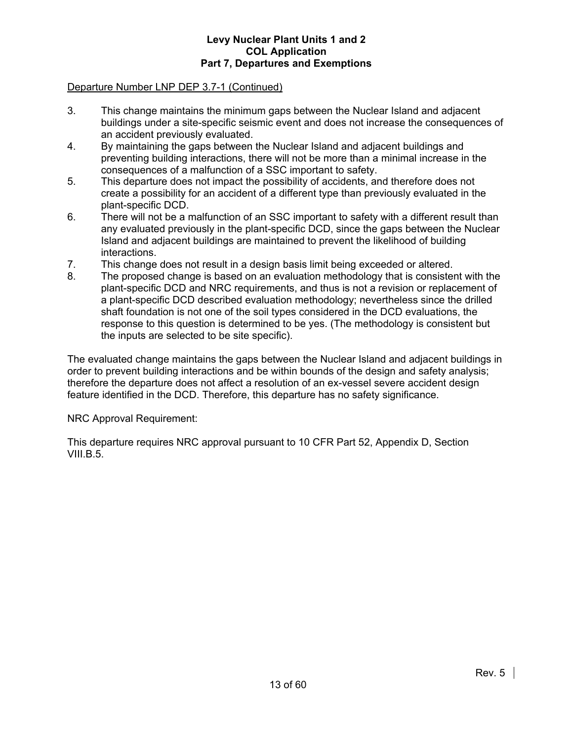Departure Number LNP DEP 3.7-1 (Continued)

3. This change maintains the minimum gaps between the Nuclear Island and adjacent buildings under a site-specific seismic event and does not increase the consequences of an accident previously evaluated.
4. By maintaining the gaps between the Nuclear Island and adjacent buildings and preventing building interactions, there will not be more than a minimal increase in the consequences of a malfunction of a SSC important to safety.
5. This departure does not impact the possibility of accidents, and therefore does not create a possibility for an accident of a different type than previously evaluated in the plant-specific DCD.
6. There will not be a malfunction of an SSC important to safety with a different result than any evaluated previously in the plant-specific DCD, since the gaps between the Nuclear Island and adjacent buildings are maintained to prevent the likelihood of building interactions.
7. This change does not result in a design basis limit being exceeded or altered.
8. The proposed change is based on an evaluation methodology that is consistent with the plant-specific DCD and NRC requirements, and thus is not a revision or replacement of a plant-specific DCD described evaluation methodology; nevertheless since the drilled shaft foundation is not one of the soil types considered in the DCD evaluations, the response to this question is determined to be yes. (The methodology is consistent but the inputs are selected to be site specific).

The evaluated change maintains the gaps between the Nuclear Island and adjacent buildings in order to prevent building interactions and be within bounds of the design and safety analysis; therefore the departure does not affect a resolution of an ex-vessel severe accident design feature identified in the DCD. Therefore, this departure has no safety significance.

NRC Approval Requirement:

This departure requires NRC approval pursuant to 10 CFR Part 52, Appendix D, Section VIII.B.5.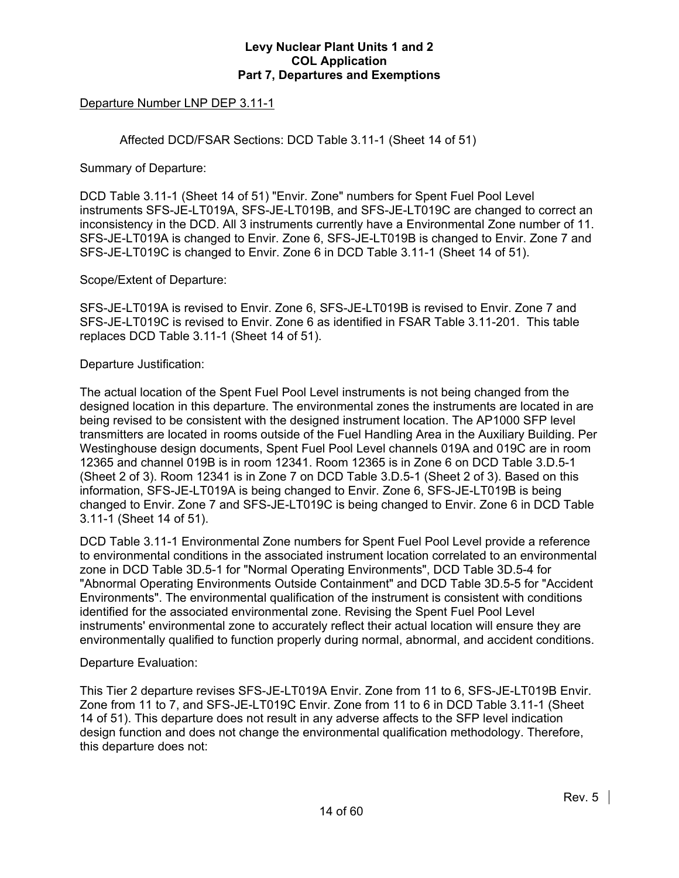Departure Number LNP DEP 3.11-1

Affected DCD/FSAR Sections: DCD Table 3.11-1 (Sheet 14 of 51)

Summary of Departure:

DCD Table 3.11-1 (Sheet 14 of 51) "Envir. Zone" numbers for Spent Fuel Pool Level instruments SFS-JE-LT019A, SFS-JE-LT019B, and SFS-JE-LT019C are changed to correct an inconsistency in the DCD. All 3 instruments currently have a Environmental Zone number of 11. SFS-JE-LT019A is changed to Envir. Zone 6, SFS-JE-LT019B is changed to Envir. Zone 7 and SFS-JE-LT019C is changed to Envir. Zone 6 in DCD Table 3.11-1 (Sheet 14 of 51).

Scope/Extent of Departure:

SFS-JE-LT019A is revised to Envir. Zone 6, SFS-JE-LT019B is revised to Envir. Zone 7 and SFS-JE-LT019C is revised to Envir. Zone 6 as identified in FSAR Table 3.11-201. This table replaces DCD Table 3.11-1 (Sheet 14 of 51).

Departure Justification:

The actual location of the Spent Fuel Pool Level instruments is not being changed from the designed location in this departure. The environmental zones the instruments are located in are being revised to be consistent with the designed instrument location. The AP1000 SFP level transmitters are located in rooms outside of the Fuel Handling Area in the Auxiliary Building. Per Westinghouse design documents, Spent Fuel Pool Level channels 019A and 019C are in room 12365 and channel 019B is in room 12341. Room 12365 is in Zone 6 on DCD Table 3.D.5-1 (Sheet 2 of 3). Room 12341 is in Zone 7 on DCD Table 3.D.5-1 (Sheet 2 of 3). Based on this information, SFS-JE-LT019A is being changed to Envir. Zone 6, SFS-JE-LT019B is being changed to Envir. Zone 7 and SFS-JE-LT019C is being changed to Envir. Zone 6 in DCD Table 3.11-1 (Sheet 14 of 51).

DCD Table 3.11-1 Environmental Zone numbers for Spent Fuel Pool Level provide a reference to environmental conditions in the associated instrument location correlated to an environmental zone in DCD Table 3D.5-1 for "Normal Operating Environments", DCD Table 3D.5-4 for "Abnormal Operating Environments Outside Containment" and DCD Table 3D.5-5 for "Accident Environments". The environmental qualification of the instrument is consistent with conditions identified for the associated environmental zone. Revising the Spent Fuel Pool Level instruments' environmental zone to accurately reflect their actual location will ensure they are environmentally qualified to function properly during normal, abnormal, and accident conditions.

Departure Evaluation:

This Tier 2 departure revises SFS-JE-LT019A Envir. Zone from 11 to 6, SFS-JE-LT019B Envir. Zone from 11 to 7, and SFS-JE-LT019C Envir. Zone from 11 to 6 in DCD Table 3.11-1 (Sheet 14 of 51). This departure does not result in any adverse affects to the SFP level indication design function and does not change the environmental qualification methodology. Therefore, this departure does not: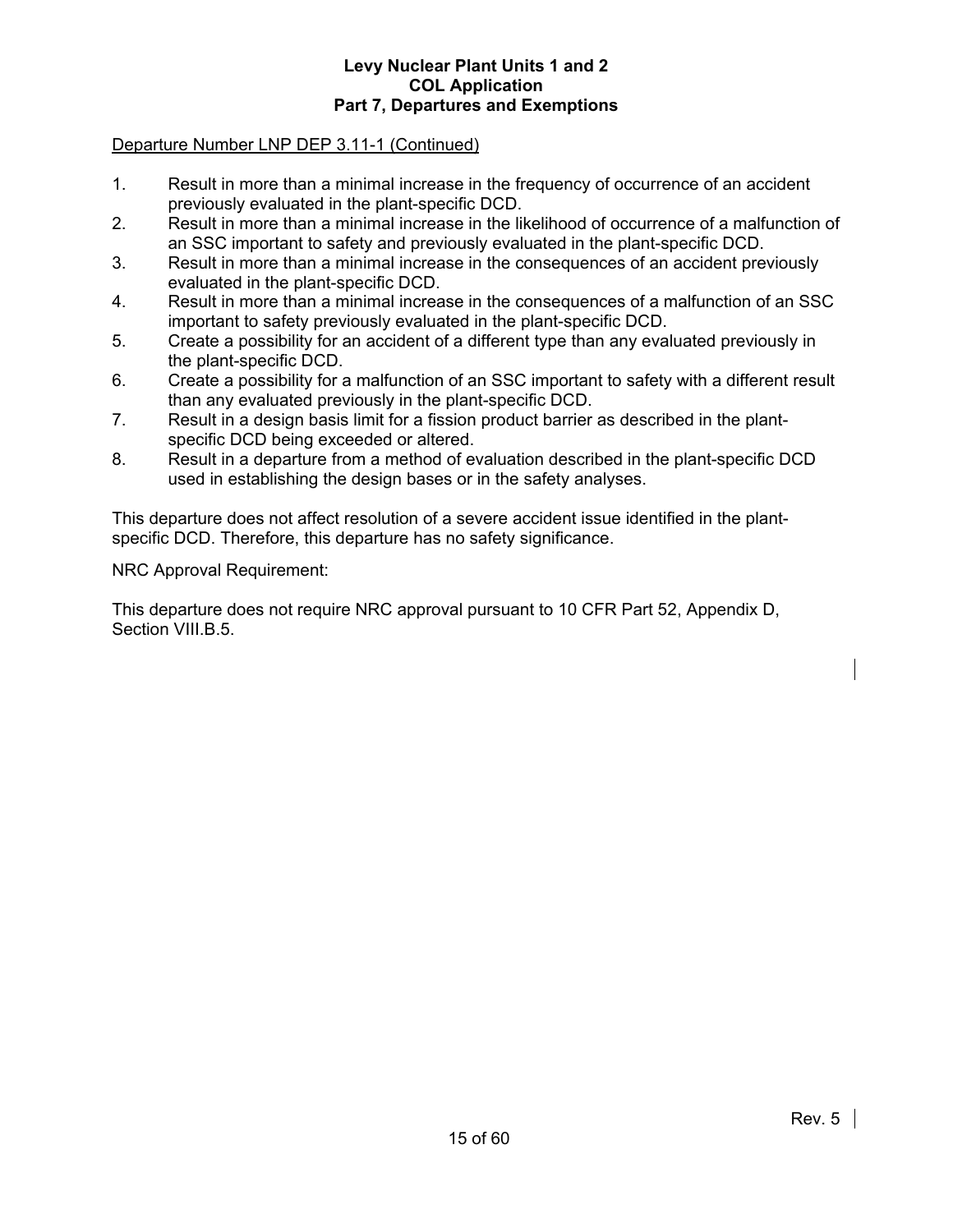Departure Number LNP DEP 3.11-1 (Continued)

1. Result in more than a minimal increase in the frequency of occurrence of an accident previously evaluated in the plant-specific DCD.
2. Result in more than a minimal increase in the likelihood of occurrence of a malfunction of an SSC important to safety and previously evaluated in the plant-specific DCD.
3. Result in more than a minimal increase in the consequences of an accident previously evaluated in the plant-specific DCD.
4. Result in more than a minimal increase in the consequences of a malfunction of an SSC important to safety previously evaluated in the plant-specific DCD.
5. Create a possibility for an accident of a different type than any evaluated previously in the plant-specific DCD.
6. Create a possibility for a malfunction of an SSC important to safety with a different result than any evaluated previously in the plant-specific DCD.
7. Result in a design basis limit for a fission product barrier as described in the plant-specific DCD being exceeded or altered.
8. Result in a departure from a method of evaluation described in the plant-specific DCD used in establishing the design bases or in the safety analyses.

This departure does not affect resolution of a severe accident issue identified in the plant-specific DCD. Therefore, this departure has no safety significance.

NRC Approval Requirement:

This departure does not require NRC approval pursuant to 10 CFR Part 52, Appendix D, Section VIII.B.5.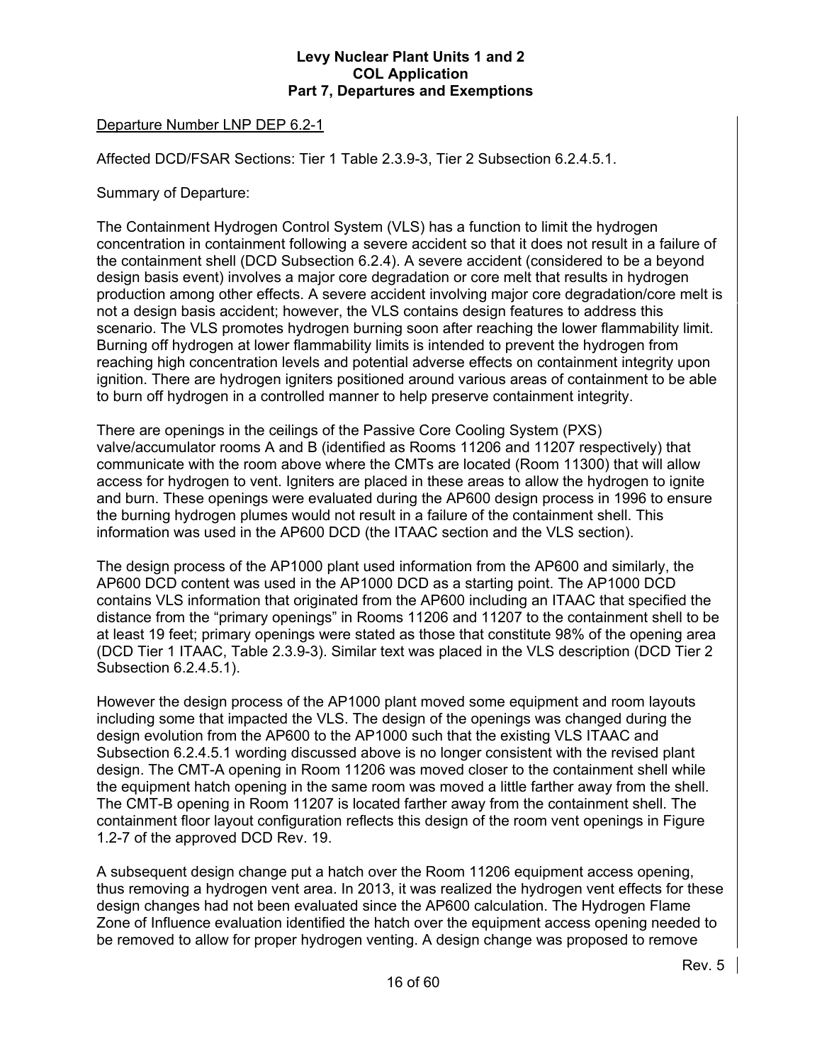Departure Number LNP DEP 6.2-1

Affected DCD/FSAR Sections: Tier 1 Table 2.3.9-3, Tier 2 Subsection 6.2.4.5.1.

Summary of Departure:

The Containment Hydrogen Control System (VLS) has a function to limit the hydrogen concentration in containment following a severe accident so that it does not result in a failure of the containment shell (DCD Subsection 6.2.4). A severe accident (considered to be a beyond design basis event) involves a major core degradation or core melt that results in hydrogen production among other effects. A severe accident involving major core degradation/core melt is not a design basis accident; however, the VLS contains design features to address this scenario. The VLS promotes hydrogen burning soon after reaching the lower flammability limit. Burning off hydrogen at lower flammability limits is intended to prevent the hydrogen from reaching high concentration levels and potential adverse effects on containment integrity upon ignition. There are hydrogen igniters positioned around various areas of containment to be able to burn off hydrogen in a controlled manner to help preserve containment integrity.

There are openings in the ceilings of the Passive Core Cooling System (PXS) valve/accumulator rooms A and B (identified as Rooms 11206 and 11207 respectively) that communicate with the room above where the CMTs are located (Room 11300) that will allow access for hydrogen to vent. Igniters are placed in these areas to allow the hydrogen to ignite and burn. These openings were evaluated during the AP600 design process in 1996 to ensure the burning hydrogen plumes would not result in a failure of the containment shell. This information was used in the AP600 DCD (the ITAAC section and the VLS section).

The design process of the AP1000 plant used information from the AP600 and similarly, the AP600 DCD content was used in the AP1000 DCD as a starting point. The AP1000 DCD contains VLS information that originated from the AP600 including an ITAAC that specified the distance from the "primary openings" in Rooms 11206 and 11207 to the containment shell to be at least 19 feet; primary openings were stated as those that constitute 98% of the opening area (DCD Tier 1 ITAAC, Table 2.3.9-3). Similar text was placed in the VLS description (DCD Tier 2 Subsection 6.2.4.5.1).

However the design process of the AP1000 plant moved some equipment and room layouts including some that impacted the VLS. The design of the openings was changed during the design evolution from the AP600 to the AP1000 such that the existing VLS ITAAC and Subsection 6.2.4.5.1 wording discussed above is no longer consistent with the revised plant design. The CMT-A opening in Room 11206 was moved closer to the containment shell while the equipment hatch opening in the same room was moved a little farther away from the shell. The CMT-B opening in Room 11207 is located farther away from the containment shell. The containment floor layout configuration reflects this design of the room vent openings in Figure 1.2-7 of the approved DCD Rev. 19.

A subsequent design change put a hatch over the Room 11206 equipment access opening, thus removing a hydrogen vent area. In 2013, it was realized the hydrogen vent effects for these design changes had not been evaluated since the AP600 calculation. The Hydrogen Flame Zone of Influence evaluation identified the hatch over the equipment access opening needed to be removed to allow for proper hydrogen venting. A design change was proposed to remove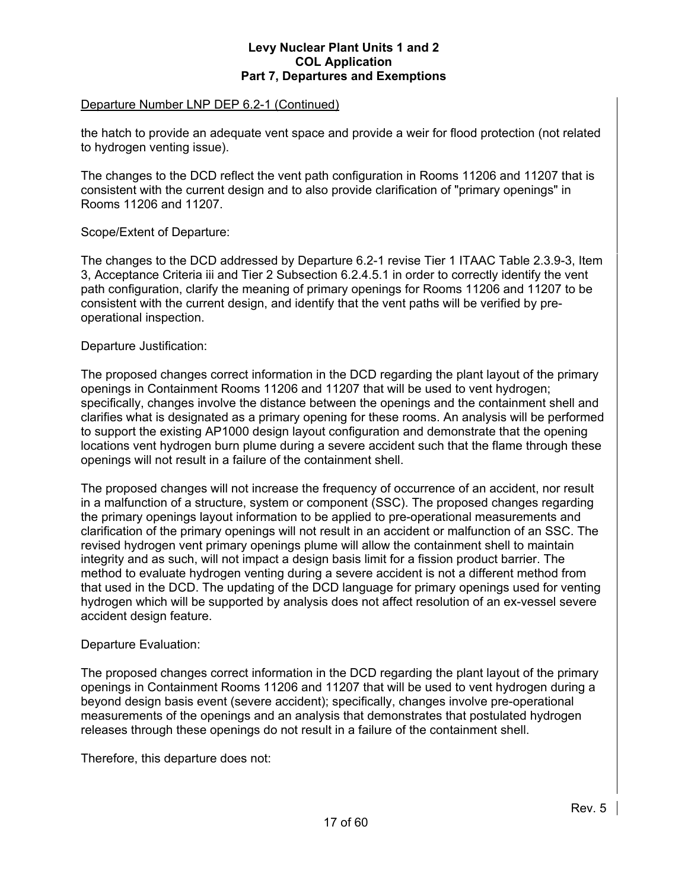Departure Number LNP DEP 6.2-1 (Continued)

the hatch to provide an adequate vent space and provide a weir for flood protection (not related to hydrogen venting issue).

The changes to the DCD reflect the vent path configuration in Rooms 11206 and 11207 that is consistent with the current design and to also provide clarification of "primary openings" in Rooms 11206 and 11207.

Scope/Extent of Departure:

The changes to the DCD addressed by Departure 6.2-1 revise Tier 1 ITAAC Table 2.3.9-3, Item 3, Acceptance Criteria iii and Tier 2 Subsection 6.2.4.5.1 in order to correctly identify the vent path configuration, clarify the meaning of primary openings for Rooms 11206 and 11207 to be consistent with the current design, and identify that the vent paths will be verified by pre-operational inspection.

Departure Justification:

The proposed changes correct information in the DCD regarding the plant layout of the primary openings in Containment Rooms 11206 and 11207 that will be used to vent hydrogen; specifically, changes involve the distance between the openings and the containment shell and clarifies what is designated as a primary opening for these rooms. An analysis will be performed to support the existing AP1000 design layout configuration and demonstrate that the opening locations vent hydrogen burn plume during a severe accident such that the flame through these openings will not result in a failure of the containment shell.

The proposed changes will not increase the frequency of occurrence of an accident, nor result in a malfunction of a structure, system or component (SSC). The proposed changes regarding the primary openings layout information to be applied to pre-operational measurements and clarification of the primary openings will not result in an accident or malfunction of an SSC. The revised hydrogen vent primary openings plume will allow the containment shell to maintain integrity and as such, will not impact a design basis limit for a fission product barrier. The method to evaluate hydrogen venting during a severe accident is not a different method from that used in the DCD. The updating of the DCD language for primary openings used for venting hydrogen which will be supported by analysis does not affect resolution of an ex-vessel severe accident design feature.

Departure Evaluation:

The proposed changes correct information in the DCD regarding the plant layout of the primary openings in Containment Rooms 11206 and 11207 that will be used to vent hydrogen during a beyond design basis event (severe accident); specifically, changes involve pre-operational measurements of the openings and an analysis that demonstrates that postulated hydrogen releases through these openings do not result in a failure of the containment shell.

Therefore, this departure does not:

Rev. 5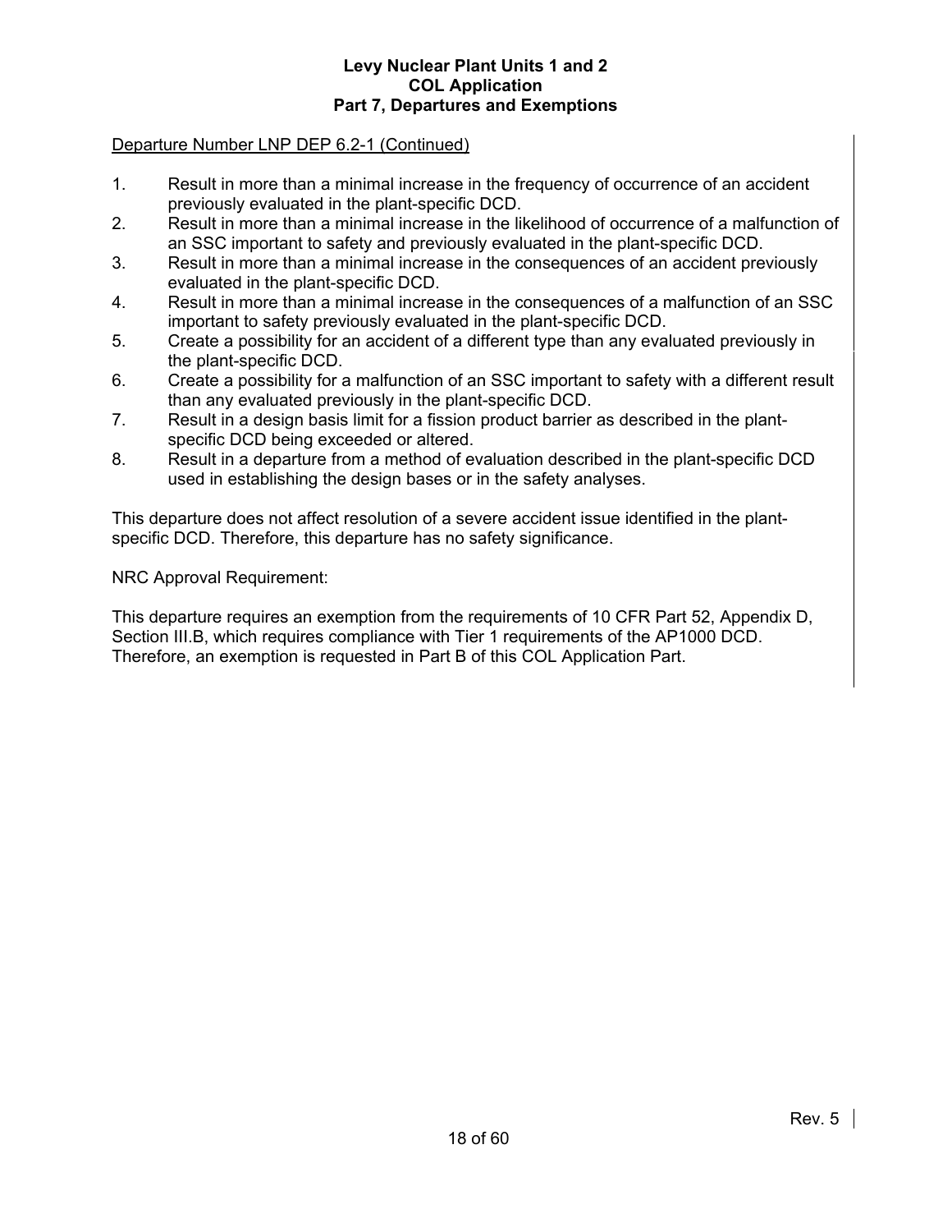Departure Number LNP DEP 6.2-1 (Continued)

1. Result in more than a minimal increase in the frequency of occurrence of an accident previously evaluated in the plant-specific DCD.
2. Result in more than a minimal increase in the likelihood of occurrence of a malfunction of an SSC important to safety and previously evaluated in the plant-specific DCD.
3. Result in more than a minimal increase in the consequences of an accident previously evaluated in the plant-specific DCD.
4. Result in more than a minimal increase in the consequences of a malfunction of an SSC important to safety previously evaluated in the plant-specific DCD.
5. Create a possibility for an accident of a different type than any evaluated previously in the plant-specific DCD.
6. Create a possibility for a malfunction of an SSC important to safety with a different result than any evaluated previously in the plant-specific DCD.
7. Result in a design basis limit for a fission product barrier as described in the plant-specific DCD being exceeded or altered.
8. Result in a departure from a method of evaluation described in the plant-specific DCD used in establishing the design bases or in the safety analyses.

This departure does not affect resolution of a severe accident issue identified in the plant-specific DCD. Therefore, this departure has no safety significance.

NRC Approval Requirement:

This departure requires an exemption from the requirements of 10 CFR Part 52, Appendix D, Section III.B, which requires compliance with Tier 1 requirements of the AP1000 DCD. Therefore, an exemption is requested in Part B of this COL Application Part.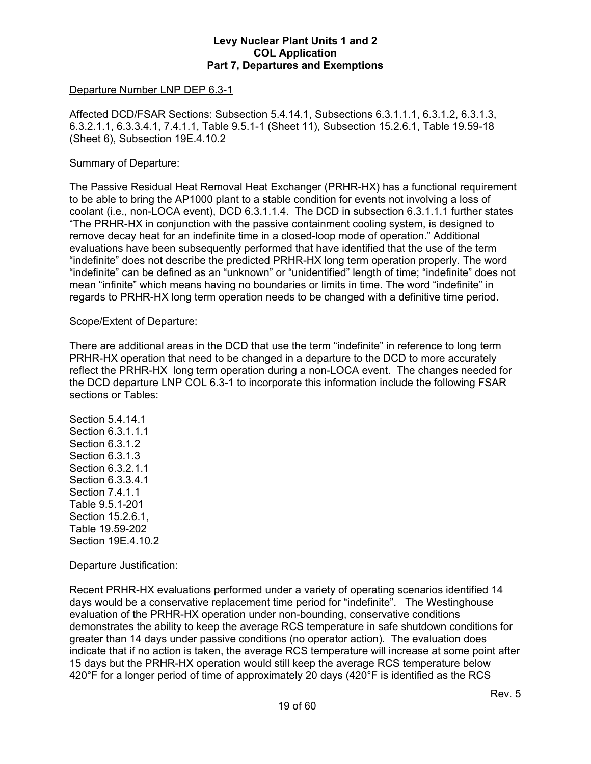Departure Number LNP DEP 6.3-1

Affected DCD/FSAR Sections: Subsection 5.4.14.1, Subsections 6.3.1.1.1, 6.3.1.2, 6.3.1.3, 6.3.2.1.1, 6.3.3.4.1, 7.4.1.1, Table 9.5.1-1 (Sheet 11), Subsection 15.2.6.1, Table 19.59-18 (Sheet 6), Subsection 19E.4.10.2

Summary of Departure:

The Passive Residual Heat Removal Heat Exchanger (PRHR-HX) has a functional requirement to be able to bring the AP1000 plant to a stable condition for events not involving a loss of coolant (i.e., non-LOCA event), DCD 6.3.1.1.4. The DCD in subsection 6.3.1.1.1 further states "The PRHR-HX in conjunction with the passive containment cooling system, is designed to remove decay heat for an indefinite time in a closed-loop mode of operation." Additional evaluations have been subsequently performed that have identified that the use of the term "indefinite" does not describe the predicted PRHR-HX long term operation properly. The word "indefinite" can be defined as an "unknown" or "unidentified" length of time; "indefinite" does not mean "infinite" which means having no boundaries or limits in time. The word "indefinite" in regards to PRHR-HX long term operation needs to be changed with a definitive time period.

Scope/Extent of Departure:

There are additional areas in the DCD that use the term "indefinite" in reference to long term PRHR-HX operation that need to be changed in a departure to the DCD to more accurately reflect the PRHR-HX long term operation during a non-LOCA event. The changes needed for the DCD departure LNP COL 6.3-1 to incorporate this information include the following FSAR sections or Tables:

Section 5.4.14.1
Section 6.3.1.1.1
Section 6.3.1.2
Section 6.3.1.3
Section 6.3.2.1.1
Section 6.3.3.4.1
Section 7.4.1.1
Table 9.5.1-201
Section 15.2.6.1,
Table 19.59-202
Section 19E.4.10.2

Departure Justification:

Recent PRHR-HX evaluations performed under a variety of operating scenarios identified 14 days would be a conservative replacement time period for "indefinite". The Westinghouse evaluation of the PRHR-HX operation under non-bounding, conservative conditions demonstrates the ability to keep the average RCS temperature in safe shutdown conditions for greater than 14 days under passive conditions (no operator action). The evaluation does indicate that if no action is taken, the average RCS temperature will increase at some point after 15 days but the PRHR-HX operation would still keep the average RCS temperature below 420°F for a longer period of time of approximately 20 days (420°F is identified as the RCS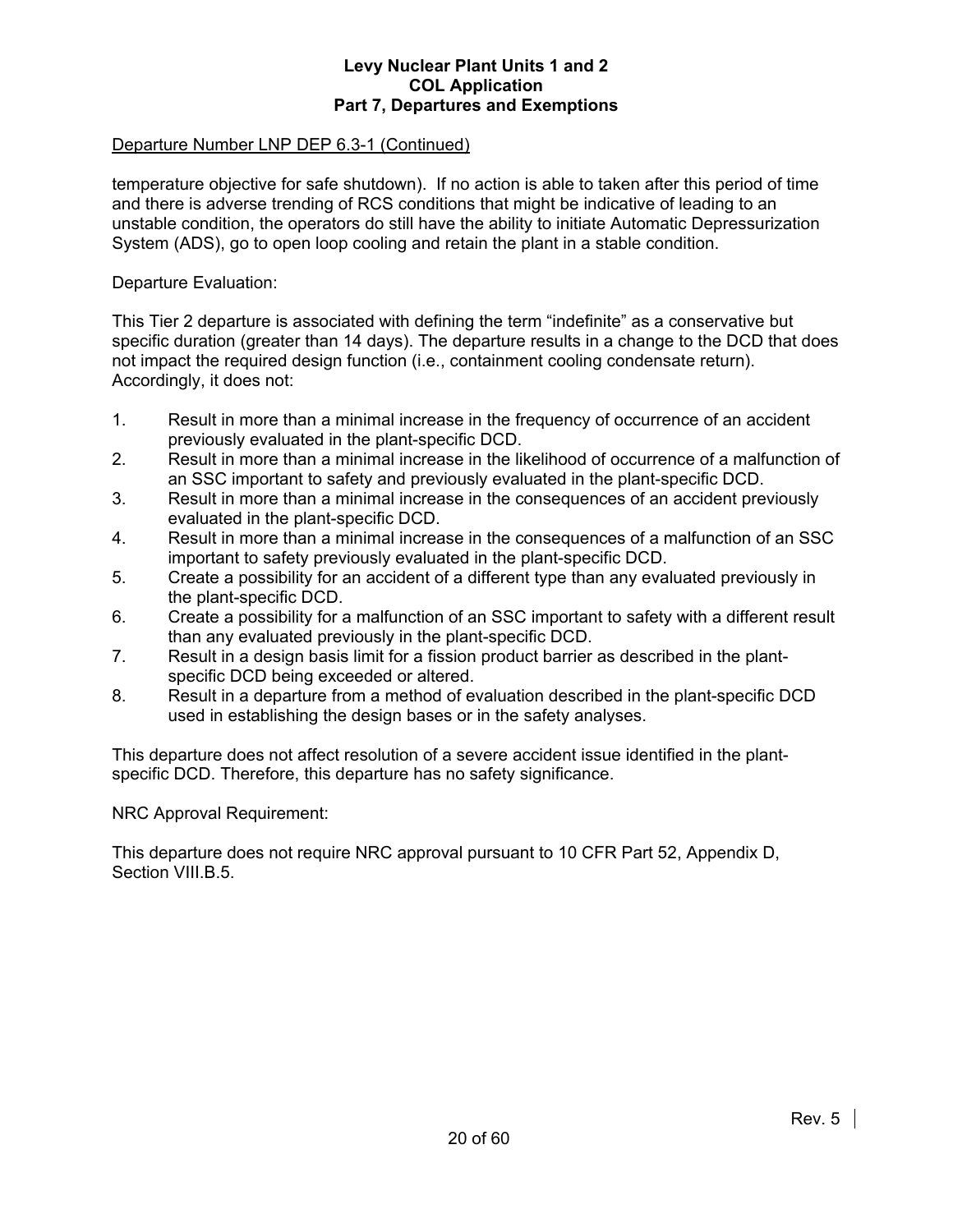Departure Number LNP DEP 6.3-1 (Continued)

temperature objective for safe shutdown). If no action is able to taken after this period of time and there is adverse trending of RCS conditions that might be indicative of leading to an unstable condition, the operators do still have the ability to initiate Automatic Depressurization System (ADS), go to open loop cooling and retain the plant in a stable condition.

Departure Evaluation:

This Tier 2 departure is associated with defining the term "indefinite" as a conservative but specific duration (greater than 14 days). The departure results in a change to the DCD that does not impact the required design function (i.e., containment cooling condensate return). Accordingly, it does not:

1. Result in more than a minimal increase in the frequency of occurrence of an accident previously evaluated in the plant-specific DCD.
2. Result in more than a minimal increase in the likelihood of occurrence of a malfunction of an SSC important to safety and previously evaluated in the plant-specific DCD.
3. Result in more than a minimal increase in the consequences of an accident previously evaluated in the plant-specific DCD.
4. Result in more than a minimal increase in the consequences of a malfunction of an SSC important to safety previously evaluated in the plant-specific DCD.
5. Create a possibility for an accident of a different type than any evaluated previously in the plant-specific DCD.
6. Create a possibility for a malfunction of an SSC important to safety with a different result than any evaluated previously in the plant-specific DCD.
7. Result in a design basis limit for a fission product barrier as described in the plant-specific DCD being exceeded or altered.
8. Result in a departure from a method of evaluation described in the plant-specific DCD used in establishing the design bases or in the safety analyses.

This departure does not affect resolution of a severe accident issue identified in the plant-specific DCD. Therefore, this departure has no safety significance.

NRC Approval Requirement:

This departure does not require NRC approval pursuant to 10 CFR Part 52, Appendix D, Section VIII.B.5.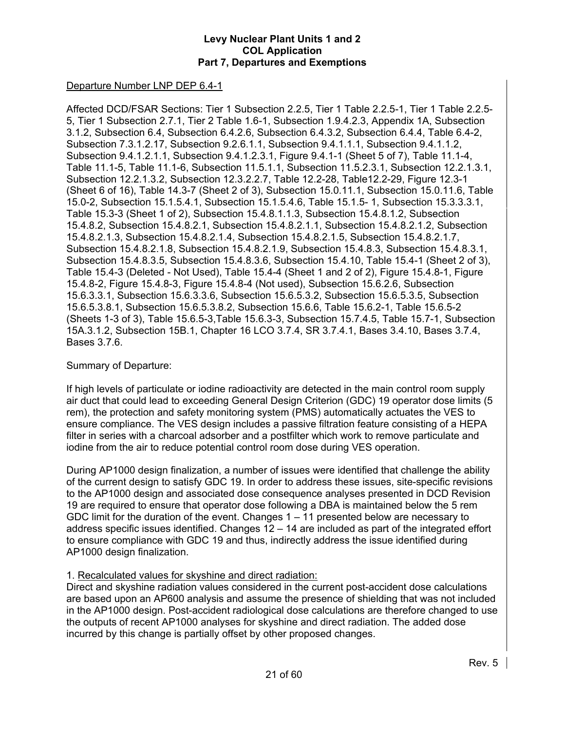Departure Number LNP DEP 6.4-1

Affected DCD/FSAR Sections: Tier 1 Subsection 2.2.5, Tier 1 Table 2.2.5-1, Tier 1 Table 2.2.5-5, Tier 1 Subsection 2.7.1, Tier 2 Table 1.6-1, Subsection 1.9.4.2.3, Appendix 1A, Subsection 3.1.2, Subsection 6.4, Subsection 6.4.2.6, Subsection 6.4.3.2, Subsection 6.4.4, Table 6.4-2, Subsection 7.3.1.2.17, Subsection 9.2.6.1.1, Subsection 9.4.1.1.1, Subsection 9.4.1.1.2, Subsection 9.4.1.2.1.1, Subsection 9.4.1.2.3.1, Figure 9.4.1-1 (Sheet 5 of 7), Table 11.1-4, Table 11.1-5, Table 11.1-6, Subsection 11.5.1.1, Subsection 11.5.2.3.1, Subsection 12.2.1.3.1, Subsection 12.2.1.3.2, Subsection 12.3.2.2.7, Table 12.2-28, Table12.2-29, Figure 12.3-1 (Sheet 6 of 16), Table 14.3-7 (Sheet 2 of 3), Subsection 15.0.11.1, Subsection 15.0.11.6, Table 15.0-2, Subsection 15.1.5.4.1, Subsection 15.1.5.4.6, Table 15.1.5- 1, Subsection 15.3.3.3.1, Table 15.3-3 (Sheet 1 of 2), Subsection 15.4.8.1.1.3, Subsection 15.4.8.1.2, Subsection 15.4.8.2, Subsection 15.4.8.2.1, Subsection 15.4.8.2.1.1, Subsection 15.4.8.2.1.2, Subsection 15.4.8.2.1.3, Subsection 15.4.8.2.1.4, Subsection 15.4.8.2.1.5, Subsection 15.4.8.2.1.7, Subsection 15.4.8.2.1.8, Subsection 15.4.8.2.1.9, Subsection 15.4.8.3, Subsection 15.4.8.3.1, Subsection 15.4.8.3.5, Subsection 15.4.8.3.6, Subsection 15.4.10, Table 15.4-1 (Sheet 2 of 3), Table 15.4-3 (Deleted - Not Used), Table 15.4-4 (Sheet 1 and 2 of 2), Figure 15.4.8-1, Figure 15.4.8-2, Figure 15.4.8-3, Figure 15.4.8-4 (Not used), Subsection 15.6.2.6, Subsection 15.6.3.3.1, Subsection 15.6.3.3.6, Subsection 15.6.5.3.2, Subsection 15.6.5.3.5, Subsection 15.6.5.3.8.1, Subsection 15.6.5.3.8.2, Subsection 15.6.6, Table 15.6.2-1, Table 15.6.5-2 (Sheets 1-3 of 3), Table 15.6.5-3,Table 15.6.3-3, Subsection 15.7.4.5, Table 15.7-1, Subsection 15A.3.1.2, Subsection 15B.1, Chapter 16 LCO 3.7.4, SR 3.7.4.1, Bases 3.4.10, Bases 3.7.4, Bases 3.7.6.

Summary of Departure:

If high levels of particulate or iodine radioactivity are detected in the main control room supply air duct that could lead to exceeding General Design Criterion (GDC) 19 operator dose limits (5 rem), the protection and safety monitoring system (PMS) automatically actuates the VES to ensure compliance. The VES design includes a passive filtration feature consisting of a HEPA filter in series with a charcoal adsorber and a postfilter which work to remove particulate and iodine from the air to reduce potential control room dose during VES operation.

During AP1000 design finalization, a number of issues were identified that challenge the ability of the current design to satisfy GDC 19. In order to address these issues, site-specific revisions to the AP1000 design and associated dose consequence analyses presented in DCD Revision 19 are required to ensure that operator dose following a DBA is maintained below the 5 rem GDC limit for the duration of the event. Changes 1 – 11 presented below are necessary to address specific issues identified. Changes 12 – 14 are included as part of the integrated effort to ensure compliance with GDC 19 and thus, indirectly address the issue identified during AP1000 design finalization.

1. Recalculated values for skyshine and direct radiation:
Direct and skyshine radiation values considered in the current post-accident dose calculations are based upon an AP600 analysis and assume the presence of shielding that was not included in the AP1000 design. Post-accident radiological dose calculations are therefore changed to use the outputs of recent AP1000 analyses for skyshine and direct radiation. The added dose incurred by this change is partially offset by other proposed changes.

Rev. 5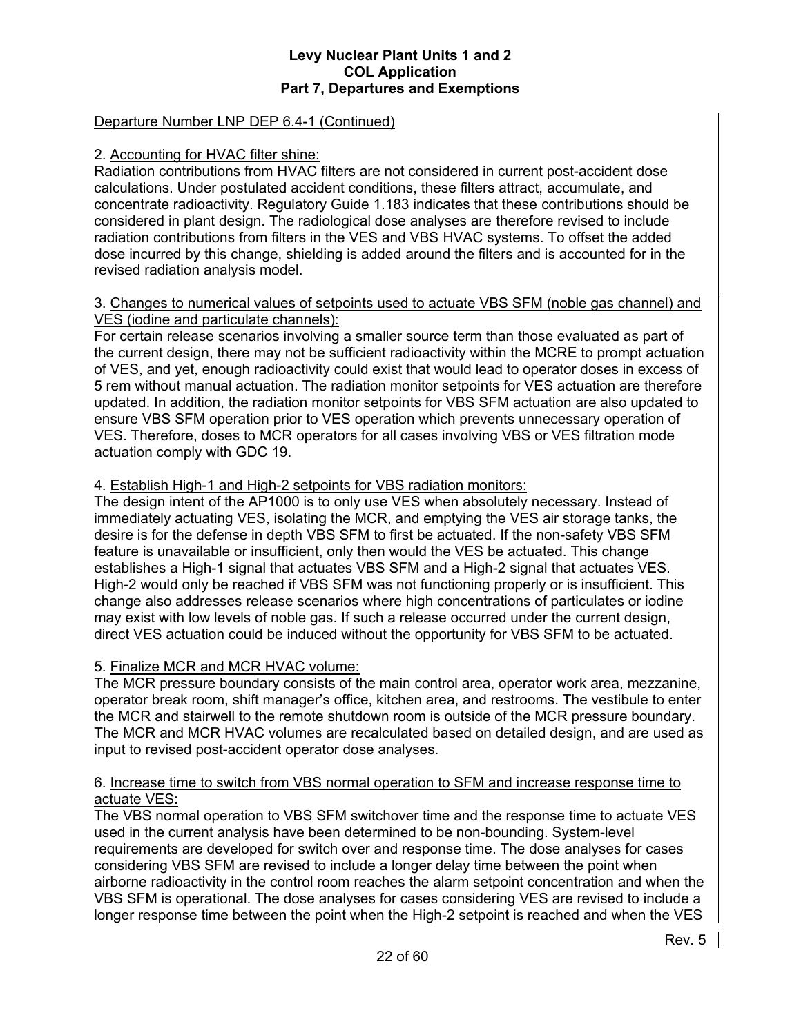Departure Number LNP DEP 6.4-1 (Continued)

2. Accounting for HVAC filter shine:
Radiation contributions from HVAC filters are not considered in current post-accident dose calculations. Under postulated accident conditions, these filters attract, accumulate, and concentrate radioactivity. Regulatory Guide 1.183 indicates that these contributions should be considered in plant design. The radiological dose analyses are therefore revised to include radiation contributions from filters in the VES and VBS HVAC systems. To offset the added dose incurred by this change, shielding is added around the filters and is accounted for in the revised radiation analysis model.

3. Changes to numerical values of setpoints used to actuate VBS SFM (noble gas channel) and VES (iodine and particulate channels):
For certain release scenarios involving a smaller source term than those evaluated as part of the current design, there may not be sufficient radioactivity within the MCRE to prompt actuation of VES, and yet, enough radioactivity could exist that would lead to operator doses in excess of 5 rem without manual actuation. The radiation monitor setpoints for VES actuation are therefore updated. In addition, the radiation monitor setpoints for VBS SFM actuation are also updated to ensure VBS SFM operation prior to VES operation which prevents unnecessary operation of VES. Therefore, doses to MCR operators for all cases involving VBS or VES filtration mode actuation comply with GDC 19.

4. Establish High-1 and High-2 setpoints for VBS radiation monitors:
The design intent of the AP1000 is to only use VES when absolutely necessary. Instead of immediately actuating VES, isolating the MCR, and emptying the VES air storage tanks, the desire is for the defense in depth VBS SFM to first be actuated. If the non-safety VBS SFM feature is unavailable or insufficient, only then would the VES be actuated. This change establishes a High-1 signal that actuates VBS SFM and a High-2 signal that actuates VES. High-2 would only be reached if VBS SFM was not functioning properly or is insufficient. This change also addresses release scenarios where high concentrations of particulates or iodine may exist with low levels of noble gas. If such a release occurred under the current design, direct VES actuation could be induced without the opportunity for VBS SFM to be actuated.

5. Finalize MCR and MCR HVAC volume:
The MCR pressure boundary consists of the main control area, operator work area, mezzanine, operator break room, shift manager's office, kitchen area, and restrooms. The vestibule to enter the MCR and stairwell to the remote shutdown room is outside of the MCR pressure boundary. The MCR and MCR HVAC volumes are recalculated based on detailed design, and are used as input to revised post-accident operator dose analyses.

6. Increase time to switch from VBS normal operation to SFM and increase response time to actuate VES:
The VBS normal operation to VBS SFM switchover time and the response time to actuate VES used in the current analysis have been determined to be non-bounding. System-level requirements are developed for switch over and response time. The dose analyses for cases considering VBS SFM are revised to include a longer delay time between the point when airborne radioactivity in the control room reaches the alarm setpoint concentration and when the VBS SFM is operational. The dose analyses for cases considering VES are revised to include a longer response time between the point when the High-2 setpoint is reached and when the VES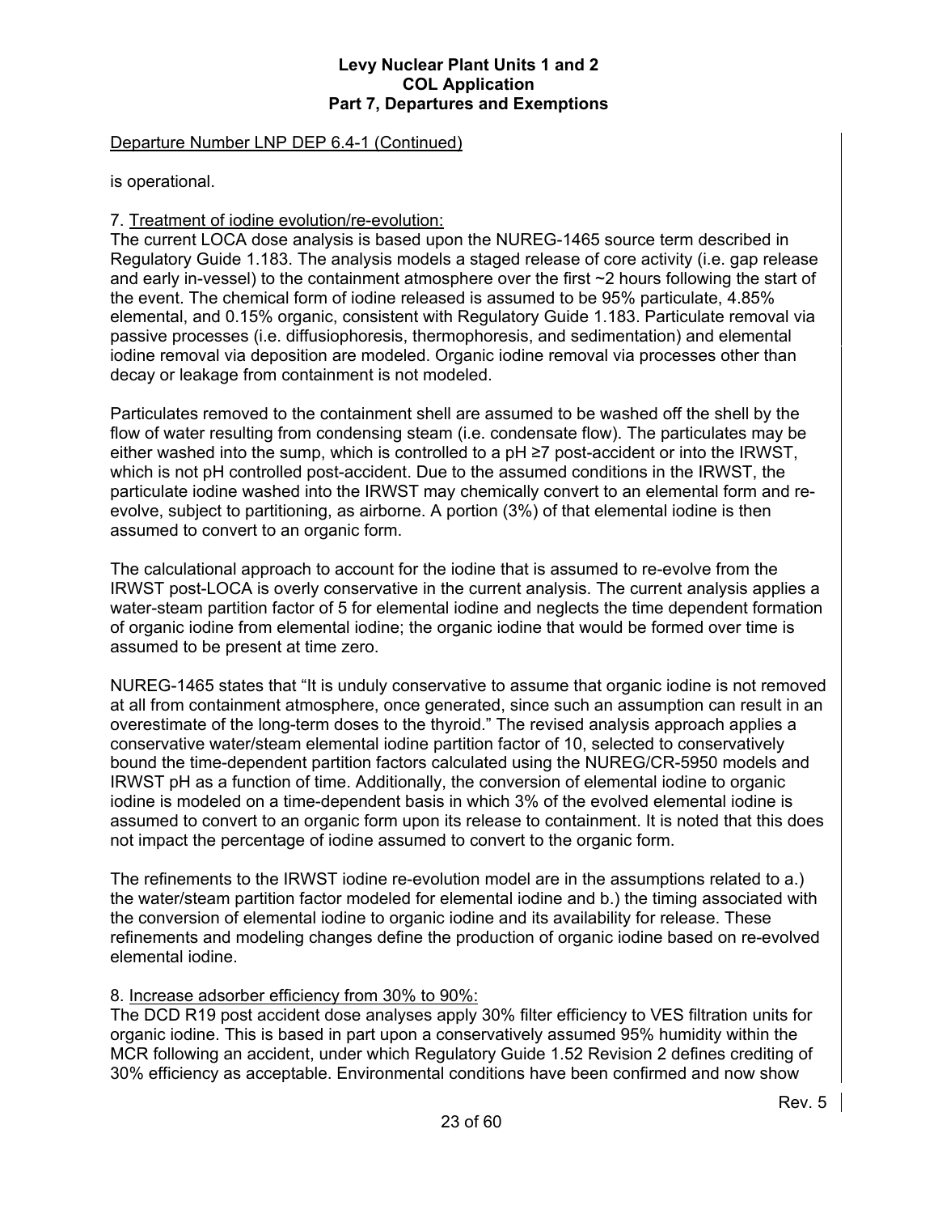Departure Number LNP DEP 6.4-1 (Continued)

is operational.

7. Treatment of iodine evolution/re-evolution:
The current LOCA dose analysis is based upon the NUREG-1465 source term described in Regulatory Guide 1.183. The analysis models a staged release of core activity (i.e. gap release and early in-vessel) to the containment atmosphere over the first ~2 hours following the start of the event. The chemical form of iodine released is assumed to be 95% particulate, 4.85% elemental, and 0.15% organic, consistent with Regulatory Guide 1.183. Particulate removal via passive processes (i.e. diffusiophoresis, thermophoresis, and sedimentation) and elemental iodine removal via deposition are modeled. Organic iodine removal via processes other than decay or leakage from containment is not modeled.

Particulates removed to the containment shell are assumed to be washed off the shell by the flow of water resulting from condensing steam (i.e. condensate flow). The particulates may be either washed into the sump, which is controlled to a pH ≥7 post-accident or into the IRWST, which is not pH controlled post-accident. Due to the assumed conditions in the IRWST, the particulate iodine washed into the IRWST may chemically convert to an elemental form and re-evolve, subject to partitioning, as airborne. A portion (3%) of that elemental iodine is then assumed to convert to an organic form.

The calculational approach to account for the iodine that is assumed to re-evolve from the IRWST post-LOCA is overly conservative in the current analysis. The current analysis applies a water-steam partition factor of 5 for elemental iodine and neglects the time dependent formation of organic iodine from elemental iodine; the organic iodine that would be formed over time is assumed to be present at time zero.

NUREG-1465 states that "It is unduly conservative to assume that organic iodine is not removed at all from containment atmosphere, once generated, since such an assumption can result in an overestimate of the long-term doses to the thyroid." The revised analysis approach applies a conservative water/steam elemental iodine partition factor of 10, selected to conservatively bound the time-dependent partition factors calculated using the NUREG/CR-5950 models and IRWST pH as a function of time. Additionally, the conversion of elemental iodine to organic iodine is modeled on a time-dependent basis in which 3% of the evolved elemental iodine is assumed to convert to an organic form upon its release to containment. It is noted that this does not impact the percentage of iodine assumed to convert to the organic form.

The refinements to the IRWST iodine re-evolution model are in the assumptions related to a.) the water/steam partition factor modeled for elemental iodine and b.) the timing associated with the conversion of elemental iodine to organic iodine and its availability for release. These refinements and modeling changes define the production of organic iodine based on re-evolved elemental iodine.

8. Increase adsorber efficiency from 30% to 90%:
The DCD R19 post accident dose analyses apply 30% filter efficiency to VES filtration units for organic iodine. This is based in part upon a conservatively assumed 95% humidity within the MCR following an accident, under which Regulatory Guide 1.52 Revision 2 defines crediting of 30% efficiency as acceptable. Environmental conditions have been confirmed and now show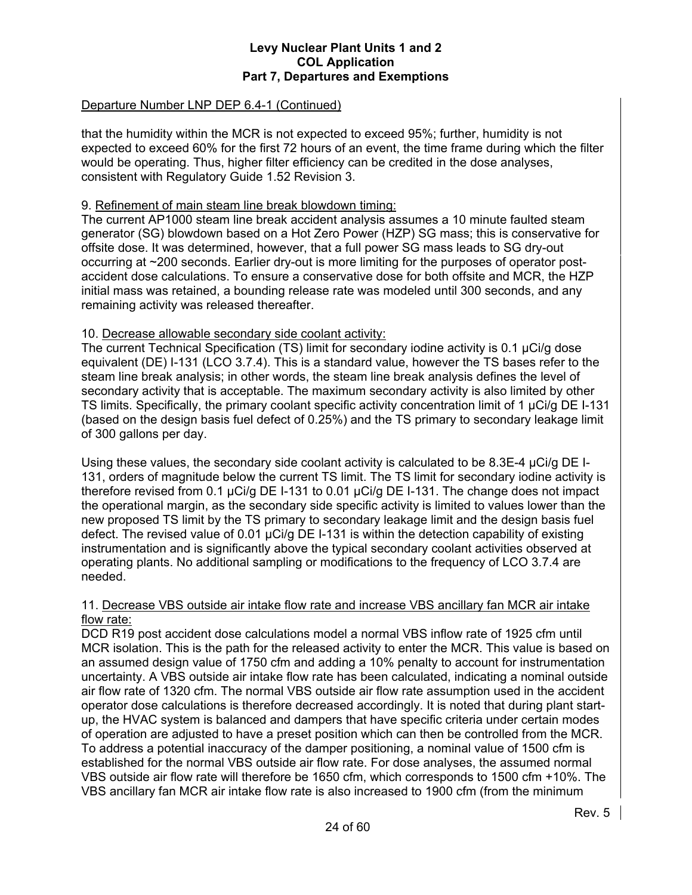Departure Number LNP DEP 6.4-1 (Continued)

that the humidity within the MCR is not expected to exceed 95%; further, humidity is not expected to exceed 60% for the first 72 hours of an event, the time frame during which the filter would be operating. Thus, higher filter efficiency can be credited in the dose analyses, consistent with Regulatory Guide 1.52 Revision 3.

9. Refinement of main steam line break blowdown timing:
The current AP1000 steam line break accident analysis assumes a 10 minute faulted steam generator (SG) blowdown based on a Hot Zero Power (HZP) SG mass; this is conservative for offsite dose. It was determined, however, that a full power SG mass leads to SG dry-out occurring at ~200 seconds. Earlier dry-out is more limiting for the purposes of operator post-accident dose calculations. To ensure a conservative dose for both offsite and MCR, the HZP initial mass was retained, a bounding release rate was modeled until 300 seconds, and any remaining activity was released thereafter.

10. Decrease allowable secondary side coolant activity:
The current Technical Specification (TS) limit for secondary iodine activity is 0.1 μCi/g dose equivalent (DE) I-131 (LCO 3.7.4). This is a standard value, however the TS bases refer to the steam line break analysis; in other words, the steam line break analysis defines the level of secondary activity that is acceptable. The maximum secondary activity is also limited by other TS limits. Specifically, the primary coolant specific activity concentration limit of 1 μCi/g DE I-131 (based on the design basis fuel defect of 0.25%) and the TS primary to secondary leakage limit of 300 gallons per day.

Using these values, the secondary side coolant activity is calculated to be 8.3E-4 μCi/g DE I-131, orders of magnitude below the current TS limit. The TS limit for secondary iodine activity is therefore revised from 0.1 μCi/g DE I-131 to 0.01 μCi/g DE I-131. The change does not impact the operational margin, as the secondary side specific activity is limited to values lower than the new proposed TS limit by the TS primary to secondary leakage limit and the design basis fuel defect. The revised value of 0.01 μCi/g DE I-131 is within the detection capability of existing instrumentation and is significantly above the typical secondary coolant activities observed at operating plants. No additional sampling or modifications to the frequency of LCO 3.7.4 are needed.

11. Decrease VBS outside air intake flow rate and increase VBS ancillary fan MCR air intake flow rate:
DCD R19 post accident dose calculations model a normal VBS inflow rate of 1925 cfm until MCR isolation. This is the path for the released activity to enter the MCR. This value is based on an assumed design value of 1750 cfm and adding a 10% penalty to account for instrumentation uncertainty. A VBS outside air intake flow rate has been calculated, indicating a nominal outside air flow rate of 1320 cfm. The normal VBS outside air flow rate assumption used in the accident operator dose calculations is therefore decreased accordingly. It is noted that during plant start-up, the HVAC system is balanced and dampers that have specific criteria under certain modes of operation are adjusted to have a preset position which can then be controlled from the MCR. To address a potential inaccuracy of the damper positioning, a nominal value of 1500 cfm is established for the normal VBS outside air flow rate. For dose analyses, the assumed normal VBS outside air flow rate will therefore be 1650 cfm, which corresponds to 1500 cfm +10%. The VBS ancillary fan MCR air intake flow rate is also increased to 1900 cfm (from the minimum

Rev. 5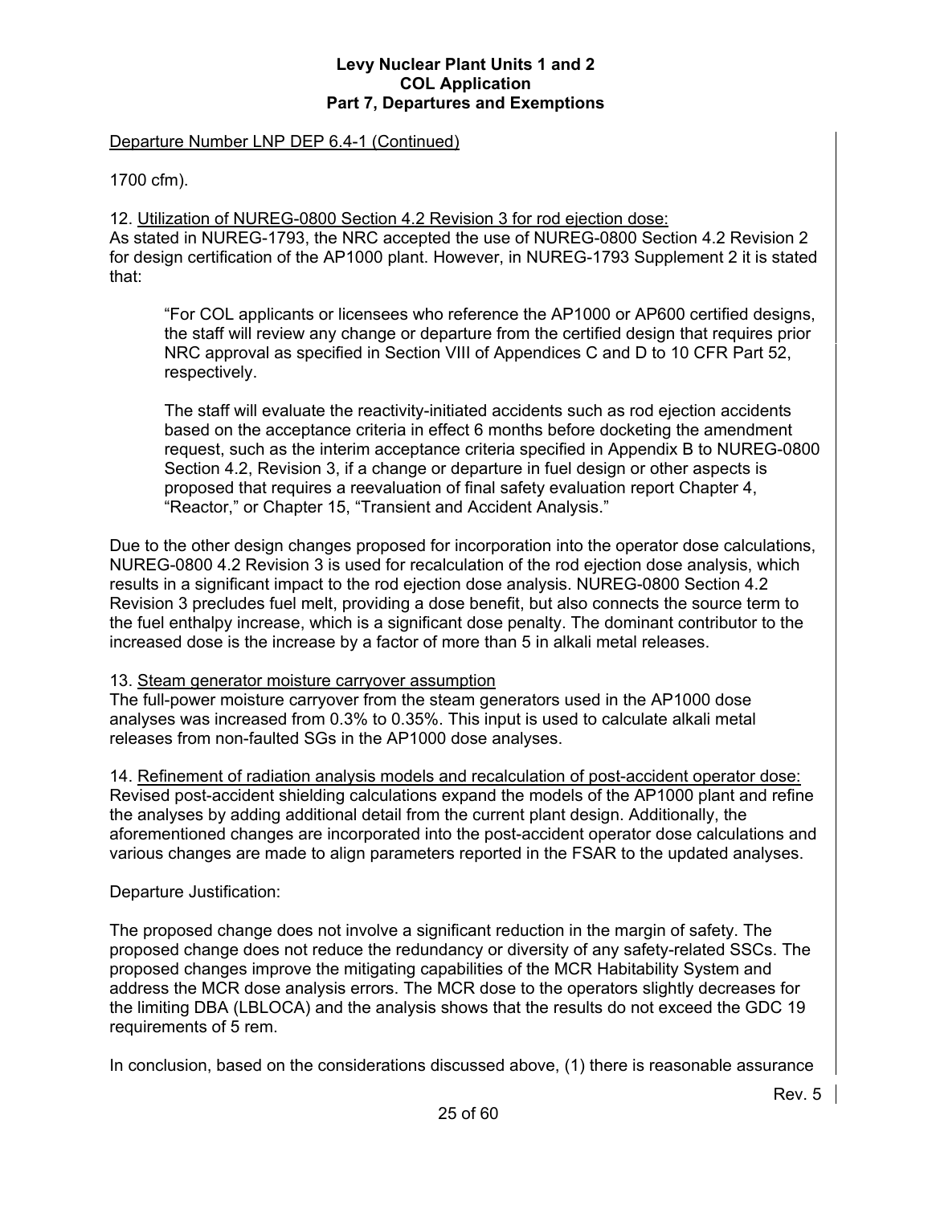Departure Number LNP DEP 6.4-1 (Continued)

1700 cfm).

12. Utilization of NUREG-0800 Section 4.2 Revision 3 for rod ejection dose:
As stated in NUREG-1793, the NRC accepted the use of NUREG-0800 Section 4.2 Revision 2 for design certification of the AP1000 plant. However, in NUREG-1793 Supplement 2 it is stated that:

> "For COL applicants or licensees who reference the AP1000 or AP600 certified designs, the staff will review any change or departure from the certified design that requires prior NRC approval as specified in Section VIII of Appendices C and D to 10 CFR Part 52, respectively.
>
> The staff will evaluate the reactivity-initiated accidents such as rod ejection accidents based on the acceptance criteria in effect 6 months before docketing the amendment request, such as the interim acceptance criteria specified in Appendix B to NUREG-0800 Section 4.2, Revision 3, if a change or departure in fuel design or other aspects is proposed that requires a reevaluation of final safety evaluation report Chapter 4, "Reactor," or Chapter 15, "Transient and Accident Analysis."

Due to the other design changes proposed for incorporation into the operator dose calculations, NUREG-0800 4.2 Revision 3 is used for recalculation of the rod ejection dose analysis, which results in a significant impact to the rod ejection dose analysis. NUREG-0800 Section 4.2 Revision 3 precludes fuel melt, providing a dose benefit, but also connects the source term to the fuel enthalpy increase, which is a significant dose penalty. The dominant contributor to the increased dose is the increase by a factor of more than 5 in alkali metal releases.

13. Steam generator moisture carryover assumption
The full-power moisture carryover from the steam generators used in the AP1000 dose analyses was increased from 0.3% to 0.35%. This input is used to calculate alkali metal releases from non-faulted SGs in the AP1000 dose analyses.

14. Refinement of radiation analysis models and recalculation of post-accident operator dose:
Revised post-accident shielding calculations expand the models of the AP1000 plant and refine the analyses by adding additional detail from the current plant design. Additionally, the aforementioned changes are incorporated into the post-accident operator dose calculations and various changes are made to align parameters reported in the FSAR to the updated analyses.

Departure Justification:

The proposed change does not involve a significant reduction in the margin of safety. The proposed change does not reduce the redundancy or diversity of any safety-related SSCs. The proposed changes improve the mitigating capabilities of the MCR Habitability System and address the MCR dose analysis errors. The MCR dose to the operators slightly decreases for the limiting DBA (LBLOCA) and the analysis shows that the results do not exceed the GDC 19 requirements of 5 rem.

In conclusion, based on the considerations discussed above, (1) there is reasonable assurance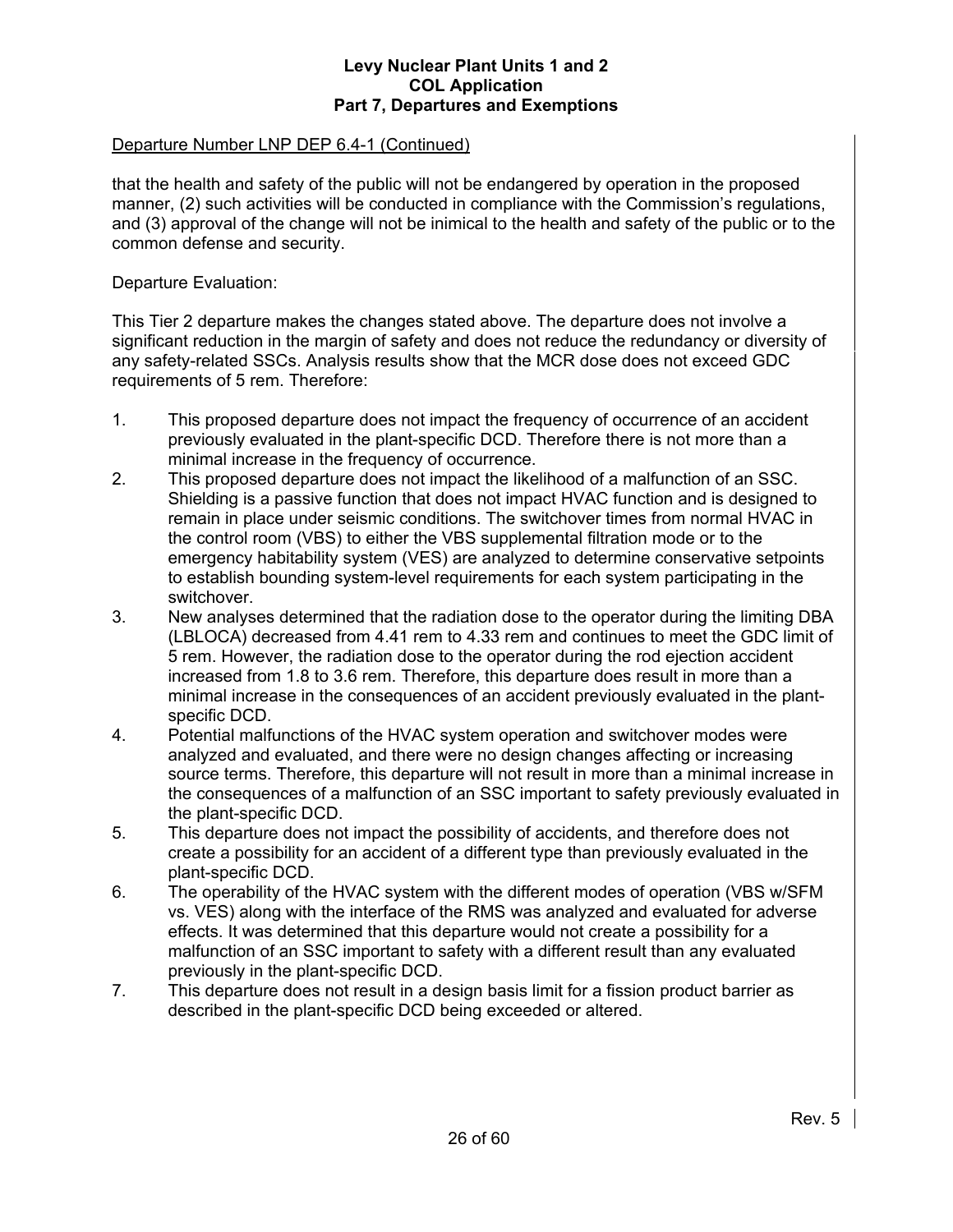Departure Number LNP DEP 6.4-1 (Continued)

that the health and safety of the public will not be endangered by operation in the proposed manner, (2) such activities will be conducted in compliance with the Commission's regulations, and (3) approval of the change will not be inimical to the health and safety of the public or to the common defense and security.

Departure Evaluation:

This Tier 2 departure makes the changes stated above. The departure does not involve a significant reduction in the margin of safety and does not reduce the redundancy or diversity of any safety-related SSCs. Analysis results show that the MCR dose does not exceed GDC requirements of 5 rem. Therefore:

1. This proposed departure does not impact the frequency of occurrence of an accident previously evaluated in the plant-specific DCD. Therefore there is not more than a minimal increase in the frequency of occurrence.
2. This proposed departure does not impact the likelihood of a malfunction of an SSC. Shielding is a passive function that does not impact HVAC function and is designed to remain in place under seismic conditions. The switchover times from normal HVAC in the control room (VBS) to either the VBS supplemental filtration mode or to the emergency habitability system (VES) are analyzed to determine conservative setpoints to establish bounding system-level requirements for each system participating in the switchover.
3. New analyses determined that the radiation dose to the operator during the limiting DBA (LBLOCA) decreased from 4.41 rem to 4.33 rem and continues to meet the GDC limit of 5 rem. However, the radiation dose to the operator during the rod ejection accident increased from 1.8 to 3.6 rem. Therefore, this departure does result in more than a minimal increase in the consequences of an accident previously evaluated in the plant-specific DCD.
4. Potential malfunctions of the HVAC system operation and switchover modes were analyzed and evaluated, and there were no design changes affecting or increasing source terms. Therefore, this departure will not result in more than a minimal increase in the consequences of a malfunction of an SSC important to safety previously evaluated in the plant-specific DCD.
5. This departure does not impact the possibility of accidents, and therefore does not create a possibility for an accident of a different type than previously evaluated in the plant-specific DCD.
6. The operability of the HVAC system with the different modes of operation (VBS w/SFM vs. VES) along with the interface of the RMS was analyzed and evaluated for adverse effects. It was determined that this departure would not create a possibility for a malfunction of an SSC important to safety with a different result than any evaluated previously in the plant-specific DCD.
7. This departure does not result in a design basis limit for a fission product barrier as described in the plant-specific DCD being exceeded or altered.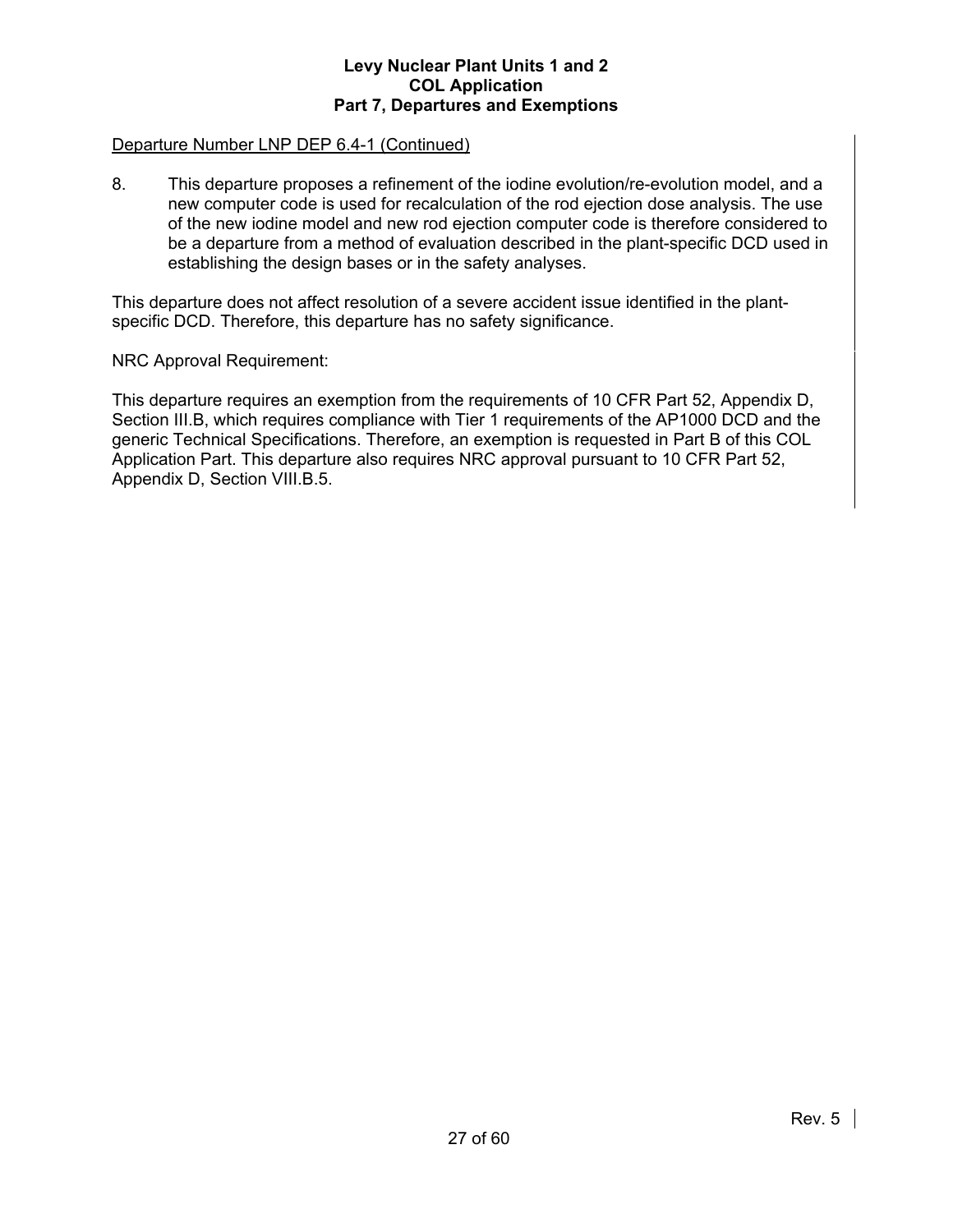<u>Departure Number LNP DEP 6.4-1 (Continued)</u>

8. This departure proposes a refinement of the iodine evolution/re-evolution model, and a new computer code is used for recalculation of the rod ejection dose analysis. The use of the new iodine model and new rod ejection computer code is therefore considered to be a departure from a method of evaluation described in the plant-specific DCD used in establishing the design bases or in the safety analyses.

This departure does not affect resolution of a severe accident issue identified in the plant-specific DCD. Therefore, this departure has no safety significance.

NRC Approval Requirement:

This departure requires an exemption from the requirements of 10 CFR Part 52, Appendix D, Section III.B, which requires compliance with Tier 1 requirements of the AP1000 DCD and the generic Technical Specifications. Therefore, an exemption is requested in Part B of this COL Application Part. This departure also requires NRC approval pursuant to 10 CFR Part 52, Appendix D, Section VIII.B.5.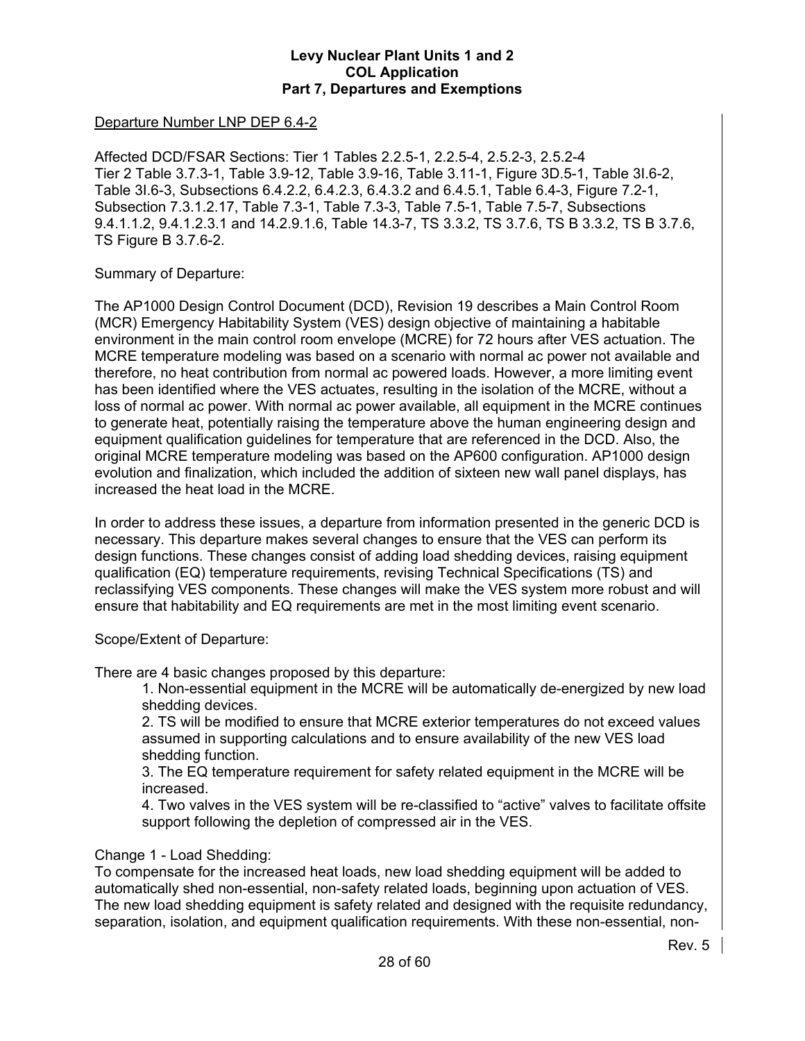Departure Number LNP DEP 6.4-2

Affected DCD/FSAR Sections: Tier 1 Tables 2.2.5-1, 2.2.5-4, 2.5.2-3, 2.5.2-4
Tier 2 Table 3.7.3-1, Table 3.9-12, Table 3.9-16, Table 3.11-1, Figure 3D.5-1, Table 3I.6-2, Table 3I.6-3, Subsections 6.4.2.2, 6.4.2.3, 6.4.3.2 and 6.4.5.1, Table 6.4-3, Figure 7.2-1, Subsection 7.3.1.2.17, Table 7.3-1, Table 7.3-3, Table 7.5-1, Table 7.5-7, Subsections 9.4.1.1.2, 9.4.1.2.3.1 and 14.2.9.1.6, Table 14.3-7, TS 3.3.2, TS 3.7.6, TS B 3.3.2, TS B 3.7.6, TS Figure B 3.7.6-2.

Summary of Departure:

The AP1000 Design Control Document (DCD), Revision 19 describes a Main Control Room (MCR) Emergency Habitability System (VES) design objective of maintaining a habitable environment in the main control room envelope (MCRE) for 72 hours after VES actuation. The MCRE temperature modeling was based on a scenario with normal ac power not available and therefore, no heat contribution from normal ac powered loads. However, a more limiting event has been identified where the VES actuates, resulting in the isolation of the MCRE, without a loss of normal ac power. With normal ac power available, all equipment in the MCRE continues to generate heat, potentially raising the temperature above the human engineering design and equipment qualification guidelines for temperature that are referenced in the DCD. Also, the original MCRE temperature modeling was based on the AP600 configuration. AP1000 design evolution and finalization, which included the addition of sixteen new wall panel displays, has increased the heat load in the MCRE.

In order to address these issues, a departure from information presented in the generic DCD is necessary. This departure makes several changes to ensure that the VES can perform its design functions. These changes consist of adding load shedding devices, raising equipment qualification (EQ) temperature requirements, revising Technical Specifications (TS) and reclassifying VES components. These changes will make the VES system more robust and will ensure that habitability and EQ requirements are met in the most limiting event scenario.

Scope/Extent of Departure:

There are 4 basic changes proposed by this departure:

1. Non-essential equipment in the MCRE will be automatically de-energized by new load shedding devices.
2. TS will be modified to ensure that MCRE exterior temperatures do not exceed values assumed in supporting calculations and to ensure availability of the new VES load shedding function.
3. The EQ temperature requirement for safety related equipment in the MCRE will be increased.
4. Two valves in the VES system will be re-classified to "active" valves to facilitate offsite support following the depletion of compressed air in the VES.

Change 1 - Load Shedding:
To compensate for the increased heat loads, new load shedding equipment will be added to automatically shed non-essential, non-safety related loads, beginning upon actuation of VES. The new load shedding equipment is safety related and designed with the requisite redundancy, separation, isolation, and equipment qualification requirements. With these non-essential, non-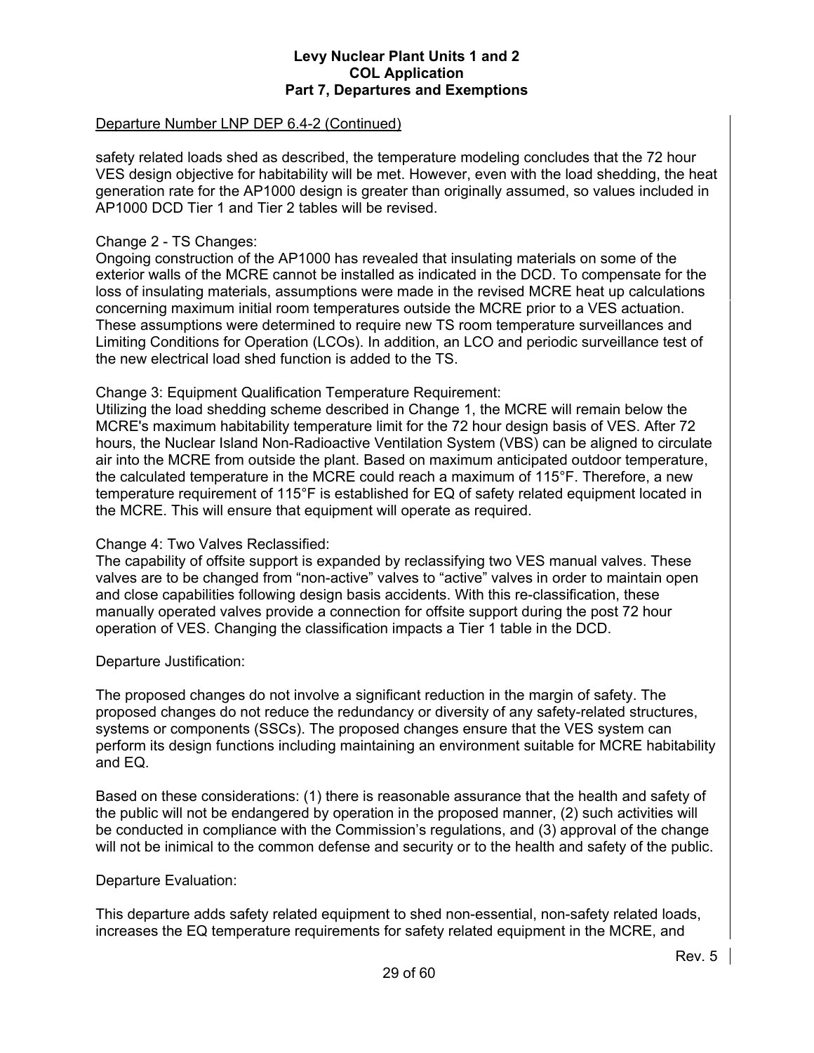Departure Number LNP DEP 6.4-2 (Continued)

safety related loads shed as described, the temperature modeling concludes that the 72 hour VES design objective for habitability will be met. However, even with the load shedding, the heat generation rate for the AP1000 design is greater than originally assumed, so values included in AP1000 DCD Tier 1 and Tier 2 tables will be revised.

Change 2 - TS Changes:
Ongoing construction of the AP1000 has revealed that insulating materials on some of the exterior walls of the MCRE cannot be installed as indicated in the DCD. To compensate for the loss of insulating materials, assumptions were made in the revised MCRE heat up calculations concerning maximum initial room temperatures outside the MCRE prior to a VES actuation. These assumptions were determined to require new TS room temperature surveillances and Limiting Conditions for Operation (LCOs). In addition, an LCO and periodic surveillance test of the new electrical load shed function is added to the TS.

Change 3: Equipment Qualification Temperature Requirement:
Utilizing the load shedding scheme described in Change 1, the MCRE will remain below the MCRE's maximum habitability temperature limit for the 72 hour design basis of VES. After 72 hours, the Nuclear Island Non-Radioactive Ventilation System (VBS) can be aligned to circulate air into the MCRE from outside the plant. Based on maximum anticipated outdoor temperature, the calculated temperature in the MCRE could reach a maximum of 115°F. Therefore, a new temperature requirement of 115°F is established for EQ of safety related equipment located in the MCRE. This will ensure that equipment will operate as required.

Change 4: Two Valves Reclassified:
The capability of offsite support is expanded by reclassifying two VES manual valves. These valves are to be changed from "non-active" valves to "active" valves in order to maintain open and close capabilities following design basis accidents. With this re-classification, these manually operated valves provide a connection for offsite support during the post 72 hour operation of VES. Changing the classification impacts a Tier 1 table in the DCD.

Departure Justification:

The proposed changes do not involve a significant reduction in the margin of safety. The proposed changes do not reduce the redundancy or diversity of any safety-related structures, systems or components (SSCs). The proposed changes ensure that the VES system can perform its design functions including maintaining an environment suitable for MCRE habitability and EQ.

Based on these considerations: (1) there is reasonable assurance that the health and safety of the public will not be endangered by operation in the proposed manner, (2) such activities will be conducted in compliance with the Commission's regulations, and (3) approval of the change will not be inimical to the common defense and security or to the health and safety of the public.

Departure Evaluation:

This departure adds safety related equipment to shed non-essential, non-safety related loads, increases the EQ temperature requirements for safety related equipment in the MCRE, and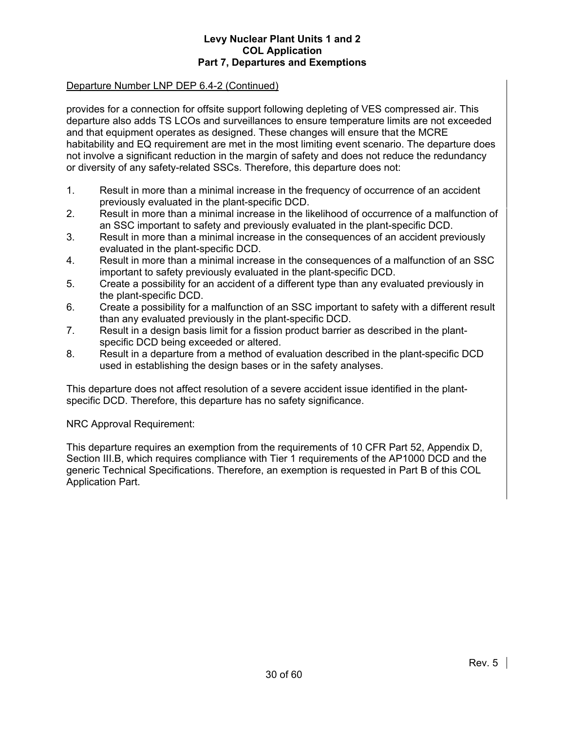Departure Number LNP DEP 6.4-2 (Continued)

provides for a connection for offsite support following depleting of VES compressed air. This departure also adds TS LCOs and surveillances to ensure temperature limits are not exceeded and that equipment operates as designed. These changes will ensure that the MCRE habitability and EQ requirement are met in the most limiting event scenario. The departure does not involve a significant reduction in the margin of safety and does not reduce the redundancy or diversity of any safety-related SSCs. Therefore, this departure does not:

1. Result in more than a minimal increase in the frequency of occurrence of an accident previously evaluated in the plant-specific DCD.
2. Result in more than a minimal increase in the likelihood of occurrence of a malfunction of an SSC important to safety and previously evaluated in the plant-specific DCD.
3. Result in more than a minimal increase in the consequences of an accident previously evaluated in the plant-specific DCD.
4. Result in more than a minimal increase in the consequences of a malfunction of an SSC important to safety previously evaluated in the plant-specific DCD.
5. Create a possibility for an accident of a different type than any evaluated previously in the plant-specific DCD.
6. Create a possibility for a malfunction of an SSC important to safety with a different result than any evaluated previously in the plant-specific DCD.
7. Result in a design basis limit for a fission product barrier as described in the plant-specific DCD being exceeded or altered.
8. Result in a departure from a method of evaluation described in the plant-specific DCD used in establishing the design bases or in the safety analyses.

This departure does not affect resolution of a severe accident issue identified in the plant-specific DCD. Therefore, this departure has no safety significance.

NRC Approval Requirement:

This departure requires an exemption from the requirements of 10 CFR Part 52, Appendix D, Section III.B, which requires compliance with Tier 1 requirements of the AP1000 DCD and the generic Technical Specifications. Therefore, an exemption is requested in Part B of this COL Application Part.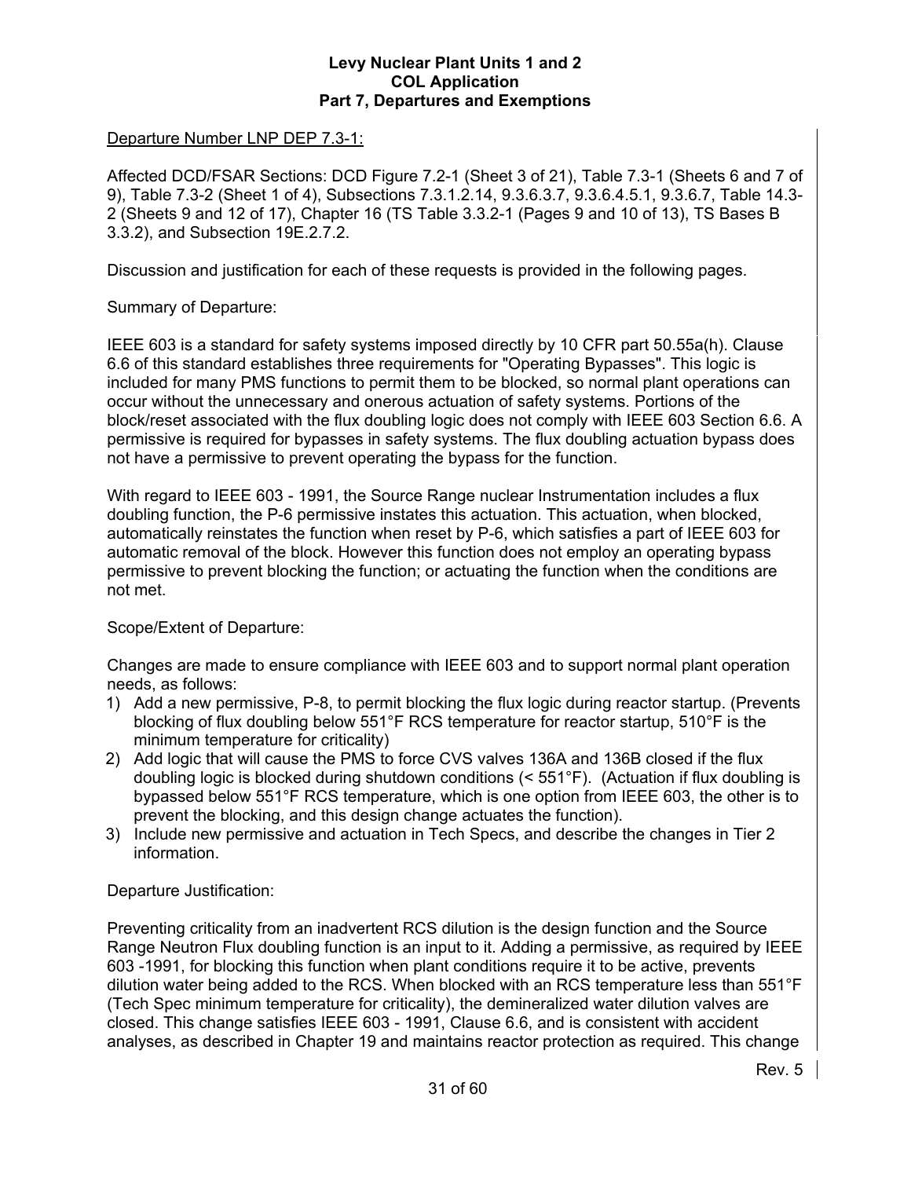Departure Number LNP DEP 7.3-1:

Affected DCD/FSAR Sections: DCD Figure 7.2-1 (Sheet 3 of 21), Table 7.3-1 (Sheets 6 and 7 of 9), Table 7.3-2 (Sheet 1 of 4), Subsections 7.3.1.2.14, 9.3.6.3.7, 9.3.6.4.5.1, 9.3.6.7, Table 14.3-2 (Sheets 9 and 12 of 17), Chapter 16 (TS Table 3.3.2-1 (Pages 9 and 10 of 13), TS Bases B 3.3.2), and Subsection 19E.2.7.2.

Discussion and justification for each of these requests is provided in the following pages.

Summary of Departure:

IEEE 603 is a standard for safety systems imposed directly by 10 CFR part 50.55a(h). Clause 6.6 of this standard establishes three requirements for "Operating Bypasses". This logic is included for many PMS functions to permit them to be blocked, so normal plant operations can occur without the unnecessary and onerous actuation of safety systems. Portions of the block/reset associated with the flux doubling logic does not comply with IEEE 603 Section 6.6. A permissive is required for bypasses in safety systems. The flux doubling actuation bypass does not have a permissive to prevent operating the bypass for the function.

With regard to IEEE 603 - 1991, the Source Range nuclear Instrumentation includes a flux doubling function, the P-6 permissive instates this actuation. This actuation, when blocked, automatically reinstates the function when reset by P-6, which satisfies a part of IEEE 603 for automatic removal of the block. However this function does not employ an operating bypass permissive to prevent blocking the function; or actuating the function when the conditions are not met.

Scope/Extent of Departure:

Changes are made to ensure compliance with IEEE 603 and to support normal plant operation needs, as follows:

1) Add a new permissive, P-8, to permit blocking the flux logic during reactor startup. (Prevents blocking of flux doubling below 551°F RCS temperature for reactor startup, 510°F is the minimum temperature for criticality)
2) Add logic that will cause the PMS to force CVS valves 136A and 136B closed if the flux doubling logic is blocked during shutdown conditions (< 551°F). (Actuation if flux doubling is bypassed below 551°F RCS temperature, which is one option from IEEE 603, the other is to prevent the blocking, and this design change actuates the function).
3) Include new permissive and actuation in Tech Specs, and describe the changes in Tier 2 information.

Departure Justification:

Preventing criticality from an inadvertent RCS dilution is the design function and the Source Range Neutron Flux doubling function is an input to it. Adding a permissive, as required by IEEE 603 -1991, for blocking this function when plant conditions require it to be active, prevents dilution water being added to the RCS. When blocked with an RCS temperature less than 551°F (Tech Spec minimum temperature for criticality), the demineralized water dilution valves are closed. This change satisfies IEEE 603 - 1991, Clause 6.6, and is consistent with accident analyses, as described in Chapter 19 and maintains reactor protection as required. This change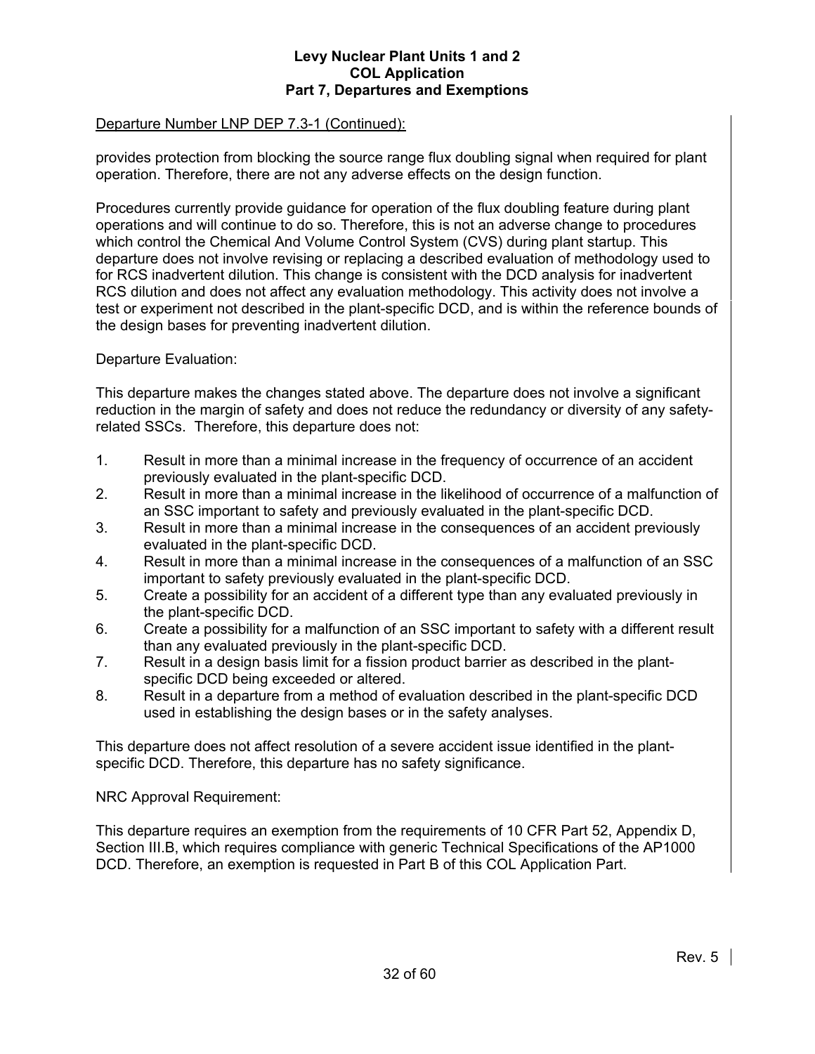Departure Number LNP DEP 7.3-1 (Continued):

provides protection from blocking the source range flux doubling signal when required for plant operation. Therefore, there are not any adverse effects on the design function.

Procedures currently provide guidance for operation of the flux doubling feature during plant operations and will continue to do so. Therefore, this is not an adverse change to procedures which control the Chemical And Volume Control System (CVS) during plant startup. This departure does not involve revising or replacing a described evaluation of methodology used to for RCS inadvertent dilution. This change is consistent with the DCD analysis for inadvertent RCS dilution and does not affect any evaluation methodology. This activity does not involve a test or experiment not described in the plant-specific DCD, and is within the reference bounds of the design bases for preventing inadvertent dilution.

Departure Evaluation:

This departure makes the changes stated above. The departure does not involve a significant reduction in the margin of safety and does not reduce the redundancy or diversity of any safety-related SSCs. Therefore, this departure does not:

1. Result in more than a minimal increase in the frequency of occurrence of an accident previously evaluated in the plant-specific DCD.
2. Result in more than a minimal increase in the likelihood of occurrence of a malfunction of an SSC important to safety and previously evaluated in the plant-specific DCD.
3. Result in more than a minimal increase in the consequences of an accident previously evaluated in the plant-specific DCD.
4. Result in more than a minimal increase in the consequences of a malfunction of an SSC important to safety previously evaluated in the plant-specific DCD.
5. Create a possibility for an accident of a different type than any evaluated previously in the plant-specific DCD.
6. Create a possibility for a malfunction of an SSC important to safety with a different result than any evaluated previously in the plant-specific DCD.
7. Result in a design basis limit for a fission product barrier as described in the plant-specific DCD being exceeded or altered.
8. Result in a departure from a method of evaluation described in the plant-specific DCD used in establishing the design bases or in the safety analyses.

This departure does not affect resolution of a severe accident issue identified in the plant-specific DCD. Therefore, this departure has no safety significance.

NRC Approval Requirement:

This departure requires an exemption from the requirements of 10 CFR Part 52, Appendix D, Section III.B, which requires compliance with generic Technical Specifications of the AP1000 DCD. Therefore, an exemption is requested in Part B of this COL Application Part.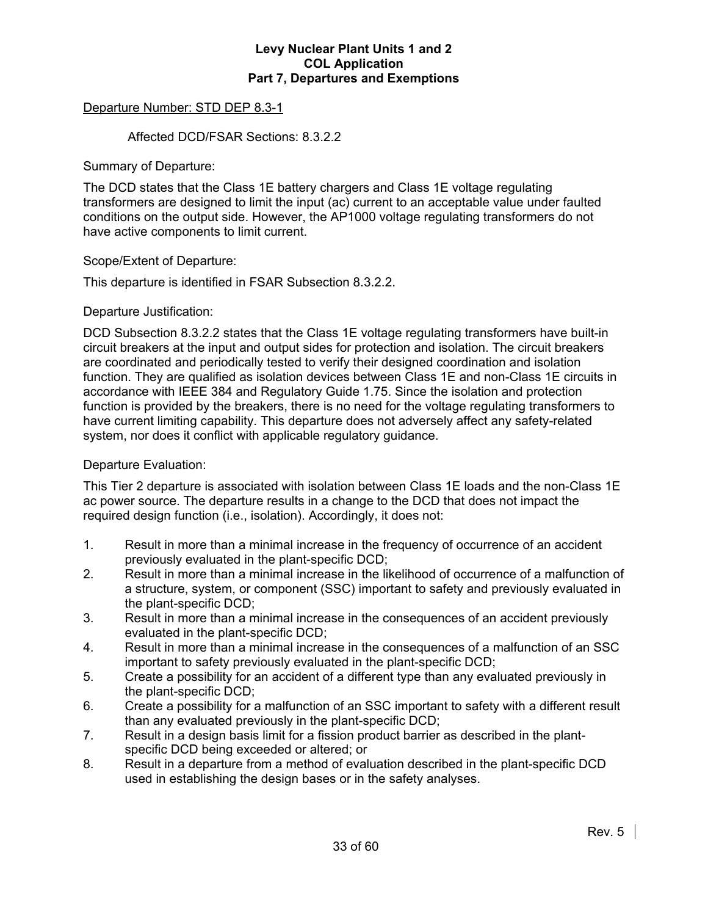Departure Number: STD DEP 8.3-1

Affected DCD/FSAR Sections: 8.3.2.2

Summary of Departure:

The DCD states that the Class 1E battery chargers and Class 1E voltage regulating transformers are designed to limit the input (ac) current to an acceptable value under faulted conditions on the output side. However, the AP1000 voltage regulating transformers do not have active components to limit current.

Scope/Extent of Departure:

This departure is identified in FSAR Subsection 8.3.2.2.

Departure Justification:

DCD Subsection 8.3.2.2 states that the Class 1E voltage regulating transformers have built-in circuit breakers at the input and output sides for protection and isolation. The circuit breakers are coordinated and periodically tested to verify their designed coordination and isolation function. They are qualified as isolation devices between Class 1E and non-Class 1E circuits in accordance with IEEE 384 and Regulatory Guide 1.75. Since the isolation and protection function is provided by the breakers, there is no need for the voltage regulating transformers to have current limiting capability. This departure does not adversely affect any safety-related system, nor does it conflict with applicable regulatory guidance.

Departure Evaluation:

This Tier 2 departure is associated with isolation between Class 1E loads and the non-Class 1E ac power source. The departure results in a change to the DCD that does not impact the required design function (i.e., isolation). Accordingly, it does not:

1. Result in more than a minimal increase in the frequency of occurrence of an accident previously evaluated in the plant-specific DCD;
2. Result in more than a minimal increase in the likelihood of occurrence of a malfunction of a structure, system, or component (SSC) important to safety and previously evaluated in the plant-specific DCD;
3. Result in more than a minimal increase in the consequences of an accident previously evaluated in the plant-specific DCD;
4. Result in more than a minimal increase in the consequences of a malfunction of an SSC important to safety previously evaluated in the plant-specific DCD;
5. Create a possibility for an accident of a different type than any evaluated previously in the plant-specific DCD;
6. Create a possibility for a malfunction of an SSC important to safety with a different result than any evaluated previously in the plant-specific DCD;
7. Result in a design basis limit for a fission product barrier as described in the plant-specific DCD being exceeded or altered; or
8. Result in a departure from a method of evaluation described in the plant-specific DCD used in establishing the design bases or in the safety analyses.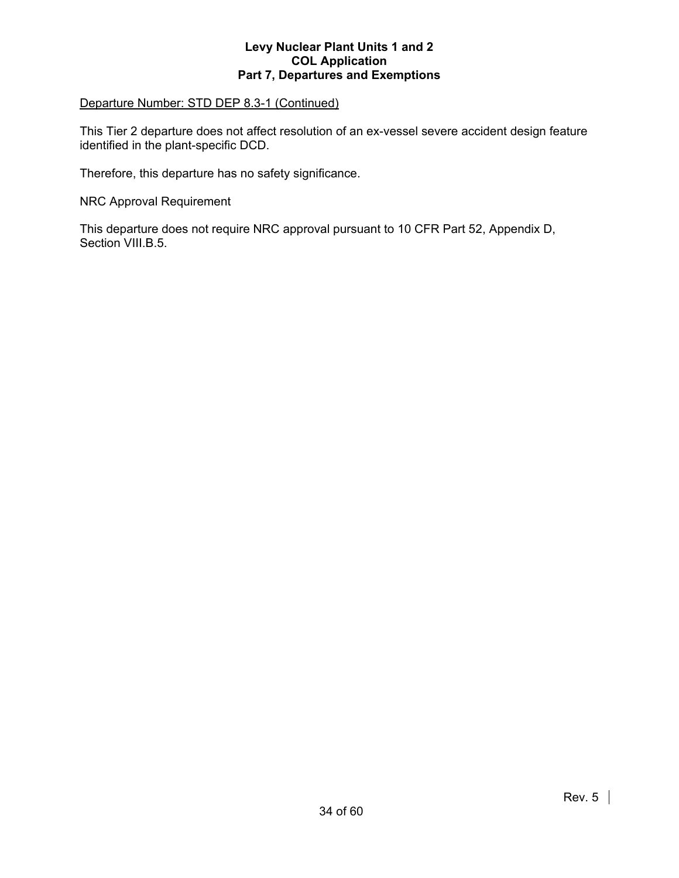Departure Number: STD DEP 8.3-1 (Continued)

This Tier 2 departure does not affect resolution of an ex-vessel severe accident design feature identified in the plant-specific DCD.

Therefore, this departure has no safety significance.

NRC Approval Requirement

This departure does not require NRC approval pursuant to 10 CFR Part 52, Appendix D, Section VIII.B.5.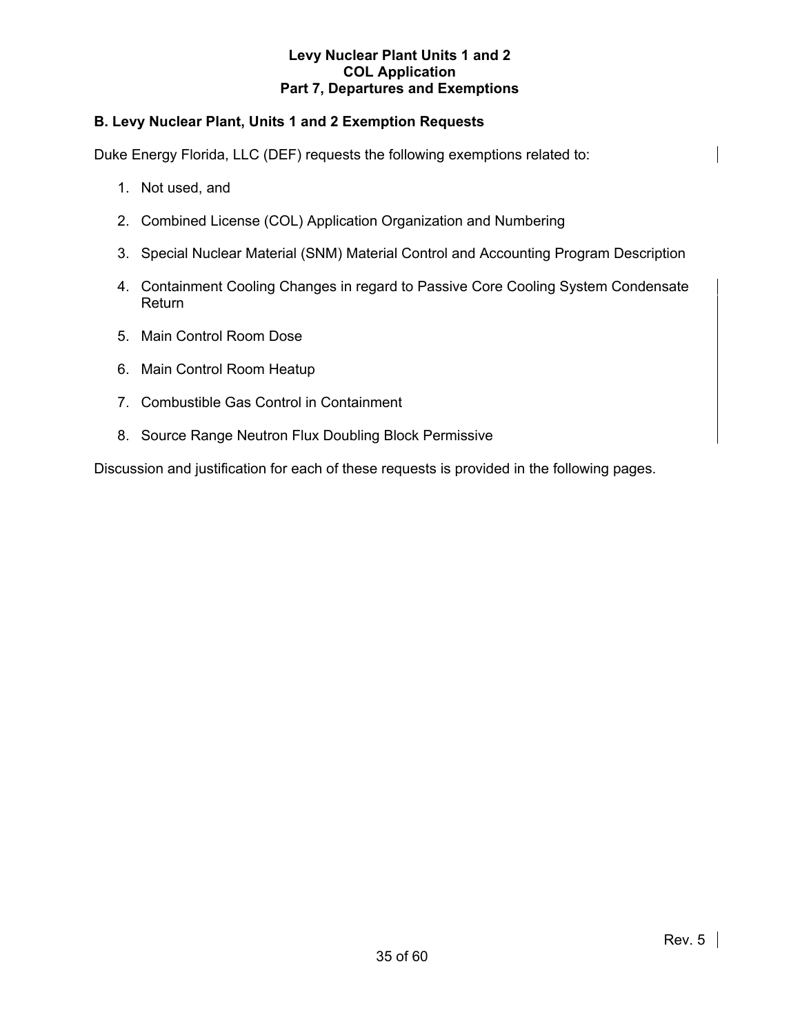## B. Levy Nuclear Plant, Units 1 and 2 Exemption Requests

Duke Energy Florida, LLC (DEF) requests the following exemptions related to:

1. Not used, and
2. Combined License (COL) Application Organization and Numbering
3. Special Nuclear Material (SNM) Material Control and Accounting Program Description
4. Containment Cooling Changes in regard to Passive Core Cooling System Condensate Return
5. Main Control Room Dose
6. Main Control Room Heatup
7. Combustible Gas Control in Containment
8. Source Range Neutron Flux Doubling Block Permissive

Discussion and justification for each of these requests is provided in the following pages.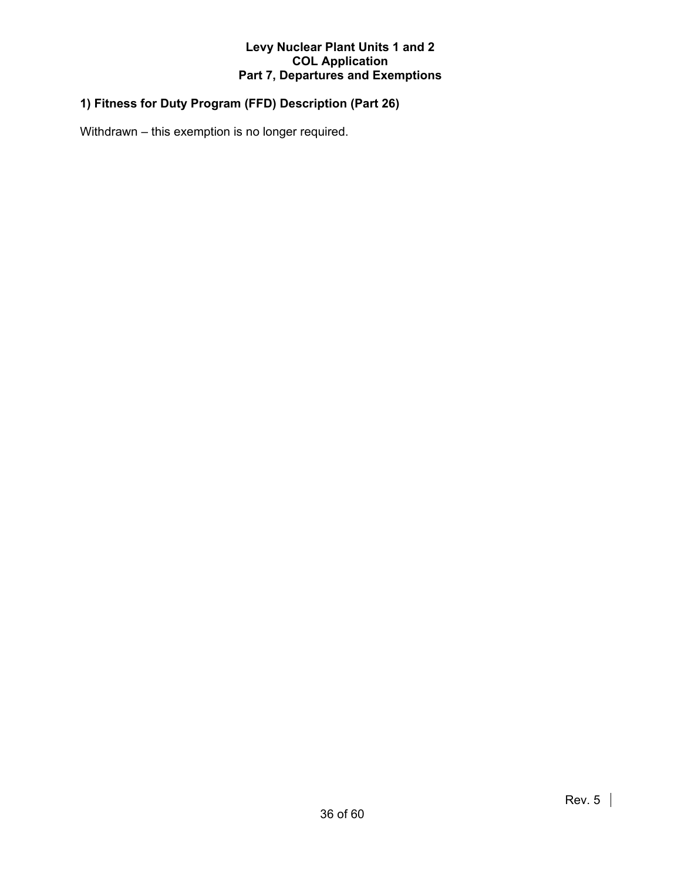## 1) Fitness for Duty Program (FFD) Description (Part 26)

Withdrawn – this exemption is no longer required.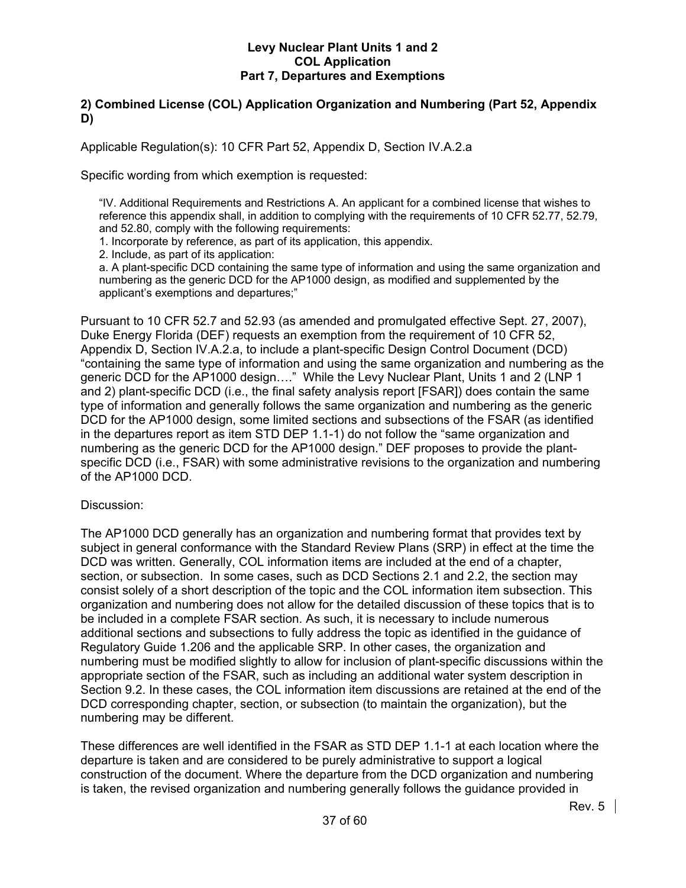**2) Combined License (COL) Application Organization and Numbering (Part 52, Appendix D)**

Applicable Regulation(s): 10 CFR Part 52, Appendix D, Section IV.A.2.a

Specific wording from which exemption is requested:

> "IV. Additional Requirements and Restrictions A. An applicant for a combined license that wishes to reference this appendix shall, in addition to complying with the requirements of 10 CFR 52.77, 52.79, and 52.80, comply with the following requirements:
>
> 1. Incorporate by reference, as part of its application, this appendix.
> 2. Include, as part of its application:
>
> a. A plant-specific DCD containing the same type of information and using the same organization and numbering as the generic DCD for the AP1000 design, as modified and supplemented by the applicant's exemptions and departures;"

Pursuant to 10 CFR 52.7 and 52.93 (as amended and promulgated effective Sept. 27, 2007), Duke Energy Florida (DEF) requests an exemption from the requirement of 10 CFR 52, Appendix D, Section IV.A.2.a, to include a plant-specific Design Control Document (DCD) "containing the same type of information and using the same organization and numbering as the generic DCD for the AP1000 design…." While the Levy Nuclear Plant, Units 1 and 2 (LNP 1 and 2) plant-specific DCD (i.e., the final safety analysis report [FSAR]) does contain the same type of information and generally follows the same organization and numbering as the generic DCD for the AP1000 design, some limited sections and subsections of the FSAR (as identified in the departures report as item STD DEP 1.1-1) do not follow the "same organization and numbering as the generic DCD for the AP1000 design." DEF proposes to provide the plant-specific DCD (i.e., FSAR) with some administrative revisions to the organization and numbering of the AP1000 DCD.

Discussion:

The AP1000 DCD generally has an organization and numbering format that provides text by subject in general conformance with the Standard Review Plans (SRP) in effect at the time the DCD was written. Generally, COL information items are included at the end of a chapter, section, or subsection. In some cases, such as DCD Sections 2.1 and 2.2, the section may consist solely of a short description of the topic and the COL information item subsection. This organization and numbering does not allow for the detailed discussion of these topics that is to be included in a complete FSAR section. As such, it is necessary to include numerous additional sections and subsections to fully address the topic as identified in the guidance of Regulatory Guide 1.206 and the applicable SRP. In other cases, the organization and numbering must be modified slightly to allow for inclusion of plant-specific discussions within the appropriate section of the FSAR, such as including an additional water system description in Section 9.2. In these cases, the COL information item discussions are retained at the end of the DCD corresponding chapter, section, or subsection (to maintain the organization), but the numbering may be different.

These differences are well identified in the FSAR as STD DEP 1.1-1 at each location where the departure is taken and are considered to be purely administrative to support a logical construction of the document. Where the departure from the DCD organization and numbering is taken, the revised organization and numbering generally follows the guidance provided in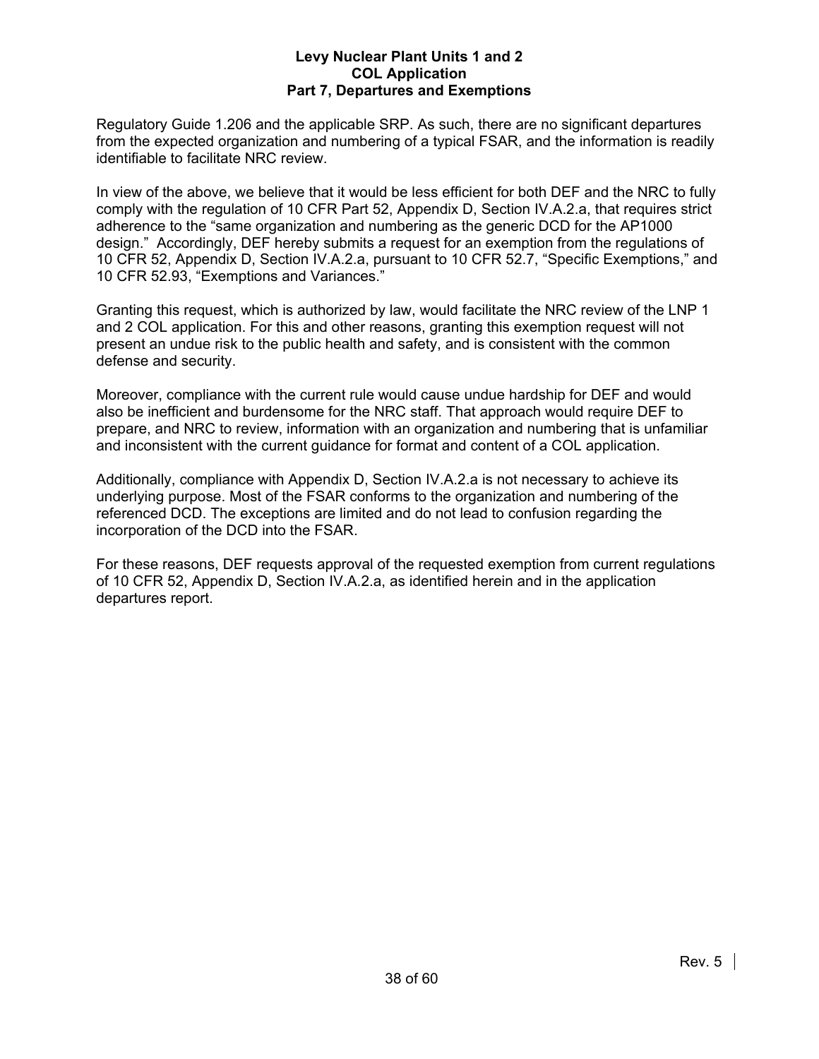Regulatory Guide 1.206 and the applicable SRP. As such, there are no significant departures from the expected organization and numbering of a typical FSAR, and the information is readily identifiable to facilitate NRC review.

In view of the above, we believe that it would be less efficient for both DEF and the NRC to fully comply with the regulation of 10 CFR Part 52, Appendix D, Section IV.A.2.a, that requires strict adherence to the "same organization and numbering as the generic DCD for the AP1000 design." Accordingly, DEF hereby submits a request for an exemption from the regulations of 10 CFR 52, Appendix D, Section IV.A.2.a, pursuant to 10 CFR 52.7, "Specific Exemptions," and 10 CFR 52.93, "Exemptions and Variances."

Granting this request, which is authorized by law, would facilitate the NRC review of the LNP 1 and 2 COL application. For this and other reasons, granting this exemption request will not present an undue risk to the public health and safety, and is consistent with the common defense and security.

Moreover, compliance with the current rule would cause undue hardship for DEF and would also be inefficient and burdensome for the NRC staff. That approach would require DEF to prepare, and NRC to review, information with an organization and numbering that is unfamiliar and inconsistent with the current guidance for format and content of a COL application.

Additionally, compliance with Appendix D, Section IV.A.2.a is not necessary to achieve its underlying purpose. Most of the FSAR conforms to the organization and numbering of the referenced DCD. The exceptions are limited and do not lead to confusion regarding the incorporation of the DCD into the FSAR.

For these reasons, DEF requests approval of the requested exemption from current regulations of 10 CFR 52, Appendix D, Section IV.A.2.a, as identified herein and in the application departures report.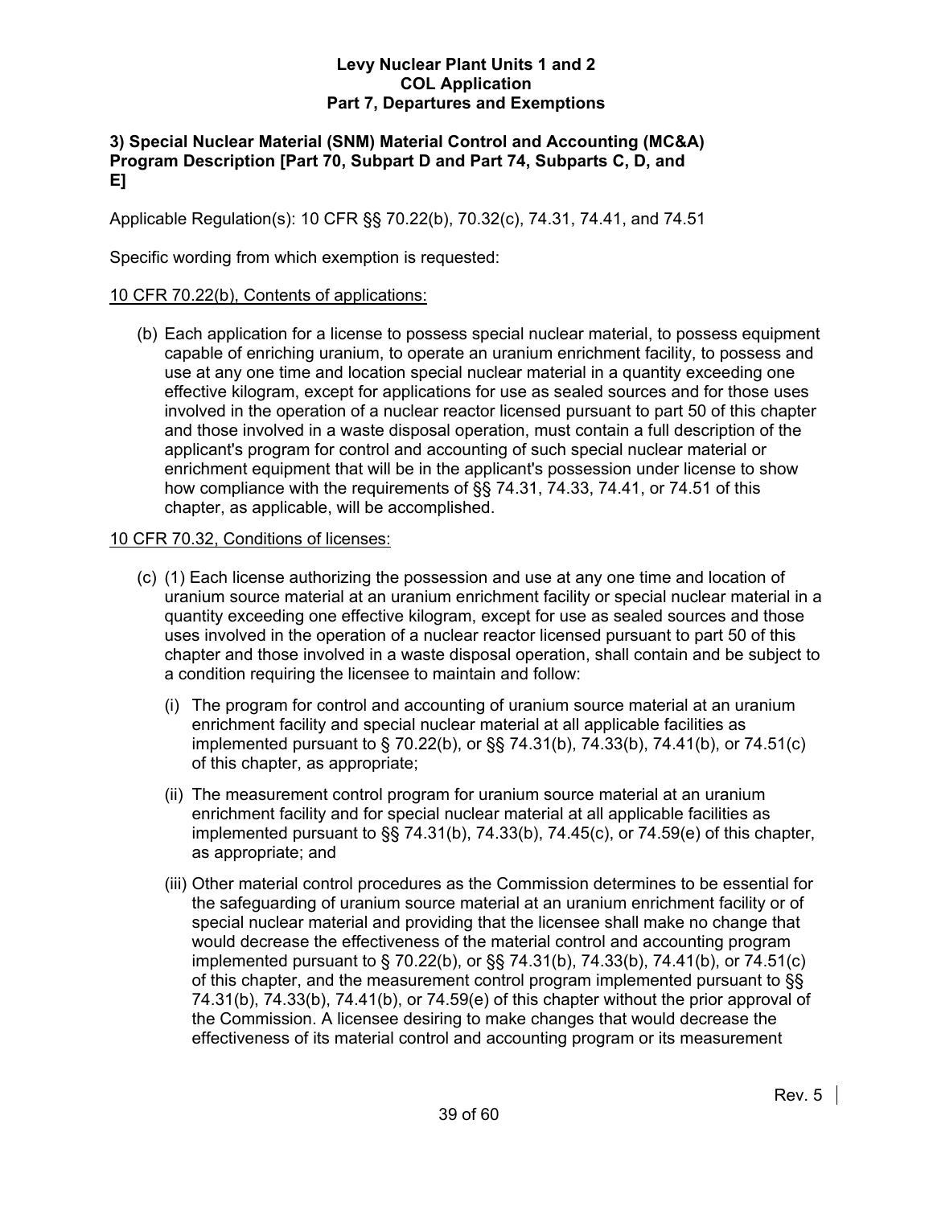**3) Special Nuclear Material (SNM) Material Control and Accounting (MC&A) Program Description [Part 70, Subpart D and Part 74, Subparts C, D, and E]**

Applicable Regulation(s): 10 CFR §§ 70.22(b), 70.32(c), 74.31, 74.41, and 74.51

Specific wording from which exemption is requested:

10 CFR 70.22(b), Contents of applications:

(b) Each application for a license to possess special nuclear material, to possess equipment capable of enriching uranium, to operate an uranium enrichment facility, to possess and use at any one time and location special nuclear material in a quantity exceeding one effective kilogram, except for applications for use as sealed sources and for those uses involved in the operation of a nuclear reactor licensed pursuant to part 50 of this chapter and those involved in a waste disposal operation, must contain a full description of the applicant's program for control and accounting of such special nuclear material or enrichment equipment that will be in the applicant's possession under license to show how compliance with the requirements of §§ 74.31, 74.33, 74.41, or 74.51 of this chapter, as applicable, will be accomplished.

10 CFR 70.32, Conditions of licenses:

(c) (1) Each license authorizing the possession and use at any one time and location of uranium source material at an uranium enrichment facility or special nuclear material in a quantity exceeding one effective kilogram, except for use as sealed sources and those uses involved in the operation of a nuclear reactor licensed pursuant to part 50 of this chapter and those involved in a waste disposal operation, shall contain and be subject to a condition requiring the licensee to maintain and follow:

(i) The program for control and accounting of uranium source material at an uranium enrichment facility and special nuclear material at all applicable facilities as implemented pursuant to § 70.22(b), or §§ 74.31(b), 74.33(b), 74.41(b), or 74.51(c) of this chapter, as appropriate;

(ii) The measurement control program for uranium source material at an uranium enrichment facility and for special nuclear material at all applicable facilities as implemented pursuant to §§ 74.31(b), 74.33(b), 74.45(c), or 74.59(e) of this chapter, as appropriate; and

(iii) Other material control procedures as the Commission determines to be essential for the safeguarding of uranium source material at an uranium enrichment facility or of special nuclear material and providing that the licensee shall make no change that would decrease the effectiveness of the material control and accounting program implemented pursuant to § 70.22(b), or §§ 74.31(b), 74.33(b), 74.41(b), or 74.51(c) of this chapter, and the measurement control program implemented pursuant to §§ 74.31(b), 74.33(b), 74.41(b), or 74.59(e) of this chapter without the prior approval of the Commission. A licensee desiring to make changes that would decrease the effectiveness of its material control and accounting program or its measurement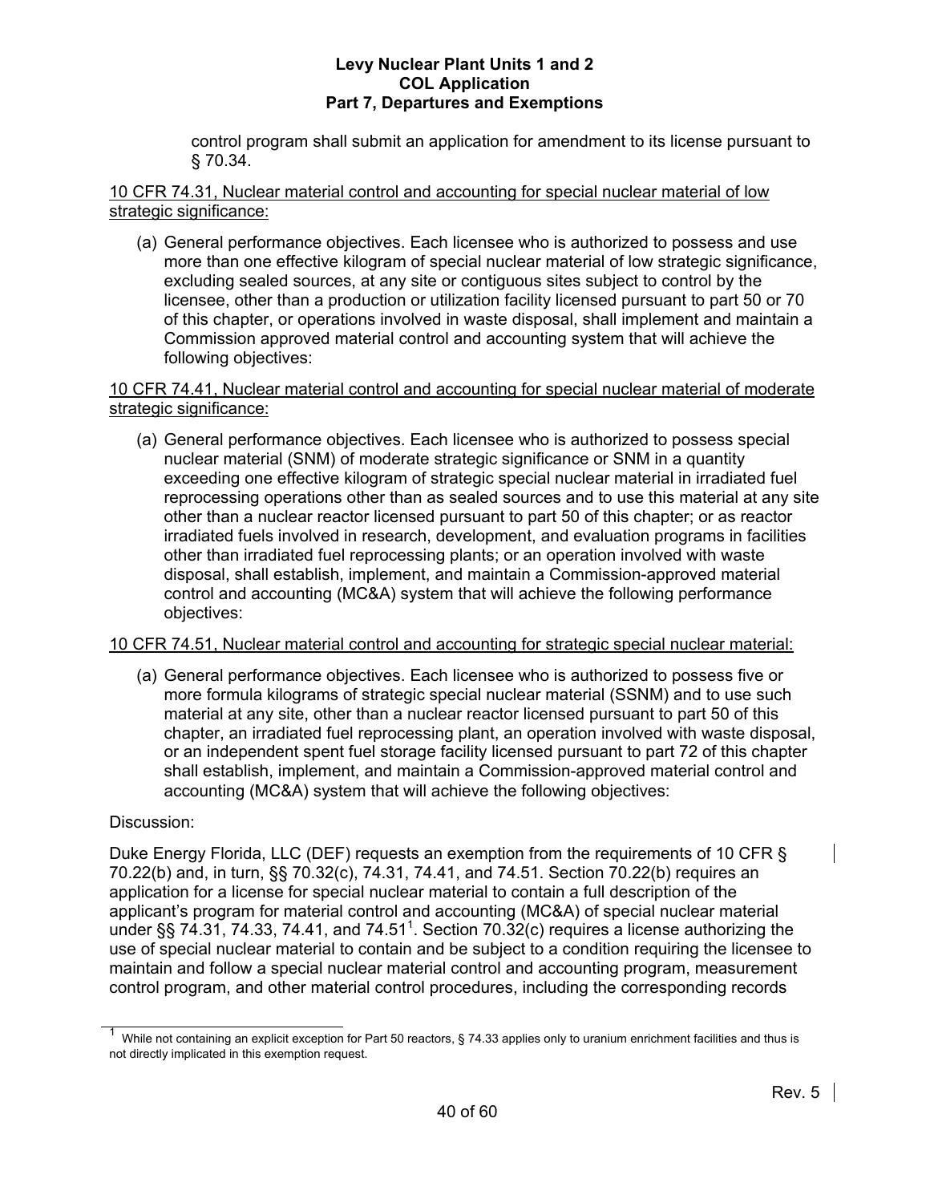control program shall submit an application for amendment to its license pursuant to § 70.34.

<u>10 CFR 74.31, Nuclear material control and accounting for special nuclear material of low strategic significance:</u>

(a) General performance objectives. Each licensee who is authorized to possess and use more than one effective kilogram of special nuclear material of low strategic significance, excluding sealed sources, at any site or contiguous sites subject to control by the licensee, other than a production or utilization facility licensed pursuant to part 50 or 70 of this chapter, or operations involved in waste disposal, shall implement and maintain a Commission approved material control and accounting system that will achieve the following objectives:

<u>10 CFR 74.41, Nuclear material control and accounting for special nuclear material of moderate strategic significance:</u>

(a) General performance objectives. Each licensee who is authorized to possess special nuclear material (SNM) of moderate strategic significance or SNM in a quantity exceeding one effective kilogram of strategic special nuclear material in irradiated fuel reprocessing operations other than as sealed sources and to use this material at any site other than a nuclear reactor licensed pursuant to part 50 of this chapter; or as reactor irradiated fuels involved in research, development, and evaluation programs in facilities other than irradiated fuel reprocessing plants; or an operation involved with waste disposal, shall establish, implement, and maintain a Commission-approved material control and accounting (MC&A) system that will achieve the following performance objectives:

<u>10 CFR 74.51, Nuclear material control and accounting for strategic special nuclear material:</u>

(a) General performance objectives. Each licensee who is authorized to possess five or more formula kilograms of strategic special nuclear material (SSNM) and to use such material at any site, other than a nuclear reactor licensed pursuant to part 50 of this chapter, an irradiated fuel reprocessing plant, an operation involved with waste disposal, or an independent spent fuel storage facility licensed pursuant to part 72 of this chapter shall establish, implement, and maintain a Commission-approved material control and accounting (MC&A) system that will achieve the following objectives:

Discussion:

Duke Energy Florida, LLC (DEF) requests an exemption from the requirements of 10 CFR § 70.22(b) and, in turn, §§ 70.32(c), 74.31, 74.41, and 74.51. Section 70.22(b) requires an application for a license for special nuclear material to contain a full description of the applicant's program for material control and accounting (MC&A) of special nuclear material under §§ 74.31, 74.33, 74.41, and 74.51[1]. Section 70.32(c) requires a license authorizing the use of special nuclear material to contain and be subject to a condition requiring the licensee to maintain and follow a special nuclear material control and accounting program, measurement control program, and other material control procedures, including the corresponding records

[1] While not containing an explicit exception for Part 50 reactors, § 74.33 applies only to uranium enrichment facilities and thus is not directly implicated in this exemption request.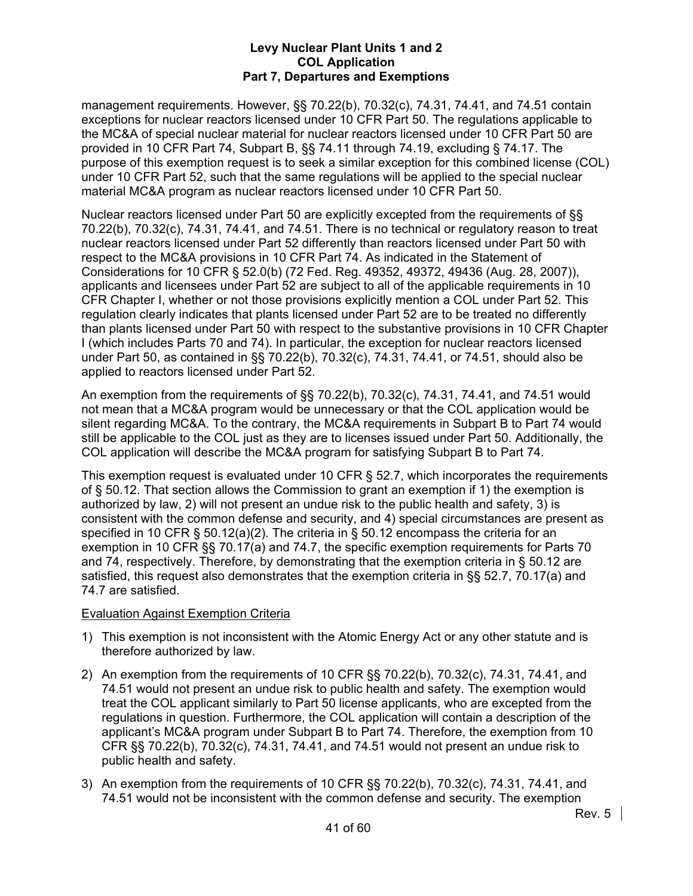management requirements. However, §§ 70.22(b), 70.32(c), 74.31, 74.41, and 74.51 contain exceptions for nuclear reactors licensed under 10 CFR Part 50. The regulations applicable to the MC&A of special nuclear material for nuclear reactors licensed under 10 CFR Part 50 are provided in 10 CFR Part 74, Subpart B, §§ 74.11 through 74.19, excluding § 74.17. The purpose of this exemption request is to seek a similar exception for this combined license (COL) under 10 CFR Part 52, such that the same regulations will be applied to the special nuclear material MC&A program as nuclear reactors licensed under 10 CFR Part 50.

Nuclear reactors licensed under Part 50 are explicitly excepted from the requirements of §§ 70.22(b), 70.32(c), 74.31, 74.41, and 74.51. There is no technical or regulatory reason to treat nuclear reactors licensed under Part 52 differently than reactors licensed under Part 50 with respect to the MC&A provisions in 10 CFR Part 74. As indicated in the Statement of Considerations for 10 CFR § 52.0(b) (72 Fed. Reg. 49352, 49372, 49436 (Aug. 28, 2007)), applicants and licensees under Part 52 are subject to all of the applicable requirements in 10 CFR Chapter I, whether or not those provisions explicitly mention a COL under Part 52. This regulation clearly indicates that plants licensed under Part 52 are to be treated no differently than plants licensed under Part 50 with respect to the substantive provisions in 10 CFR Chapter I (which includes Parts 70 and 74). In particular, the exception for nuclear reactors licensed under Part 50, as contained in §§ 70.22(b), 70.32(c), 74.31, 74.41, or 74.51, should also be applied to reactors licensed under Part 52.

An exemption from the requirements of §§ 70.22(b), 70.32(c), 74.31, 74.41, and 74.51 would not mean that a MC&A program would be unnecessary or that the COL application would be silent regarding MC&A. To the contrary, the MC&A requirements in Subpart B to Part 74 would still be applicable to the COL just as they are to licenses issued under Part 50. Additionally, the COL application will describe the MC&A program for satisfying Subpart B to Part 74.

This exemption request is evaluated under 10 CFR § 52.7, which incorporates the requirements of § 50.12. That section allows the Commission to grant an exemption if 1) the exemption is authorized by law, 2) will not present an undue risk to the public health and safety, 3) is consistent with the common defense and security, and 4) special circumstances are present as specified in 10 CFR § 50.12(a)(2). The criteria in § 50.12 encompass the criteria for an exemption in 10 CFR §§ 70.17(a) and 74.7, the specific exemption requirements for Parts 70 and 74, respectively. Therefore, by demonstrating that the exemption criteria in § 50.12 are satisfied, this request also demonstrates that the exemption criteria in §§ 52.7, 70.17(a) and 74.7 are satisfied.

Evaluation Against Exemption Criteria

1) This exemption is not inconsistent with the Atomic Energy Act or any other statute and is therefore authorized by law.
2) An exemption from the requirements of 10 CFR §§ 70.22(b), 70.32(c), 74.31, 74.41, and 74.51 would not present an undue risk to public health and safety. The exemption would treat the COL applicant similarly to Part 50 license applicants, who are excepted from the regulations in question. Furthermore, the COL application will contain a description of the applicant's MC&A program under Subpart B to Part 74. Therefore, the exemption from 10 CFR §§ 70.22(b), 70.32(c), 74.31, 74.41, and 74.51 would not present an undue risk to public health and safety.
3) An exemption from the requirements of 10 CFR §§ 70.22(b), 70.32(c), 74.31, 74.41, and 74.51 would not be inconsistent with the common defense and security. The exemption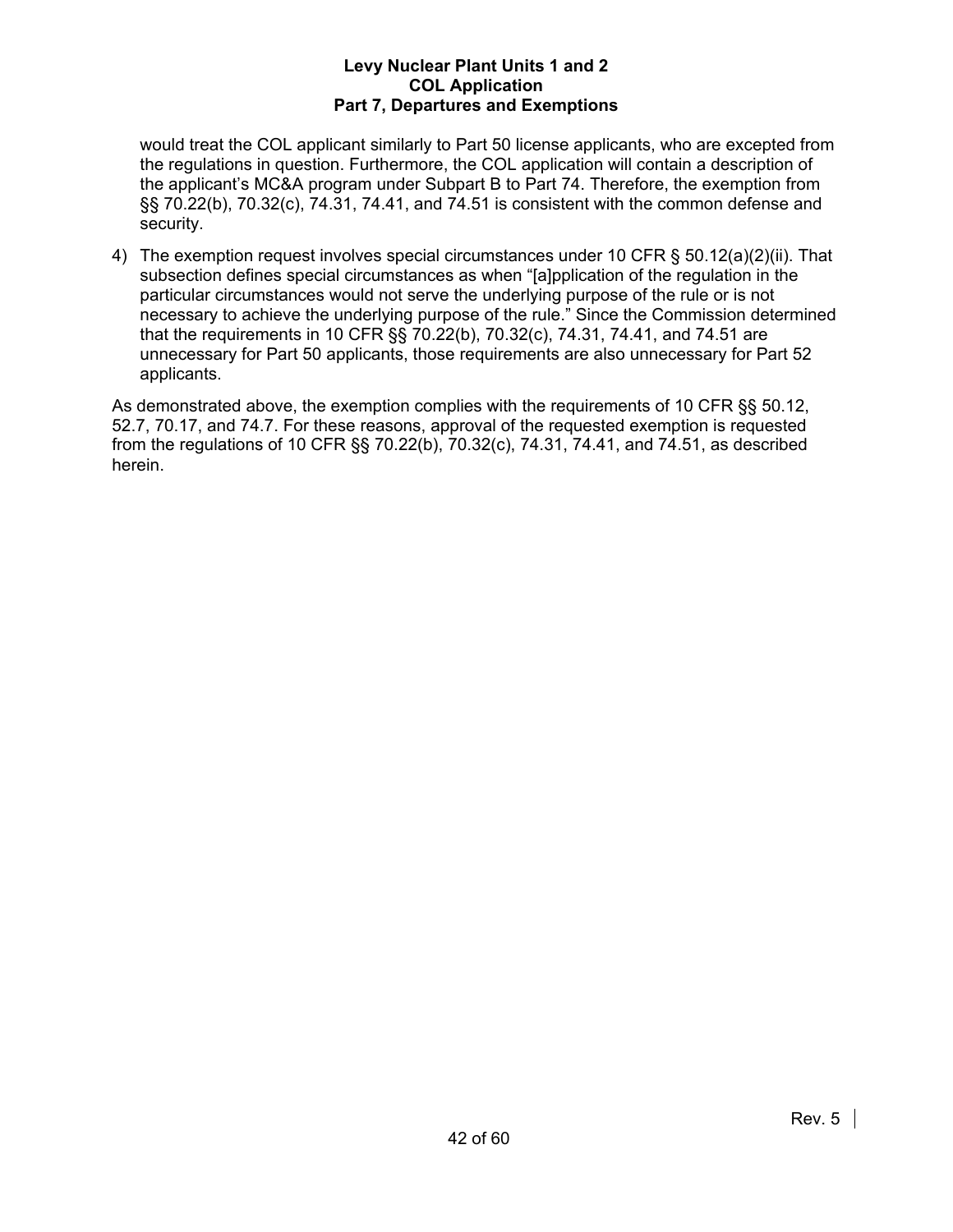would treat the COL applicant similarly to Part 50 license applicants, who are excepted from the regulations in question. Furthermore, the COL application will contain a description of the applicant's MC&A program under Subpart B to Part 74. Therefore, the exemption from §§ 70.22(b), 70.32(c), 74.31, 74.41, and 74.51 is consistent with the common defense and security.

4) The exemption request involves special circumstances under 10 CFR § 50.12(a)(2)(ii). That subsection defines special circumstances as when "[a]pplication of the regulation in the particular circumstances would not serve the underlying purpose of the rule or is not necessary to achieve the underlying purpose of the rule." Since the Commission determined that the requirements in 10 CFR §§ 70.22(b), 70.32(c), 74.31, 74.41, and 74.51 are unnecessary for Part 50 applicants, those requirements are also unnecessary for Part 52 applicants.

As demonstrated above, the exemption complies with the requirements of 10 CFR §§ 50.12, 52.7, 70.17, and 74.7. For these reasons, approval of the requested exemption is requested from the regulations of 10 CFR §§ 70.22(b), 70.32(c), 74.31, 74.41, and 74.51, as described herein.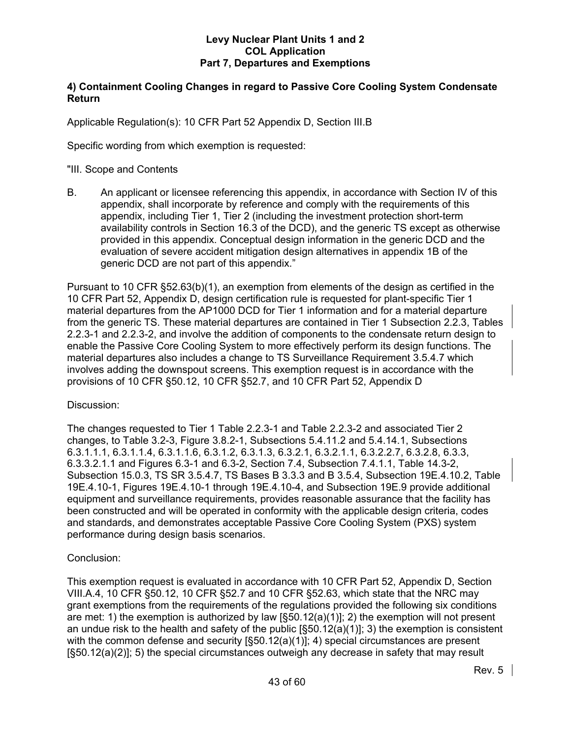**4) Containment Cooling Changes in regard to Passive Core Cooling System Condensate Return**

Applicable Regulation(s): 10 CFR Part 52 Appendix D, Section III.B

Specific wording from which exemption is requested:

"III. Scope and Contents

B. An applicant or licensee referencing this appendix, in accordance with Section IV of this appendix, shall incorporate by reference and comply with the requirements of this appendix, including Tier 1, Tier 2 (including the investment protection short-term availability controls in Section 16.3 of the DCD), and the generic TS except as otherwise provided in this appendix. Conceptual design information in the generic DCD and the evaluation of severe accident mitigation design alternatives in appendix 1B of the generic DCD are not part of this appendix."

Pursuant to 10 CFR §52.63(b)(1), an exemption from elements of the design as certified in the 10 CFR Part 52, Appendix D, design certification rule is requested for plant-specific Tier 1 material departures from the AP1000 DCD for Tier 1 information and for a material departure from the generic TS. These material departures are contained in Tier 1 Subsection 2.2.3, Tables 2.2.3-1 and 2.2.3-2, and involve the addition of components to the condensate return design to enable the Passive Core Cooling System to more effectively perform its design functions. The material departures also includes a change to TS Surveillance Requirement 3.5.4.7 which involves adding the downspout screens. This exemption request is in accordance with the provisions of 10 CFR §50.12, 10 CFR §52.7, and 10 CFR Part 52, Appendix D

Discussion:

The changes requested to Tier 1 Table 2.2.3-1 and Table 2.2.3-2 and associated Tier 2 changes, to Table 3.2-3, Figure 3.8.2-1, Subsections 5.4.11.2 and 5.4.14.1, Subsections 6.3.1.1.1, 6.3.1.1.4, 6.3.1.1.6, 6.3.1.2, 6.3.1.3, 6.3.2.1, 6.3.2.1.1, 6.3.2.2.7, 6.3.2.8, 6.3.3, 6.3.3.2.1.1 and Figures 6.3-1 and 6.3-2, Section 7.4, Subsection 7.4.1.1, Table 14.3-2, Subsection 15.0.3, TS SR 3.5.4.7, TS Bases B 3.3.3 and B 3.5.4, Subsection 19E.4.10.2, Table 19E.4.10-1, Figures 19E.4.10-1 through 19E.4.10-4, and Subsection 19E.9 provide additional equipment and surveillance requirements, provides reasonable assurance that the facility has been constructed and will be operated in conformity with the applicable design criteria, codes and standards, and demonstrates acceptable Passive Core Cooling System (PXS) system performance during design basis scenarios.

Conclusion:

This exemption request is evaluated in accordance with 10 CFR Part 52, Appendix D, Section VIII.A.4, 10 CFR §50.12, 10 CFR §52.7 and 10 CFR §52.63, which state that the NRC may grant exemptions from the requirements of the regulations provided the following six conditions are met: 1) the exemption is authorized by law [§50.12(a)(1)]; 2) the exemption will not present an undue risk to the health and safety of the public [§50.12(a)(1)]; 3) the exemption is consistent with the common defense and security [§50.12(a)(1)]; 4) special circumstances are present [§50.12(a)(2)]; 5) the special circumstances outweigh any decrease in safety that may result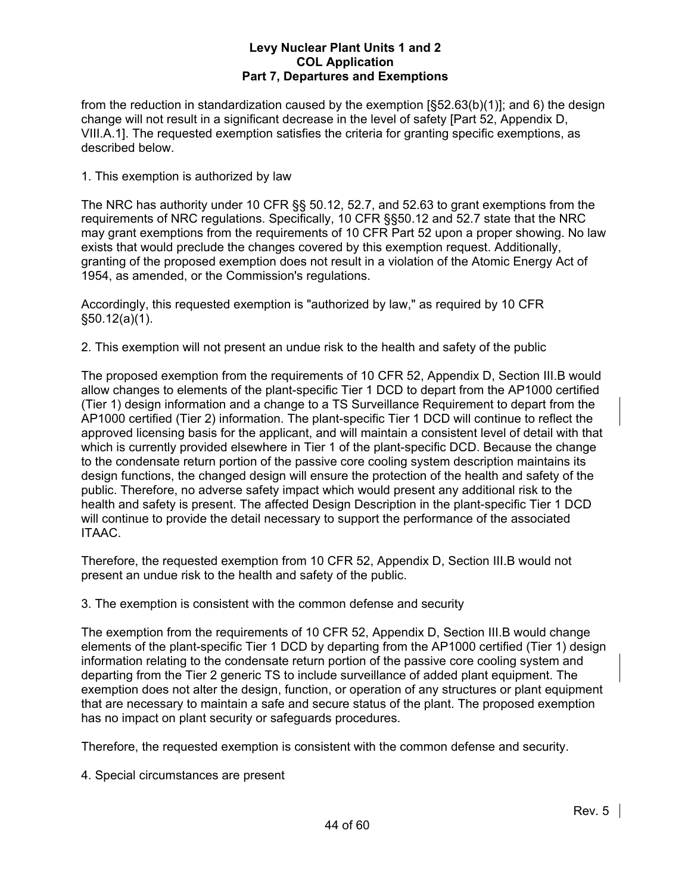from the reduction in standardization caused by the exemption [§52.63(b)(1)]; and 6) the design change will not result in a significant decrease in the level of safety [Part 52, Appendix D, VIII.A.1]. The requested exemption satisfies the criteria for granting specific exemptions, as described below.

1. This exemption is authorized by law

The NRC has authority under 10 CFR §§ 50.12, 52.7, and 52.63 to grant exemptions from the requirements of NRC regulations. Specifically, 10 CFR §§50.12 and 52.7 state that the NRC may grant exemptions from the requirements of 10 CFR Part 52 upon a proper showing. No law exists that would preclude the changes covered by this exemption request. Additionally, granting of the proposed exemption does not result in a violation of the Atomic Energy Act of 1954, as amended, or the Commission's regulations.

Accordingly, this requested exemption is "authorized by law," as required by 10 CFR §50.12(a)(1).

2. This exemption will not present an undue risk to the health and safety of the public

The proposed exemption from the requirements of 10 CFR 52, Appendix D, Section III.B would allow changes to elements of the plant-specific Tier 1 DCD to depart from the AP1000 certified (Tier 1) design information and a change to a TS Surveillance Requirement to depart from the AP1000 certified (Tier 2) information. The plant-specific Tier 1 DCD will continue to reflect the approved licensing basis for the applicant, and will maintain a consistent level of detail with that which is currently provided elsewhere in Tier 1 of the plant-specific DCD. Because the change to the condensate return portion of the passive core cooling system description maintains its design functions, the changed design will ensure the protection of the health and safety of the public. Therefore, no adverse safety impact which would present any additional risk to the health and safety is present. The affected Design Description in the plant-specific Tier 1 DCD will continue to provide the detail necessary to support the performance of the associated ITAAC.

Therefore, the requested exemption from 10 CFR 52, Appendix D, Section III.B would not present an undue risk to the health and safety of the public.

3. The exemption is consistent with the common defense and security

The exemption from the requirements of 10 CFR 52, Appendix D, Section III.B would change elements of the plant-specific Tier 1 DCD by departing from the AP1000 certified (Tier 1) design information relating to the condensate return portion of the passive core cooling system and departing from the Tier 2 generic TS to include surveillance of added plant equipment. The exemption does not alter the design, function, or operation of any structures or plant equipment that are necessary to maintain a safe and secure status of the plant. The proposed exemption has no impact on plant security or safeguards procedures.

Therefore, the requested exemption is consistent with the common defense and security.

4. Special circumstances are present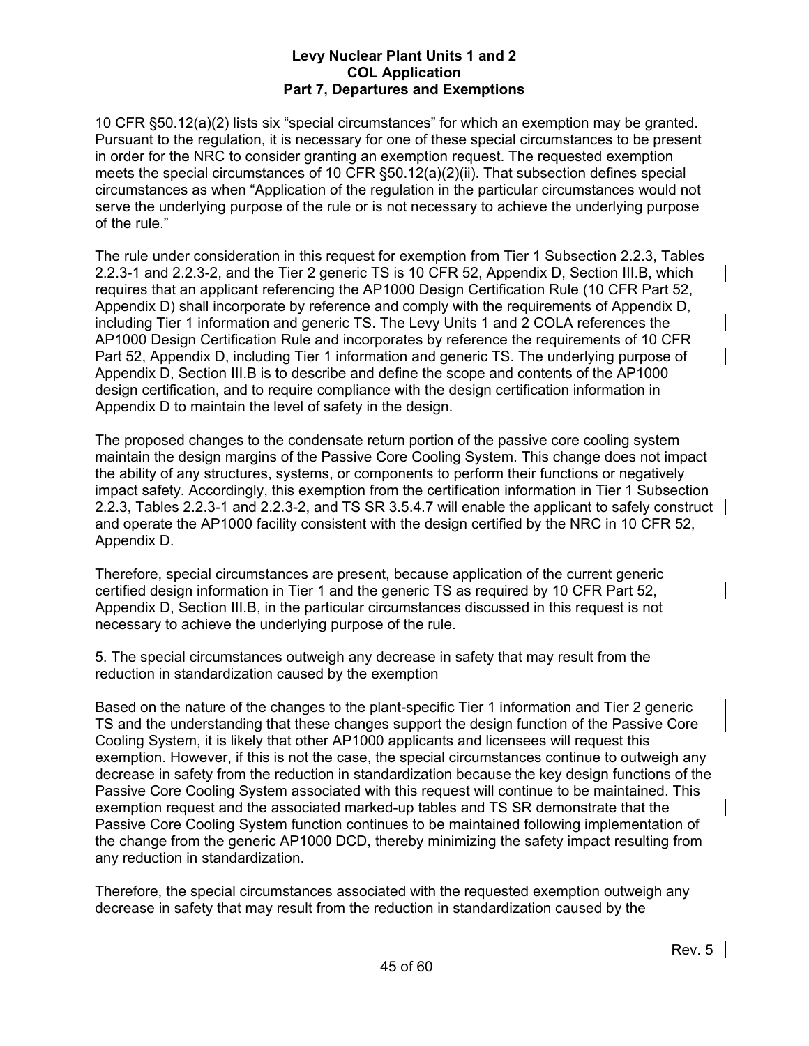10 CFR §50.12(a)(2) lists six "special circumstances" for which an exemption may be granted. Pursuant to the regulation, it is necessary for one of these special circumstances to be present in order for the NRC to consider granting an exemption request. The requested exemption meets the special circumstances of 10 CFR §50.12(a)(2)(ii). That subsection defines special circumstances as when "Application of the regulation in the particular circumstances would not serve the underlying purpose of the rule or is not necessary to achieve the underlying purpose of the rule."

The rule under consideration in this request for exemption from Tier 1 Subsection 2.2.3, Tables 2.2.3-1 and 2.2.3-2, and the Tier 2 generic TS is 10 CFR 52, Appendix D, Section III.B, which requires that an applicant referencing the AP1000 Design Certification Rule (10 CFR Part 52, Appendix D) shall incorporate by reference and comply with the requirements of Appendix D, including Tier 1 information and generic TS. The Levy Units 1 and 2 COLA references the AP1000 Design Certification Rule and incorporates by reference the requirements of 10 CFR Part 52, Appendix D, including Tier 1 information and generic TS. The underlying purpose of Appendix D, Section III.B is to describe and define the scope and contents of the AP1000 design certification, and to require compliance with the design certification information in Appendix D to maintain the level of safety in the design.

The proposed changes to the condensate return portion of the passive core cooling system maintain the design margins of the Passive Core Cooling System. This change does not impact the ability of any structures, systems, or components to perform their functions or negatively impact safety. Accordingly, this exemption from the certification information in Tier 1 Subsection 2.2.3, Tables 2.2.3-1 and 2.2.3-2, and TS SR 3.5.4.7 will enable the applicant to safely construct and operate the AP1000 facility consistent with the design certified by the NRC in 10 CFR 52, Appendix D.

Therefore, special circumstances are present, because application of the current generic certified design information in Tier 1 and the generic TS as required by 10 CFR Part 52, Appendix D, Section III.B, in the particular circumstances discussed in this request is not necessary to achieve the underlying purpose of the rule.

5. The special circumstances outweigh any decrease in safety that may result from the reduction in standardization caused by the exemption

Based on the nature of the changes to the plant-specific Tier 1 information and Tier 2 generic TS and the understanding that these changes support the design function of the Passive Core Cooling System, it is likely that other AP1000 applicants and licensees will request this exemption. However, if this is not the case, the special circumstances continue to outweigh any decrease in safety from the reduction in standardization because the key design functions of the Passive Core Cooling System associated with this request will continue to be maintained. This exemption request and the associated marked-up tables and TS SR demonstrate that the Passive Core Cooling System function continues to be maintained following implementation of the change from the generic AP1000 DCD, thereby minimizing the safety impact resulting from any reduction in standardization.

Therefore, the special circumstances associated with the requested exemption outweigh any decrease in safety that may result from the reduction in standardization caused by the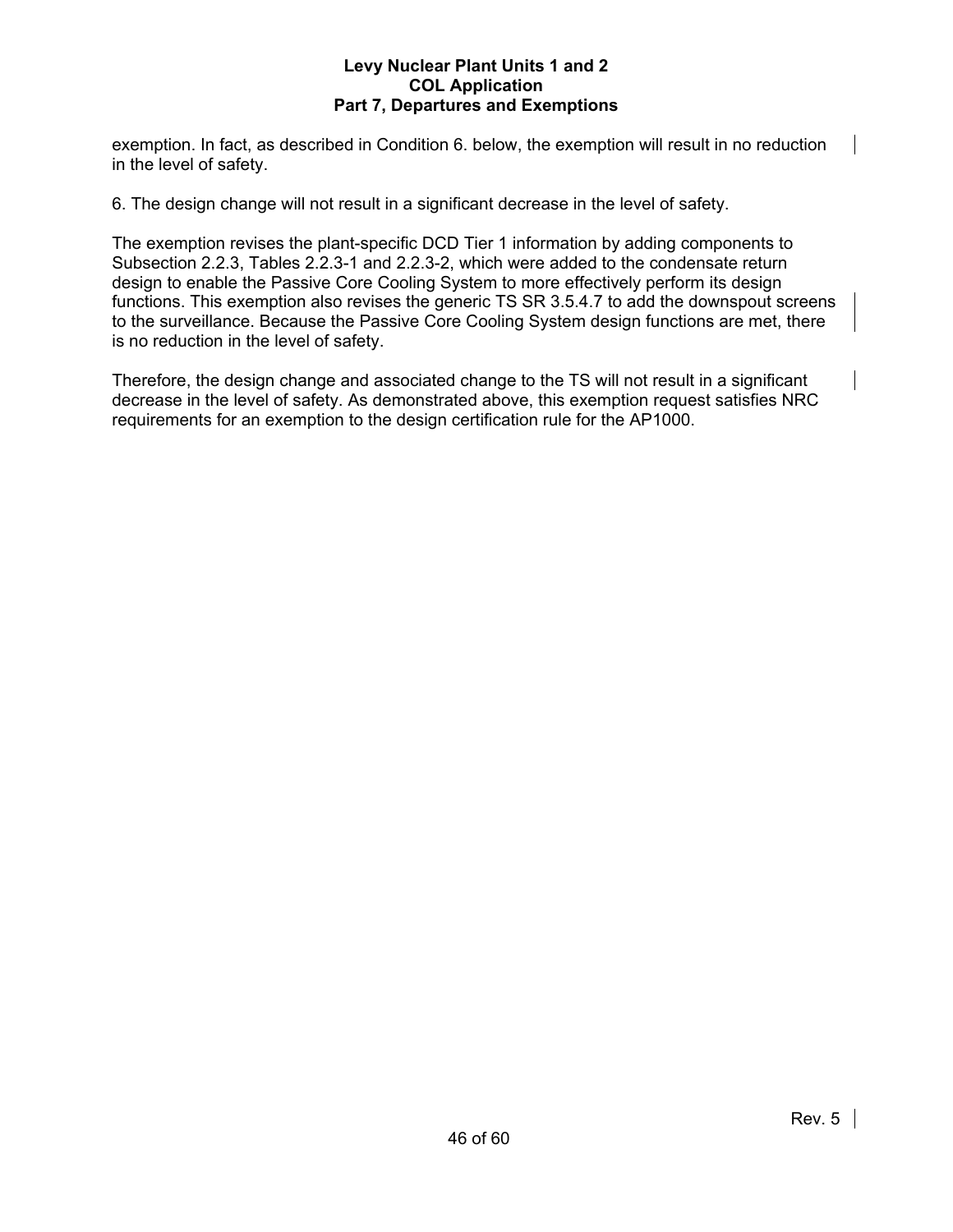exemption. In fact, as described in Condition 6. below, the exemption will result in no reduction in the level of safety.

6. The design change will not result in a significant decrease in the level of safety.

The exemption revises the plant-specific DCD Tier 1 information by adding components to Subsection 2.2.3, Tables 2.2.3-1 and 2.2.3-2, which were added to the condensate return design to enable the Passive Core Cooling System to more effectively perform its design functions. This exemption also revises the generic TS SR 3.5.4.7 to add the downspout screens to the surveillance. Because the Passive Core Cooling System design functions are met, there is no reduction in the level of safety.

Therefore, the design change and associated change to the TS will not result in a significant decrease in the level of safety. As demonstrated above, this exemption request satisfies NRC requirements for an exemption to the design certification rule for the AP1000.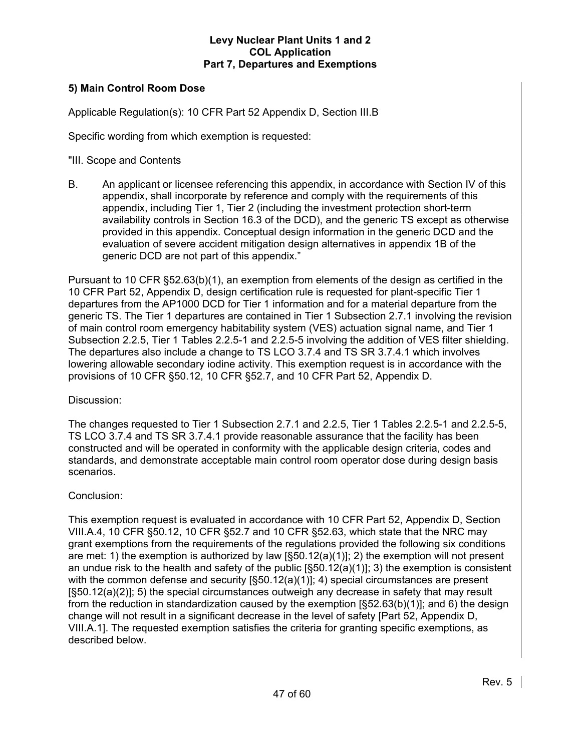### 5) Main Control Room Dose

Applicable Regulation(s): 10 CFR Part 52 Appendix D, Section III.B

Specific wording from which exemption is requested:

"III. Scope and Contents

B. An applicant or licensee referencing this appendix, in accordance with Section IV of this appendix, shall incorporate by reference and comply with the requirements of this appendix, including Tier 1, Tier 2 (including the investment protection short-term availability controls in Section 16.3 of the DCD), and the generic TS except as otherwise provided in this appendix. Conceptual design information in the generic DCD and the evaluation of severe accident mitigation design alternatives in appendix 1B of the generic DCD are not part of this appendix."

Pursuant to 10 CFR §52.63(b)(1), an exemption from elements of the design as certified in the 10 CFR Part 52, Appendix D, design certification rule is requested for plant-specific Tier 1 departures from the AP1000 DCD for Tier 1 information and for a material departure from the generic TS. The Tier 1 departures are contained in Tier 1 Subsection 2.7.1 involving the revision of main control room emergency habitability system (VES) actuation signal name, and Tier 1 Subsection 2.2.5, Tier 1 Tables 2.2.5-1 and 2.2.5-5 involving the addition of VES filter shielding. The departures also include a change to TS LCO 3.7.4 and TS SR 3.7.4.1 which involves lowering allowable secondary iodine activity. This exemption request is in accordance with the provisions of 10 CFR §50.12, 10 CFR §52.7, and 10 CFR Part 52, Appendix D.

Discussion:

The changes requested to Tier 1 Subsection 2.7.1 and 2.2.5, Tier 1 Tables 2.2.5-1 and 2.2.5-5, TS LCO 3.7.4 and TS SR 3.7.4.1 provide reasonable assurance that the facility has been constructed and will be operated in conformity with the applicable design criteria, codes and standards, and demonstrate acceptable main control room operator dose during design basis scenarios.

Conclusion:

This exemption request is evaluated in accordance with 10 CFR Part 52, Appendix D, Section VIII.A.4, 10 CFR §50.12, 10 CFR §52.7 and 10 CFR §52.63, which state that the NRC may grant exemptions from the requirements of the regulations provided the following six conditions are met: 1) the exemption is authorized by law [§50.12(a)(1)]; 2) the exemption will not present an undue risk to the health and safety of the public [§50.12(a)(1)]; 3) the exemption is consistent with the common defense and security [§50.12(a)(1)]; 4) special circumstances are present [§50.12(a)(2)]; 5) the special circumstances outweigh any decrease in safety that may result from the reduction in standardization caused by the exemption [§52.63(b)(1)]; and 6) the design change will not result in a significant decrease in the level of safety [Part 52, Appendix D, VIII.A.1]. The requested exemption satisfies the criteria for granting specific exemptions, as described below.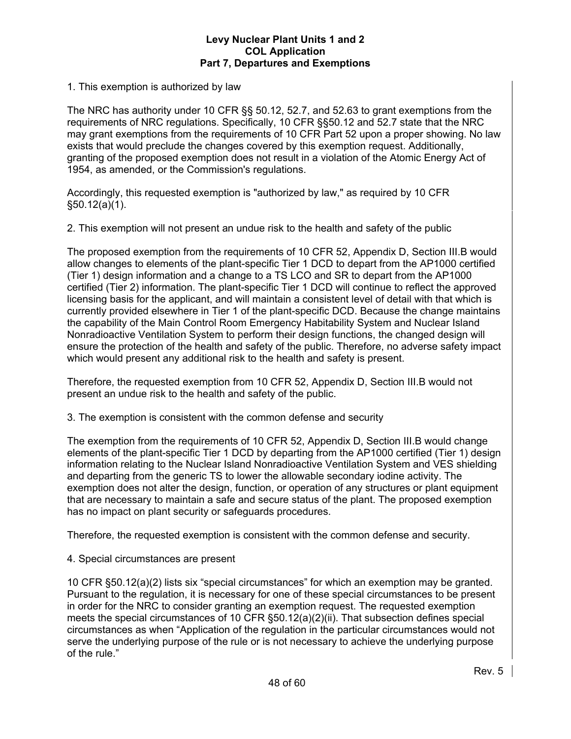1. This exemption is authorized by law

The NRC has authority under 10 CFR §§ 50.12, 52.7, and 52.63 to grant exemptions from the requirements of NRC regulations. Specifically, 10 CFR §§50.12 and 52.7 state that the NRC may grant exemptions from the requirements of 10 CFR Part 52 upon a proper showing. No law exists that would preclude the changes covered by this exemption request. Additionally, granting of the proposed exemption does not result in a violation of the Atomic Energy Act of 1954, as amended, or the Commission's regulations.

Accordingly, this requested exemption is "authorized by law," as required by 10 CFR §50.12(a)(1).

2. This exemption will not present an undue risk to the health and safety of the public

The proposed exemption from the requirements of 10 CFR 52, Appendix D, Section III.B would allow changes to elements of the plant-specific Tier 1 DCD to depart from the AP1000 certified (Tier 1) design information and a change to a TS LCO and SR to depart from the AP1000 certified (Tier 2) information. The plant-specific Tier 1 DCD will continue to reflect the approved licensing basis for the applicant, and will maintain a consistent level of detail with that which is currently provided elsewhere in Tier 1 of the plant-specific DCD. Because the change maintains the capability of the Main Control Room Emergency Habitability System and Nuclear Island Nonradioactive Ventilation System to perform their design functions, the changed design will ensure the protection of the health and safety of the public. Therefore, no adverse safety impact which would present any additional risk to the health and safety is present.

Therefore, the requested exemption from 10 CFR 52, Appendix D, Section III.B would not present an undue risk to the health and safety of the public.

3. The exemption is consistent with the common defense and security

The exemption from the requirements of 10 CFR 52, Appendix D, Section III.B would change elements of the plant-specific Tier 1 DCD by departing from the AP1000 certified (Tier 1) design information relating to the Nuclear Island Nonradioactive Ventilation System and VES shielding and departing from the generic TS to lower the allowable secondary iodine activity. The exemption does not alter the design, function, or operation of any structures or plant equipment that are necessary to maintain a safe and secure status of the plant. The proposed exemption has no impact on plant security or safeguards procedures.

Therefore, the requested exemption is consistent with the common defense and security.

4. Special circumstances are present

10 CFR §50.12(a)(2) lists six "special circumstances" for which an exemption may be granted. Pursuant to the regulation, it is necessary for one of these special circumstances to be present in order for the NRC to consider granting an exemption request. The requested exemption meets the special circumstances of 10 CFR §50.12(a)(2)(ii). That subsection defines special circumstances as when "Application of the regulation in the particular circumstances would not serve the underlying purpose of the rule or is not necessary to achieve the underlying purpose of the rule."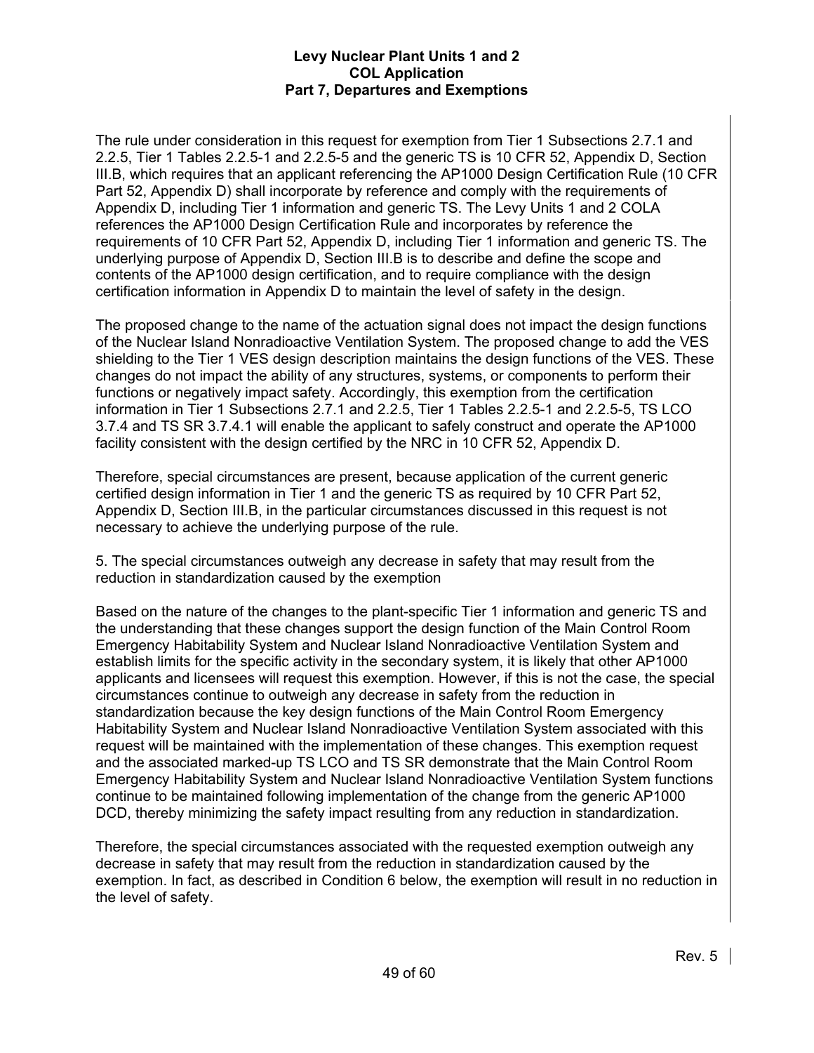The rule under consideration in this request for exemption from Tier 1 Subsections 2.7.1 and 2.2.5, Tier 1 Tables 2.2.5-1 and 2.2.5-5 and the generic TS is 10 CFR 52, Appendix D, Section III.B, which requires that an applicant referencing the AP1000 Design Certification Rule (10 CFR Part 52, Appendix D) shall incorporate by reference and comply with the requirements of Appendix D, including Tier 1 information and generic TS. The Levy Units 1 and 2 COLA references the AP1000 Design Certification Rule and incorporates by reference the requirements of 10 CFR Part 52, Appendix D, including Tier 1 information and generic TS. The underlying purpose of Appendix D, Section III.B is to describe and define the scope and contents of the AP1000 design certification, and to require compliance with the design certification information in Appendix D to maintain the level of safety in the design.

The proposed change to the name of the actuation signal does not impact the design functions of the Nuclear Island Nonradioactive Ventilation System. The proposed change to add the VES shielding to the Tier 1 VES design description maintains the design functions of the VES. These changes do not impact the ability of any structures, systems, or components to perform their functions or negatively impact safety. Accordingly, this exemption from the certification information in Tier 1 Subsections 2.7.1 and 2.2.5, Tier 1 Tables 2.2.5-1 and 2.2.5-5, TS LCO 3.7.4 and TS SR 3.7.4.1 will enable the applicant to safely construct and operate the AP1000 facility consistent with the design certified by the NRC in 10 CFR 52, Appendix D.

Therefore, special circumstances are present, because application of the current generic certified design information in Tier 1 and the generic TS as required by 10 CFR Part 52, Appendix D, Section III.B, in the particular circumstances discussed in this request is not necessary to achieve the underlying purpose of the rule.

5. The special circumstances outweigh any decrease in safety that may result from the reduction in standardization caused by the exemption

Based on the nature of the changes to the plant-specific Tier 1 information and generic TS and the understanding that these changes support the design function of the Main Control Room Emergency Habitability System and Nuclear Island Nonradioactive Ventilation System and establish limits for the specific activity in the secondary system, it is likely that other AP1000 applicants and licensees will request this exemption. However, if this is not the case, the special circumstances continue to outweigh any decrease in safety from the reduction in standardization because the key design functions of the Main Control Room Emergency Habitability System and Nuclear Island Nonradioactive Ventilation System associated with this request will be maintained with the implementation of these changes. This exemption request and the associated marked-up TS LCO and TS SR demonstrate that the Main Control Room Emergency Habitability System and Nuclear Island Nonradioactive Ventilation System functions continue to be maintained following implementation of the change from the generic AP1000 DCD, thereby minimizing the safety impact resulting from any reduction in standardization.

Therefore, the special circumstances associated with the requested exemption outweigh any decrease in safety that may result from the reduction in standardization caused by the exemption. In fact, as described in Condition 6 below, the exemption will result in no reduction in the level of safety.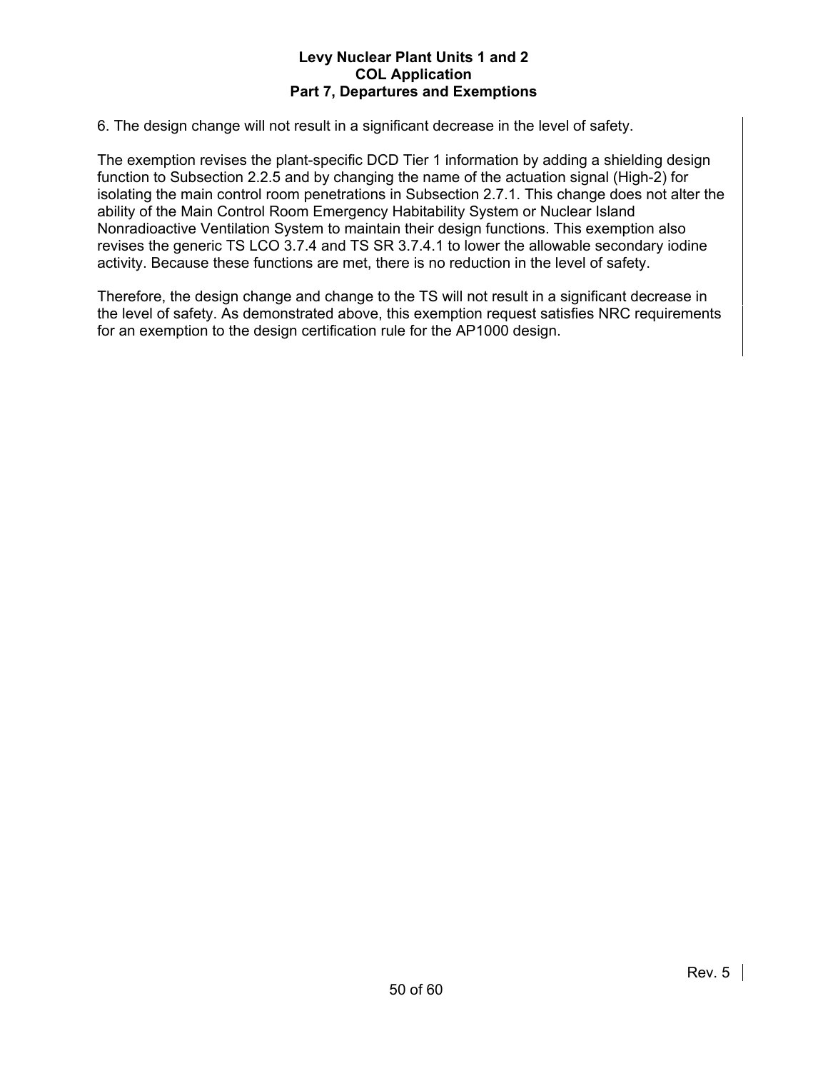6. The design change will not result in a significant decrease in the level of safety.

The exemption revises the plant-specific DCD Tier 1 information by adding a shielding design function to Subsection 2.2.5 and by changing the name of the actuation signal (High-2) for isolating the main control room penetrations in Subsection 2.7.1. This change does not alter the ability of the Main Control Room Emergency Habitability System or Nuclear Island Nonradioactive Ventilation System to maintain their design functions. This exemption also revises the generic TS LCO 3.7.4 and TS SR 3.7.4.1 to lower the allowable secondary iodine activity. Because these functions are met, there is no reduction in the level of safety.

Therefore, the design change and change to the TS will not result in a significant decrease in the level of safety. As demonstrated above, this exemption request satisfies NRC requirements for an exemption to the design certification rule for the AP1000 design.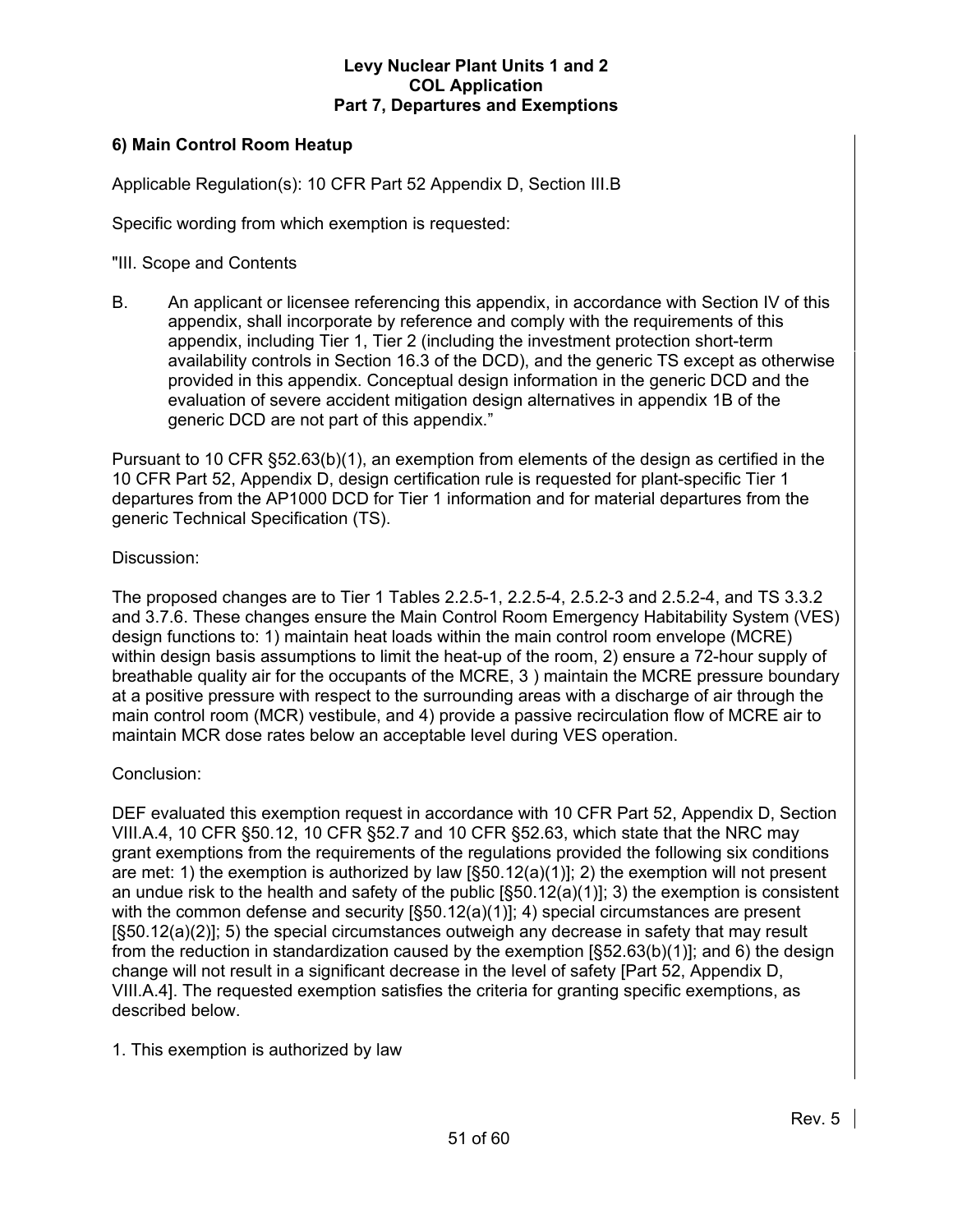### 6) Main Control Room Heatup

Applicable Regulation(s): 10 CFR Part 52 Appendix D, Section III.B

Specific wording from which exemption is requested:

"III. Scope and Contents

B. An applicant or licensee referencing this appendix, in accordance with Section IV of this appendix, shall incorporate by reference and comply with the requirements of this appendix, including Tier 1, Tier 2 (including the investment protection short-term availability controls in Section 16.3 of the DCD), and the generic TS except as otherwise provided in this appendix. Conceptual design information in the generic DCD and the evaluation of severe accident mitigation design alternatives in appendix 1B of the generic DCD are not part of this appendix."

Pursuant to 10 CFR §52.63(b)(1), an exemption from elements of the design as certified in the 10 CFR Part 52, Appendix D, design certification rule is requested for plant-specific Tier 1 departures from the AP1000 DCD for Tier 1 information and for material departures from the generic Technical Specification (TS).

Discussion:

The proposed changes are to Tier 1 Tables 2.2.5-1, 2.2.5-4, 2.5.2-3 and 2.5.2-4, and TS 3.3.2 and 3.7.6. These changes ensure the Main Control Room Emergency Habitability System (VES) design functions to: 1) maintain heat loads within the main control room envelope (MCRE) within design basis assumptions to limit the heat-up of the room, 2) ensure a 72-hour supply of breathable quality air for the occupants of the MCRE, 3 ) maintain the MCRE pressure boundary at a positive pressure with respect to the surrounding areas with a discharge of air through the main control room (MCR) vestibule, and 4) provide a passive recirculation flow of MCRE air to maintain MCR dose rates below an acceptable level during VES operation.

Conclusion:

DEF evaluated this exemption request in accordance with 10 CFR Part 52, Appendix D, Section VIII.A.4, 10 CFR §50.12, 10 CFR §52.7 and 10 CFR §52.63, which state that the NRC may grant exemptions from the requirements of the regulations provided the following six conditions are met: 1) the exemption is authorized by law [§50.12(a)(1)]; 2) the exemption will not present an undue risk to the health and safety of the public [§50.12(a)(1)]; 3) the exemption is consistent with the common defense and security [§50.12(a)(1)]; 4) special circumstances are present [§50.12(a)(2)]; 5) the special circumstances outweigh any decrease in safety that may result from the reduction in standardization caused by the exemption [§52.63(b)(1)]; and 6) the design change will not result in a significant decrease in the level of safety [Part 52, Appendix D, VIII.A.4]. The requested exemption satisfies the criteria for granting specific exemptions, as described below.

1. This exemption is authorized by law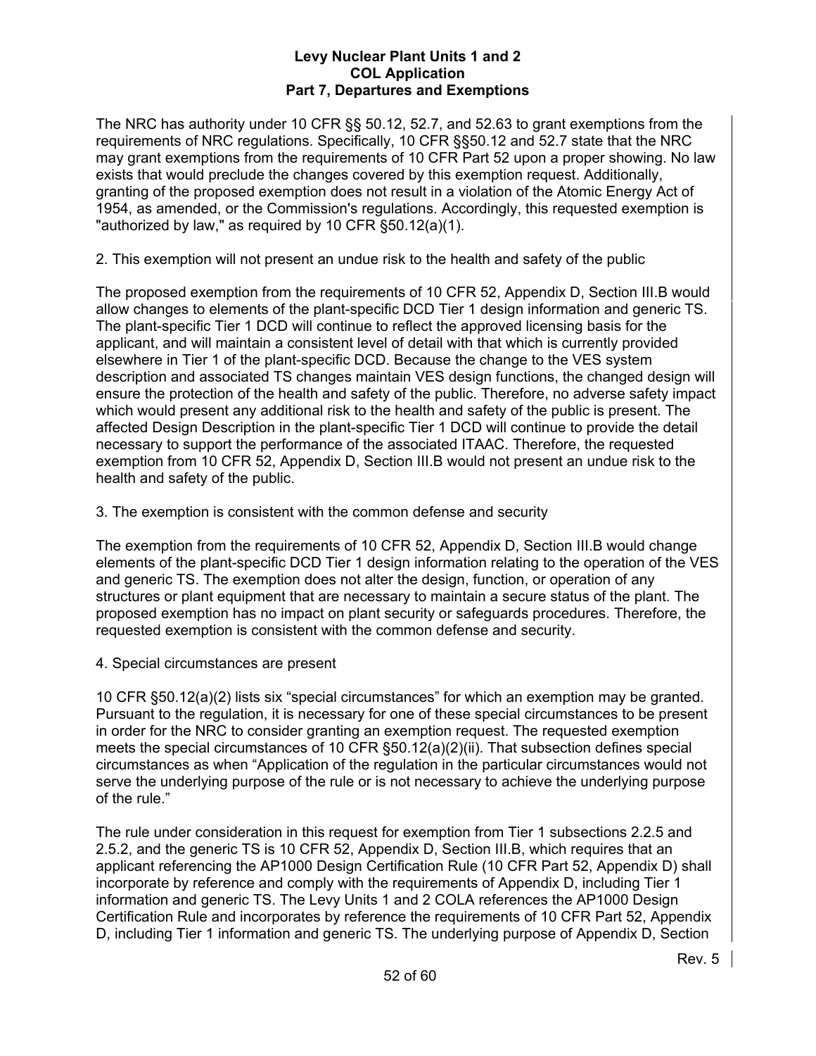The NRC has authority under 10 CFR §§ 50.12, 52.7, and 52.63 to grant exemptions from the requirements of NRC regulations. Specifically, 10 CFR §§50.12 and 52.7 state that the NRC may grant exemptions from the requirements of 10 CFR Part 52 upon a proper showing. No law exists that would preclude the changes covered by this exemption request. Additionally, granting of the proposed exemption does not result in a violation of the Atomic Energy Act of 1954, as amended, or the Commission's regulations. Accordingly, this requested exemption is "authorized by law," as required by 10 CFR §50.12(a)(1).

2. This exemption will not present an undue risk to the health and safety of the public

The proposed exemption from the requirements of 10 CFR 52, Appendix D, Section III.B would allow changes to elements of the plant-specific DCD Tier 1 design information and generic TS. The plant-specific Tier 1 DCD will continue to reflect the approved licensing basis for the applicant, and will maintain a consistent level of detail with that which is currently provided elsewhere in Tier 1 of the plant-specific DCD. Because the change to the VES system description and associated TS changes maintain VES design functions, the changed design will ensure the protection of the health and safety of the public. Therefore, no adverse safety impact which would present any additional risk to the health and safety of the public is present. The affected Design Description in the plant-specific Tier 1 DCD will continue to provide the detail necessary to support the performance of the associated ITAAC. Therefore, the requested exemption from 10 CFR 52, Appendix D, Section III.B would not present an undue risk to the health and safety of the public.

3. The exemption is consistent with the common defense and security

The exemption from the requirements of 10 CFR 52, Appendix D, Section III.B would change elements of the plant-specific DCD Tier 1 design information relating to the operation of the VES and generic TS. The exemption does not alter the design, function, or operation of any structures or plant equipment that are necessary to maintain a secure status of the plant. The proposed exemption has no impact on plant security or safeguards procedures. Therefore, the requested exemption is consistent with the common defense and security.

4. Special circumstances are present

10 CFR §50.12(a)(2) lists six "special circumstances" for which an exemption may be granted. Pursuant to the regulation, it is necessary for one of these special circumstances to be present in order for the NRC to consider granting an exemption request. The requested exemption meets the special circumstances of 10 CFR §50.12(a)(2)(ii). That subsection defines special circumstances as when "Application of the regulation in the particular circumstances would not serve the underlying purpose of the rule or is not necessary to achieve the underlying purpose of the rule."

The rule under consideration in this request for exemption from Tier 1 subsections 2.2.5 and 2.5.2, and the generic TS is 10 CFR 52, Appendix D, Section III.B, which requires that an applicant referencing the AP1000 Design Certification Rule (10 CFR Part 52, Appendix D) shall incorporate by reference and comply with the requirements of Appendix D, including Tier 1 information and generic TS. The Levy Units 1 and 2 COLA references the AP1000 Design Certification Rule and incorporates by reference the requirements of 10 CFR Part 52, Appendix D, including Tier 1 information and generic TS. The underlying purpose of Appendix D, Section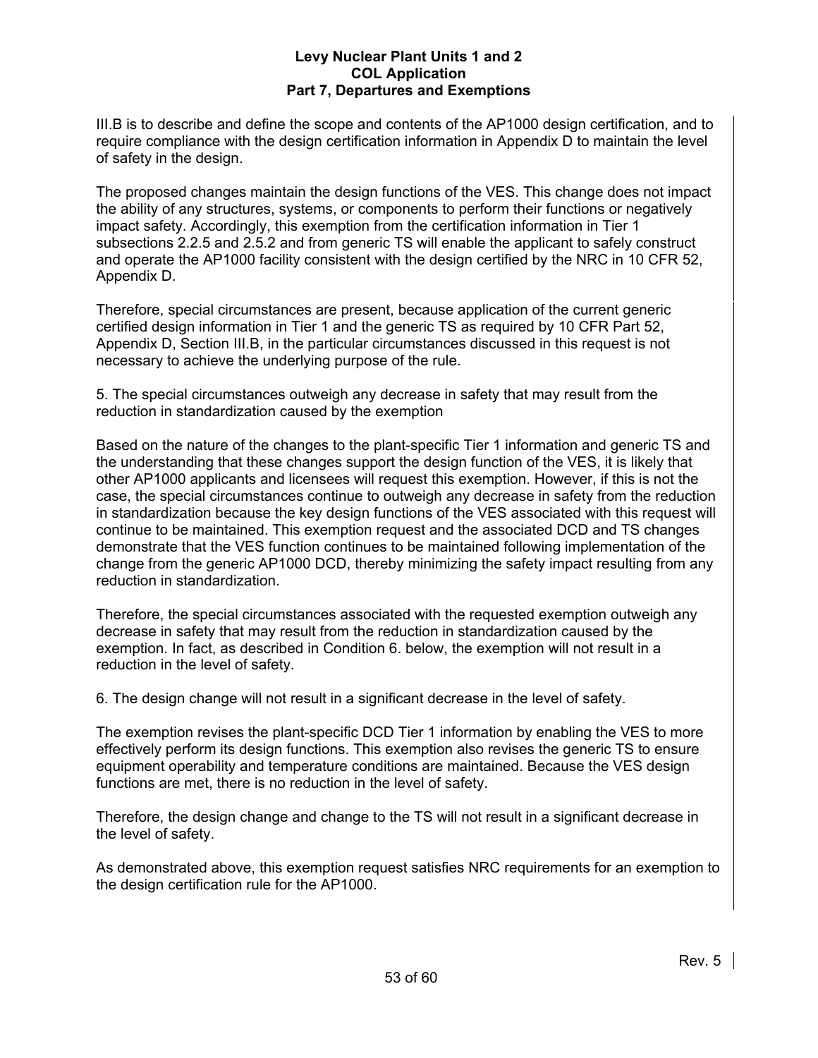III.B is to describe and define the scope and contents of the AP1000 design certification, and to require compliance with the design certification information in Appendix D to maintain the level of safety in the design.

The proposed changes maintain the design functions of the VES. This change does not impact the ability of any structures, systems, or components to perform their functions or negatively impact safety. Accordingly, this exemption from the certification information in Tier 1 subsections 2.2.5 and 2.5.2 and from generic TS will enable the applicant to safely construct and operate the AP1000 facility consistent with the design certified by the NRC in 10 CFR 52, Appendix D.

Therefore, special circumstances are present, because application of the current generic certified design information in Tier 1 and the generic TS as required by 10 CFR Part 52, Appendix D, Section III.B, in the particular circumstances discussed in this request is not necessary to achieve the underlying purpose of the rule.

5. The special circumstances outweigh any decrease in safety that may result from the reduction in standardization caused by the exemption

Based on the nature of the changes to the plant-specific Tier 1 information and generic TS and the understanding that these changes support the design function of the VES, it is likely that other AP1000 applicants and licensees will request this exemption. However, if this is not the case, the special circumstances continue to outweigh any decrease in safety from the reduction in standardization because the key design functions of the VES associated with this request will continue to be maintained. This exemption request and the associated DCD and TS changes demonstrate that the VES function continues to be maintained following implementation of the change from the generic AP1000 DCD, thereby minimizing the safety impact resulting from any reduction in standardization.

Therefore, the special circumstances associated with the requested exemption outweigh any decrease in safety that may result from the reduction in standardization caused by the exemption. In fact, as described in Condition 6. below, the exemption will not result in a reduction in the level of safety.

6. The design change will not result in a significant decrease in the level of safety.

The exemption revises the plant-specific DCD Tier 1 information by enabling the VES to more effectively perform its design functions. This exemption also revises the generic TS to ensure equipment operability and temperature conditions are maintained. Because the VES design functions are met, there is no reduction in the level of safety.

Therefore, the design change and change to the TS will not result in a significant decrease in the level of safety.

As demonstrated above, this exemption request satisfies NRC requirements for an exemption to the design certification rule for the AP1000.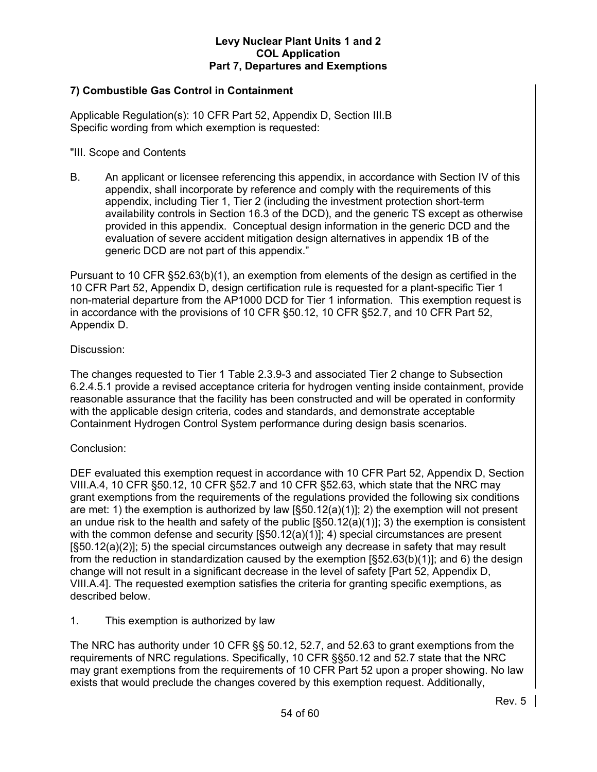## 7) Combustible Gas Control in Containment

Applicable Regulation(s): 10 CFR Part 52, Appendix D, Section III.B
Specific wording from which exemption is requested:

"III. Scope and Contents

B. An applicant or licensee referencing this appendix, in accordance with Section IV of this appendix, shall incorporate by reference and comply with the requirements of this appendix, including Tier 1, Tier 2 (including the investment protection short-term availability controls in Section 16.3 of the DCD), and the generic TS except as otherwise provided in this appendix. Conceptual design information in the generic DCD and the evaluation of severe accident mitigation design alternatives in appendix 1B of the generic DCD are not part of this appendix."

Pursuant to 10 CFR §52.63(b)(1), an exemption from elements of the design as certified in the 10 CFR Part 52, Appendix D, design certification rule is requested for a plant-specific Tier 1 non-material departure from the AP1000 DCD for Tier 1 information. This exemption request is in accordance with the provisions of 10 CFR §50.12, 10 CFR §52.7, and 10 CFR Part 52, Appendix D.

Discussion:

The changes requested to Tier 1 Table 2.3.9-3 and associated Tier 2 change to Subsection 6.2.4.5.1 provide a revised acceptance criteria for hydrogen venting inside containment, provide reasonable assurance that the facility has been constructed and will be operated in conformity with the applicable design criteria, codes and standards, and demonstrate acceptable Containment Hydrogen Control System performance during design basis scenarios.

Conclusion:

DEF evaluated this exemption request in accordance with 10 CFR Part 52, Appendix D, Section VIII.A.4, 10 CFR §50.12, 10 CFR §52.7 and 10 CFR §52.63, which state that the NRC may grant exemptions from the requirements of the regulations provided the following six conditions are met: 1) the exemption is authorized by law [§50.12(a)(1)]; 2) the exemption will not present an undue risk to the health and safety of the public [§50.12(a)(1)]; 3) the exemption is consistent with the common defense and security [§50.12(a)(1)]; 4) special circumstances are present [§50.12(a)(2)]; 5) the special circumstances outweigh any decrease in safety that may result from the reduction in standardization caused by the exemption [§52.63(b)(1)]; and 6) the design change will not result in a significant decrease in the level of safety [Part 52, Appendix D, VIII.A.4]. The requested exemption satisfies the criteria for granting specific exemptions, as described below.

1. This exemption is authorized by law

The NRC has authority under 10 CFR §§ 50.12, 52.7, and 52.63 to grant exemptions from the requirements of NRC regulations. Specifically, 10 CFR §§50.12 and 52.7 state that the NRC may grant exemptions from the requirements of 10 CFR Part 52 upon a proper showing. No law exists that would preclude the changes covered by this exemption request. Additionally,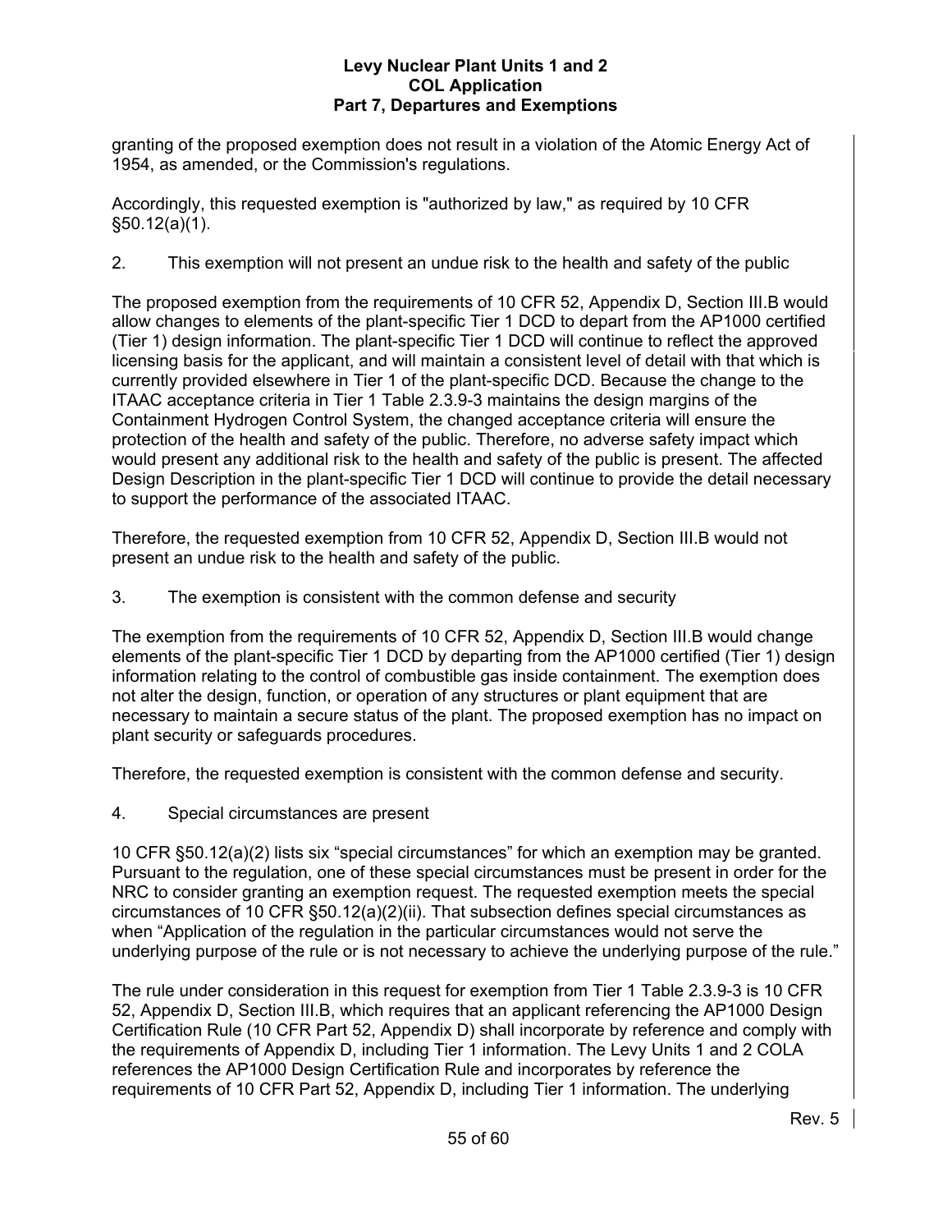granting of the proposed exemption does not result in a violation of the Atomic Energy Act of 1954, as amended, or the Commission's regulations.

Accordingly, this requested exemption is "authorized by law," as required by 10 CFR §50.12(a)(1).

2. This exemption will not present an undue risk to the health and safety of the public

The proposed exemption from the requirements of 10 CFR 52, Appendix D, Section III.B would allow changes to elements of the plant-specific Tier 1 DCD to depart from the AP1000 certified (Tier 1) design information. The plant-specific Tier 1 DCD will continue to reflect the approved licensing basis for the applicant, and will maintain a consistent level of detail with that which is currently provided elsewhere in Tier 1 of the plant-specific DCD. Because the change to the ITAAC acceptance criteria in Tier 1 Table 2.3.9-3 maintains the design margins of the Containment Hydrogen Control System, the changed acceptance criteria will ensure the protection of the health and safety of the public. Therefore, no adverse safety impact which would present any additional risk to the health and safety of the public is present. The affected Design Description in the plant-specific Tier 1 DCD will continue to provide the detail necessary to support the performance of the associated ITAAC.

Therefore, the requested exemption from 10 CFR 52, Appendix D, Section III.B would not present an undue risk to the health and safety of the public.

3. The exemption is consistent with the common defense and security

The exemption from the requirements of 10 CFR 52, Appendix D, Section III.B would change elements of the plant-specific Tier 1 DCD by departing from the AP1000 certified (Tier 1) design information relating to the control of combustible gas inside containment. The exemption does not alter the design, function, or operation of any structures or plant equipment that are necessary to maintain a secure status of the plant. The proposed exemption has no impact on plant security or safeguards procedures.

Therefore, the requested exemption is consistent with the common defense and security.

4. Special circumstances are present

10 CFR §50.12(a)(2) lists six "special circumstances" for which an exemption may be granted. Pursuant to the regulation, one of these special circumstances must be present in order for the NRC to consider granting an exemption request. The requested exemption meets the special circumstances of 10 CFR §50.12(a)(2)(ii). That subsection defines special circumstances as when "Application of the regulation in the particular circumstances would not serve the underlying purpose of the rule or is not necessary to achieve the underlying purpose of the rule."

The rule under consideration in this request for exemption from Tier 1 Table 2.3.9-3 is 10 CFR 52, Appendix D, Section III.B, which requires that an applicant referencing the AP1000 Design Certification Rule (10 CFR Part 52, Appendix D) shall incorporate by reference and comply with the requirements of Appendix D, including Tier 1 information. The Levy Units 1 and 2 COLA references the AP1000 Design Certification Rule and incorporates by reference the requirements of 10 CFR Part 52, Appendix D, including Tier 1 information. The underlying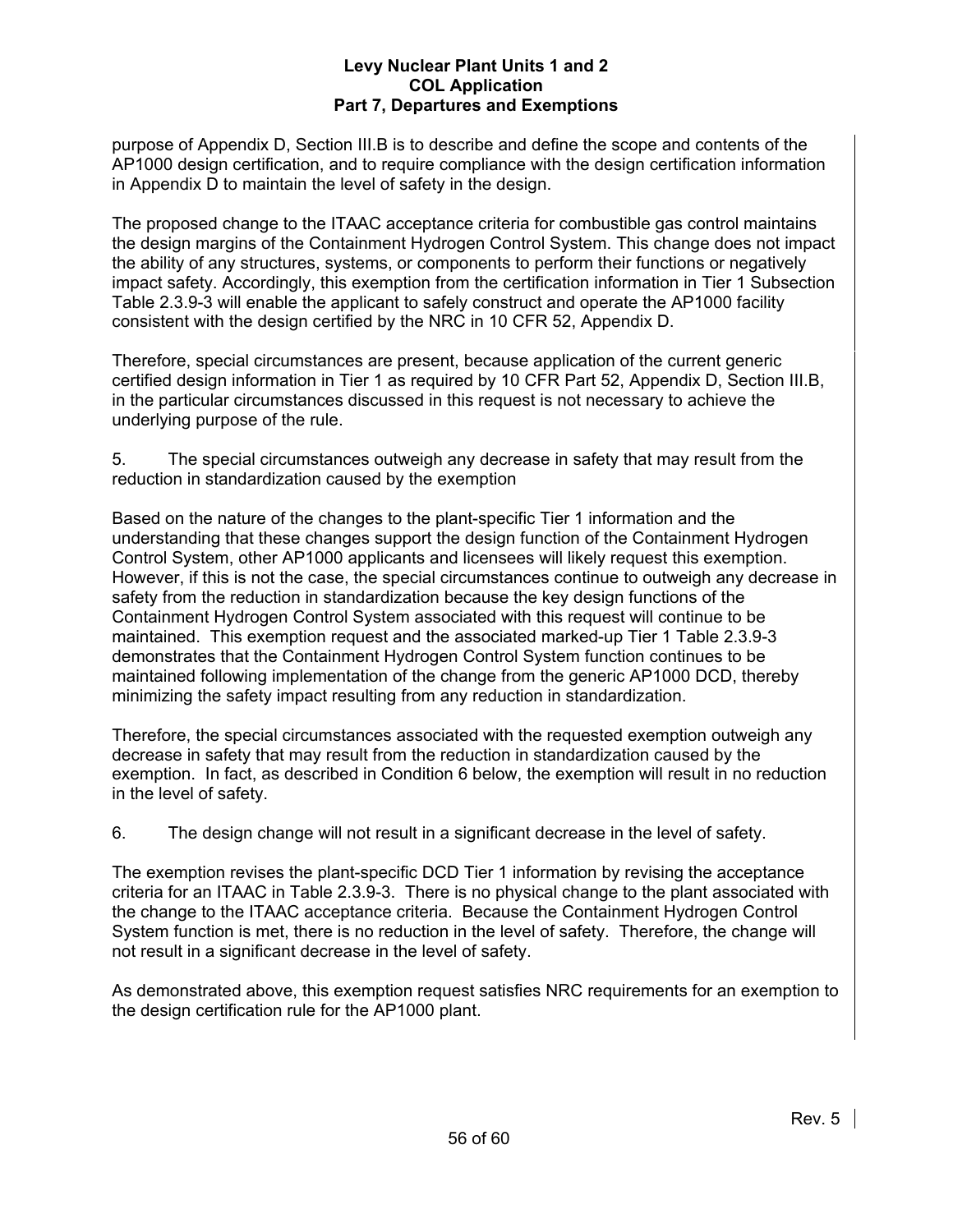purpose of Appendix D, Section III.B is to describe and define the scope and contents of the AP1000 design certification, and to require compliance with the design certification information in Appendix D to maintain the level of safety in the design.

The proposed change to the ITAAC acceptance criteria for combustible gas control maintains the design margins of the Containment Hydrogen Control System. This change does not impact the ability of any structures, systems, or components to perform their functions or negatively impact safety. Accordingly, this exemption from the certification information in Tier 1 Subsection Table 2.3.9-3 will enable the applicant to safely construct and operate the AP1000 facility consistent with the design certified by the NRC in 10 CFR 52, Appendix D.

Therefore, special circumstances are present, because application of the current generic certified design information in Tier 1 as required by 10 CFR Part 52, Appendix D, Section III.B, in the particular circumstances discussed in this request is not necessary to achieve the underlying purpose of the rule.

5. The special circumstances outweigh any decrease in safety that may result from the reduction in standardization caused by the exemption

Based on the nature of the changes to the plant-specific Tier 1 information and the understanding that these changes support the design function of the Containment Hydrogen Control System, other AP1000 applicants and licensees will likely request this exemption. However, if this is not the case, the special circumstances continue to outweigh any decrease in safety from the reduction in standardization because the key design functions of the Containment Hydrogen Control System associated with this request will continue to be maintained. This exemption request and the associated marked-up Tier 1 Table 2.3.9-3 demonstrates that the Containment Hydrogen Control System function continues to be maintained following implementation of the change from the generic AP1000 DCD, thereby minimizing the safety impact resulting from any reduction in standardization.

Therefore, the special circumstances associated with the requested exemption outweigh any decrease in safety that may result from the reduction in standardization caused by the exemption. In fact, as described in Condition 6 below, the exemption will result in no reduction in the level of safety.

6. The design change will not result in a significant decrease in the level of safety.

The exemption revises the plant-specific DCD Tier 1 information by revising the acceptance criteria for an ITAAC in Table 2.3.9-3. There is no physical change to the plant associated with the change to the ITAAC acceptance criteria. Because the Containment Hydrogen Control System function is met, there is no reduction in the level of safety. Therefore, the change will not result in a significant decrease in the level of safety.

As demonstrated above, this exemption request satisfies NRC requirements for an exemption to the design certification rule for the AP1000 plant.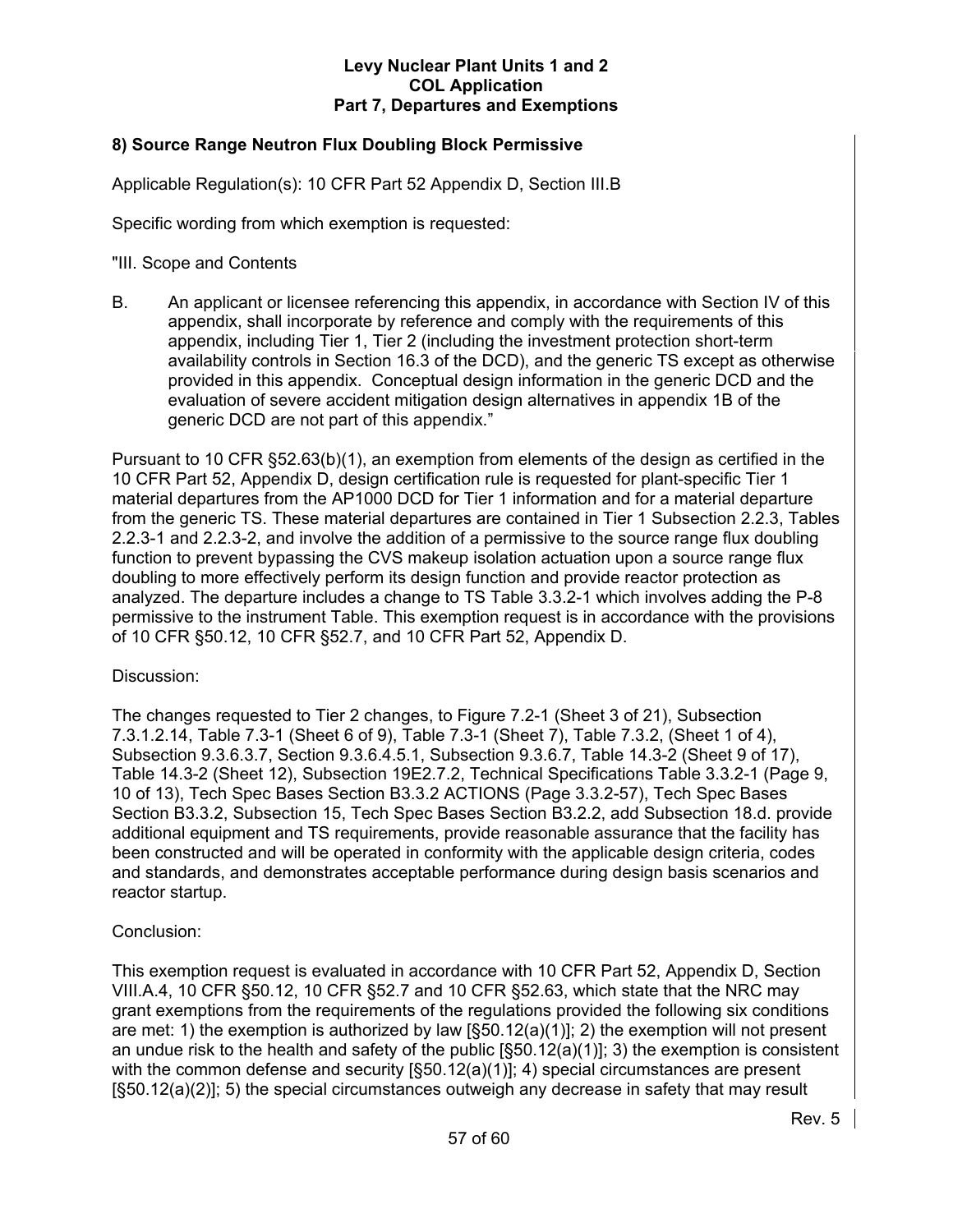### 8) Source Range Neutron Flux Doubling Block Permissive

Applicable Regulation(s): 10 CFR Part 52 Appendix D, Section III.B

Specific wording from which exemption is requested:

"III. Scope and Contents

B. An applicant or licensee referencing this appendix, in accordance with Section IV of this appendix, shall incorporate by reference and comply with the requirements of this appendix, including Tier 1, Tier 2 (including the investment protection short-term availability controls in Section 16.3 of the DCD), and the generic TS except as otherwise provided in this appendix. Conceptual design information in the generic DCD and the evaluation of severe accident mitigation design alternatives in appendix 1B of the generic DCD are not part of this appendix."

Pursuant to 10 CFR §52.63(b)(1), an exemption from elements of the design as certified in the 10 CFR Part 52, Appendix D, design certification rule is requested for plant-specific Tier 1 material departures from the AP1000 DCD for Tier 1 information and for a material departure from the generic TS. These material departures are contained in Tier 1 Subsection 2.2.3, Tables 2.2.3-1 and 2.2.3-2, and involve the addition of a permissive to the source range flux doubling function to prevent bypassing the CVS makeup isolation actuation upon a source range flux doubling to more effectively perform its design function and provide reactor protection as analyzed. The departure includes a change to TS Table 3.3.2-1 which involves adding the P-8 permissive to the instrument Table. This exemption request is in accordance with the provisions of 10 CFR §50.12, 10 CFR §52.7, and 10 CFR Part 52, Appendix D.

Discussion:

The changes requested to Tier 2 changes, to Figure 7.2-1 (Sheet 3 of 21), Subsection 7.3.1.2.14, Table 7.3-1 (Sheet 6 of 9), Table 7.3-1 (Sheet 7), Table 7.3.2, (Sheet 1 of 4), Subsection 9.3.6.3.7, Section 9.3.6.4.5.1, Subsection 9.3.6.7, Table 14.3-2 (Sheet 9 of 17), Table 14.3-2 (Sheet 12), Subsection 19E2.7.2, Technical Specifications Table 3.3.2-1 (Page 9, 10 of 13), Tech Spec Bases Section B3.3.2 ACTIONS (Page 3.3.2-57), Tech Spec Bases Section B3.3.2, Subsection 15, Tech Spec Bases Section B3.2.2, add Subsection 18.d. provide additional equipment and TS requirements, provide reasonable assurance that the facility has been constructed and will be operated in conformity with the applicable design criteria, codes and standards, and demonstrates acceptable performance during design basis scenarios and reactor startup.

Conclusion:

This exemption request is evaluated in accordance with 10 CFR Part 52, Appendix D, Section VIII.A.4, 10 CFR §50.12, 10 CFR §52.7 and 10 CFR §52.63, which state that the NRC may grant exemptions from the requirements of the regulations provided the following six conditions are met: 1) the exemption is authorized by law [§50.12(a)(1)]; 2) the exemption will not present an undue risk to the health and safety of the public [§50.12(a)(1)]; 3) the exemption is consistent with the common defense and security [§50.12(a)(1)]; 4) special circumstances are present [§50.12(a)(2)]; 5) the special circumstances outweigh any decrease in safety that may result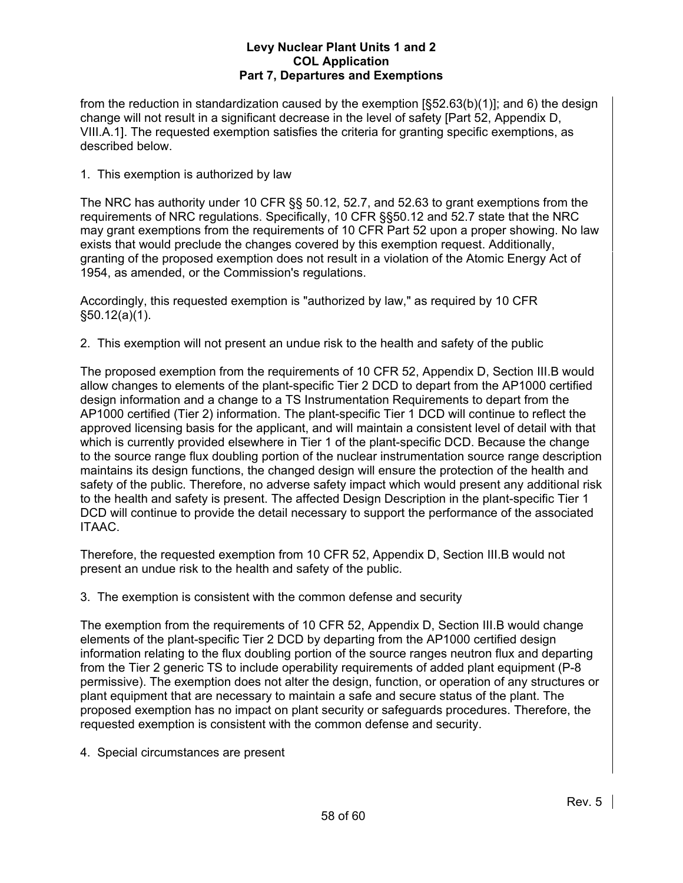from the reduction in standardization caused by the exemption [§52.63(b)(1)]; and 6) the design change will not result in a significant decrease in the level of safety [Part 52, Appendix D, VIII.A.1]. The requested exemption satisfies the criteria for granting specific exemptions, as described below.

1. This exemption is authorized by law

The NRC has authority under 10 CFR §§ 50.12, 52.7, and 52.63 to grant exemptions from the requirements of NRC regulations. Specifically, 10 CFR §§50.12 and 52.7 state that the NRC may grant exemptions from the requirements of 10 CFR Part 52 upon a proper showing. No law exists that would preclude the changes covered by this exemption request. Additionally, granting of the proposed exemption does not result in a violation of the Atomic Energy Act of 1954, as amended, or the Commission's regulations.

Accordingly, this requested exemption is "authorized by law," as required by 10 CFR §50.12(a)(1).

2. This exemption will not present an undue risk to the health and safety of the public

The proposed exemption from the requirements of 10 CFR 52, Appendix D, Section III.B would allow changes to elements of the plant-specific Tier 2 DCD to depart from the AP1000 certified design information and a change to a TS Instrumentation Requirements to depart from the AP1000 certified (Tier 2) information. The plant-specific Tier 1 DCD will continue to reflect the approved licensing basis for the applicant, and will maintain a consistent level of detail with that which is currently provided elsewhere in Tier 1 of the plant-specific DCD. Because the change to the source range flux doubling portion of the nuclear instrumentation source range description maintains its design functions, the changed design will ensure the protection of the health and safety of the public. Therefore, no adverse safety impact which would present any additional risk to the health and safety is present. The affected Design Description in the plant-specific Tier 1 DCD will continue to provide the detail necessary to support the performance of the associated ITAAC.

Therefore, the requested exemption from 10 CFR 52, Appendix D, Section III.B would not present an undue risk to the health and safety of the public.

3. The exemption is consistent with the common defense and security

The exemption from the requirements of 10 CFR 52, Appendix D, Section III.B would change elements of the plant-specific Tier 2 DCD by departing from the AP1000 certified design information relating to the flux doubling portion of the source ranges neutron flux and departing from the Tier 2 generic TS to include operability requirements of added plant equipment (P-8 permissive). The exemption does not alter the design, function, or operation of any structures or plant equipment that are necessary to maintain a safe and secure status of the plant. The proposed exemption has no impact on plant security or safeguards procedures. Therefore, the requested exemption is consistent with the common defense and security.

4. Special circumstances are present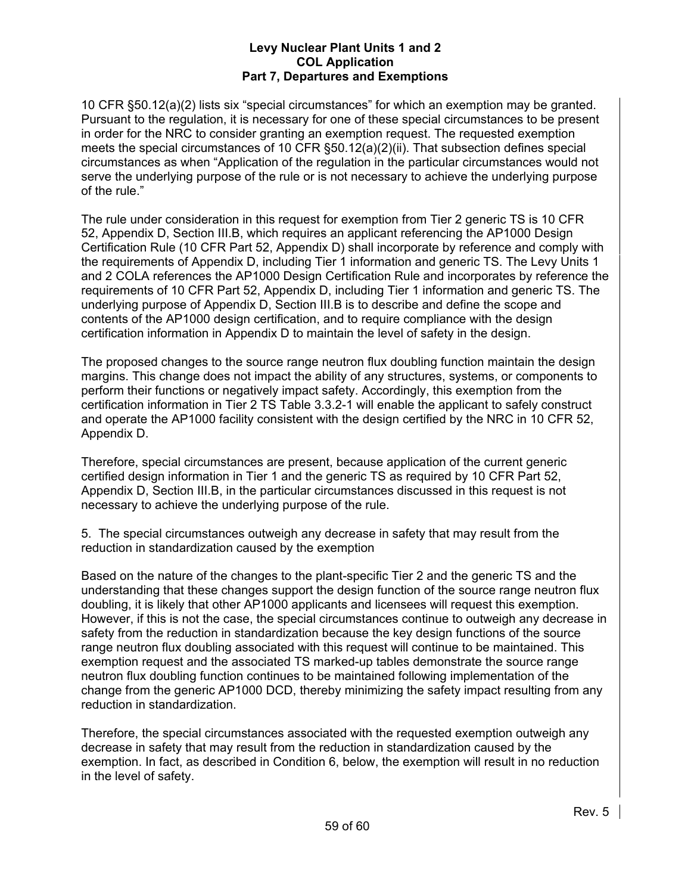10 CFR §50.12(a)(2) lists six "special circumstances" for which an exemption may be granted. Pursuant to the regulation, it is necessary for one of these special circumstances to be present in order for the NRC to consider granting an exemption request. The requested exemption meets the special circumstances of 10 CFR §50.12(a)(2)(ii). That subsection defines special circumstances as when "Application of the regulation in the particular circumstances would not serve the underlying purpose of the rule or is not necessary to achieve the underlying purpose of the rule."

The rule under consideration in this request for exemption from Tier 2 generic TS is 10 CFR 52, Appendix D, Section III.B, which requires an applicant referencing the AP1000 Design Certification Rule (10 CFR Part 52, Appendix D) shall incorporate by reference and comply with the requirements of Appendix D, including Tier 1 information and generic TS. The Levy Units 1 and 2 COLA references the AP1000 Design Certification Rule and incorporates by reference the requirements of 10 CFR Part 52, Appendix D, including Tier 1 information and generic TS. The underlying purpose of Appendix D, Section III.B is to describe and define the scope and contents of the AP1000 design certification, and to require compliance with the design certification information in Appendix D to maintain the level of safety in the design.

The proposed changes to the source range neutron flux doubling function maintain the design margins. This change does not impact the ability of any structures, systems, or components to perform their functions or negatively impact safety. Accordingly, this exemption from the certification information in Tier 2 TS Table 3.3.2-1 will enable the applicant to safely construct and operate the AP1000 facility consistent with the design certified by the NRC in 10 CFR 52, Appendix D.

Therefore, special circumstances are present, because application of the current generic certified design information in Tier 1 and the generic TS as required by 10 CFR Part 52, Appendix D, Section III.B, in the particular circumstances discussed in this request is not necessary to achieve the underlying purpose of the rule.

5. The special circumstances outweigh any decrease in safety that may result from the reduction in standardization caused by the exemption

Based on the nature of the changes to the plant-specific Tier 2 and the generic TS and the understanding that these changes support the design function of the source range neutron flux doubling, it is likely that other AP1000 applicants and licensees will request this exemption. However, if this is not the case, the special circumstances continue to outweigh any decrease in safety from the reduction in standardization because the key design functions of the source range neutron flux doubling associated with this request will continue to be maintained. This exemption request and the associated TS marked-up tables demonstrate the source range neutron flux doubling function continues to be maintained following implementation of the change from the generic AP1000 DCD, thereby minimizing the safety impact resulting from any reduction in standardization.

Therefore, the special circumstances associated with the requested exemption outweigh any decrease in safety that may result from the reduction in standardization caused by the exemption. In fact, as described in Condition 6, below, the exemption will result in no reduction in the level of safety.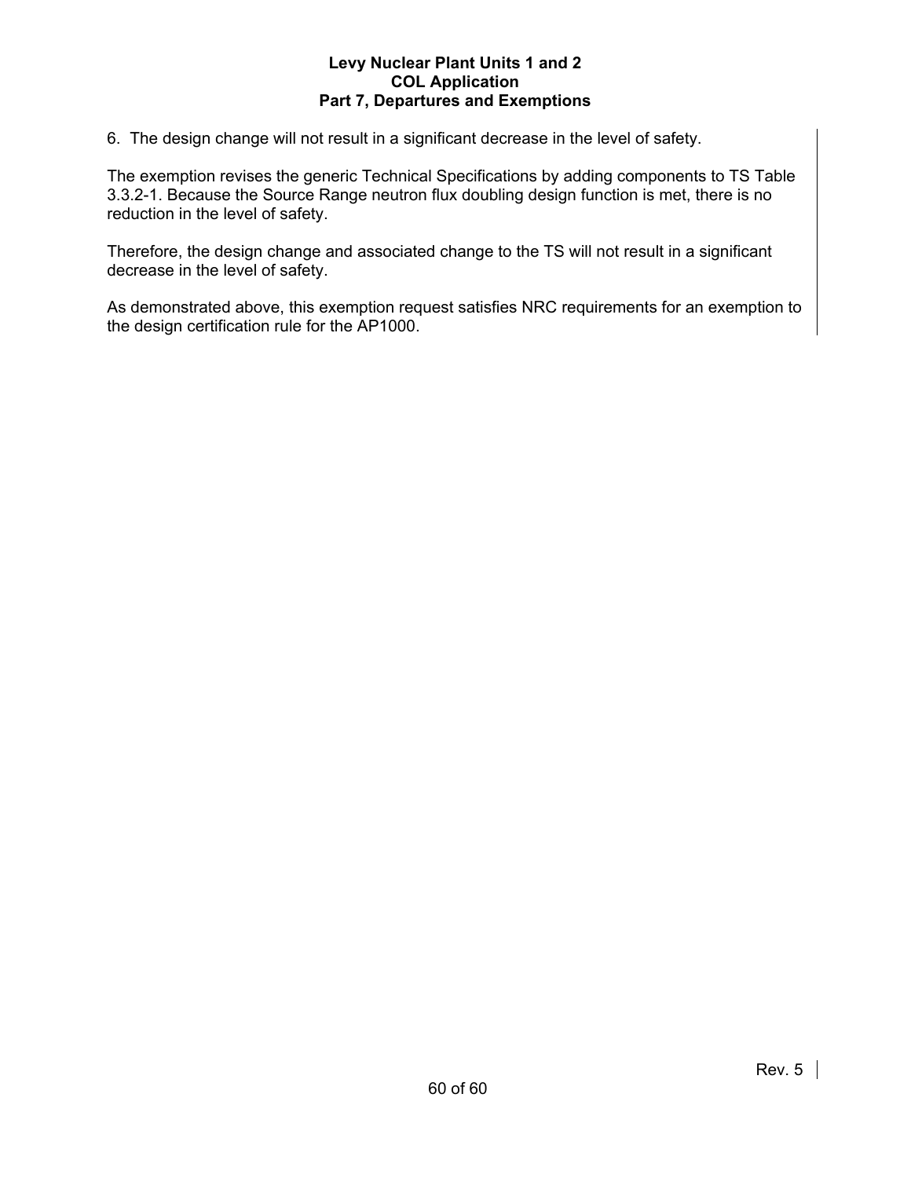6. The design change will not result in a significant decrease in the level of safety.

The exemption revises the generic Technical Specifications by adding components to TS Table 3.3.2-1. Because the Source Range neutron flux doubling design function is met, there is no reduction in the level of safety.

Therefore, the design change and associated change to the TS will not result in a significant decrease in the level of safety.

As demonstrated above, this exemption request satisfies NRC requirements for an exemption to the design certification rule for the AP1000.